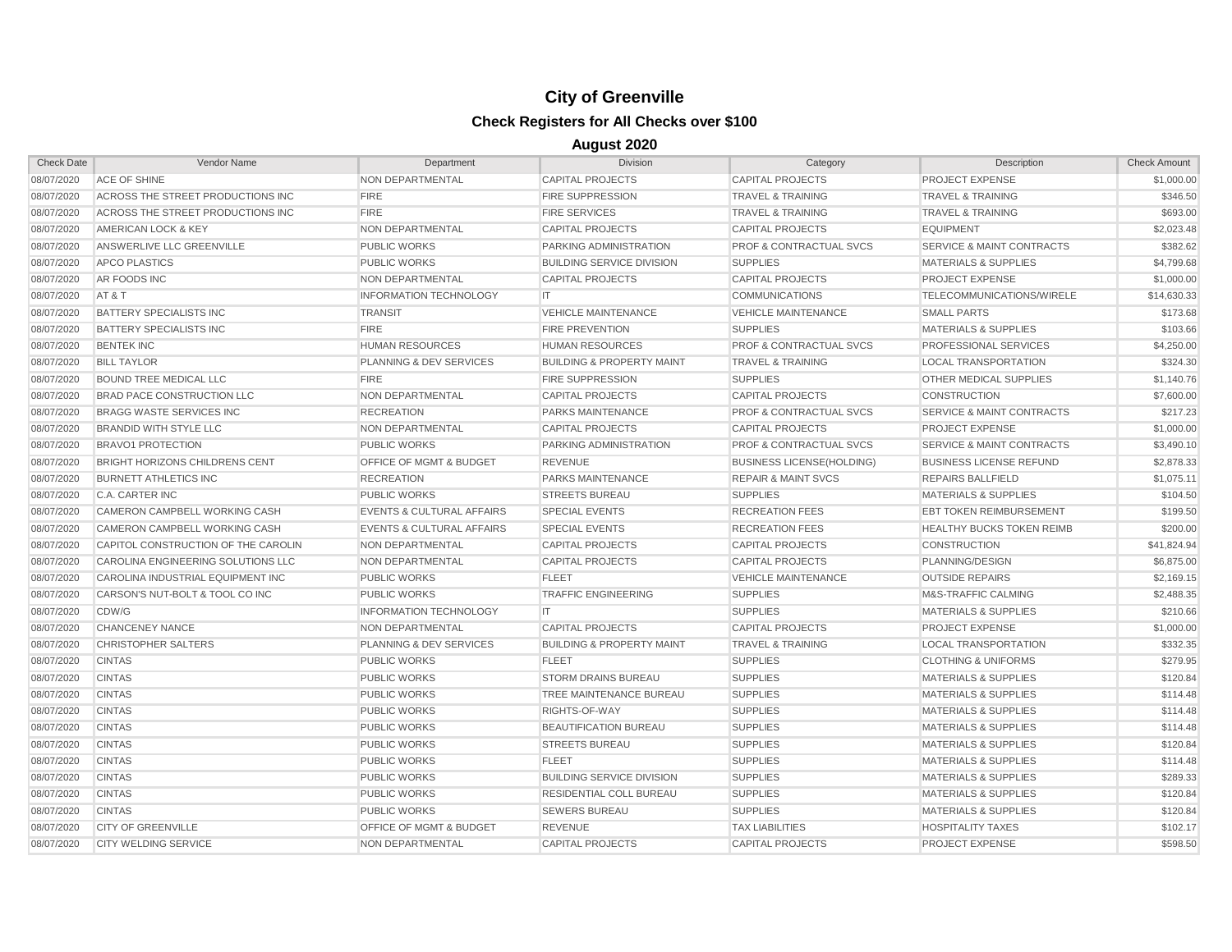# City of Greenville

## Check Registers for All Checks over $100

### August 2020

| Check Date | Vendor Name | Department | Division | Category | Description | Check Amount |
|---|---|---|---|---|---|---|
| 08/07/2020 | ACE OF SHINE | NON DEPARTMENTAL | CAPITAL PROJECTS | CAPITAL PROJECTS | PROJECT EXPENSE | $1,000.00 |
| 08/07/2020 | ACROSS THE STREET PRODUCTIONS INC | FIRE | FIRE SUPPRESSION | TRAVEL & TRAINING | TRAVEL & TRAINING | $346.50 |
| 08/07/2020 | ACROSS THE STREET PRODUCTIONS INC | FIRE | FIRE SERVICES | TRAVEL & TRAINING | TRAVEL & TRAINING | $693.00 |
| 08/07/2020 | AMERICAN LOCK & KEY | NON DEPARTMENTAL | CAPITAL PROJECTS | CAPITAL PROJECTS | EQUIPMENT | $2,023.48 |
| 08/07/2020 | ANSWERLIVE LLC GREENVILLE | PUBLIC WORKS | PARKING ADMINISTRATION | PROF & CONTRACTUAL SVCS | SERVICE & MAINT CONTRACTS | $382.62 |
| 08/07/2020 | APCO PLASTICS | PUBLIC WORKS | BUILDING SERVICE DIVISION | SUPPLIES | MATERIALS & SUPPLIES | $4,799.68 |
| 08/07/2020 | AR FOODS INC | NON DEPARTMENTAL | CAPITAL PROJECTS | CAPITAL PROJECTS | PROJECT EXPENSE | $1,000.00 |
| 08/07/2020 | AT & T | INFORMATION TECHNOLOGY | IT | COMMUNICATIONS | TELECOMMUNICATIONS/WIRELE | $14,630.33 |
| 08/07/2020 | BATTERY SPECIALISTS INC | TRANSIT | VEHICLE MAINTENANCE | VEHICLE MAINTENANCE | SMALL PARTS | $173.68 |
| 08/07/2020 | BATTERY SPECIALISTS INC | FIRE | FIRE PREVENTION | SUPPLIES | MATERIALS & SUPPLIES | $103.66 |
| 08/07/2020 | BENTEK INC | HUMAN RESOURCES | HUMAN RESOURCES | PROF & CONTRACTUAL SVCS | PROFESSIONAL SERVICES | $4,250.00 |
| 08/07/2020 | BILL TAYLOR | PLANNING & DEV SERVICES | BUILDING & PROPERTY MAINT | TRAVEL & TRAINING | LOCAL TRANSPORTATION | $324.30 |
| 08/07/2020 | BOUND TREE MEDICAL LLC | FIRE | FIRE SUPPRESSION | SUPPLIES | OTHER MEDICAL SUPPLIES | $1,140.76 |
| 08/07/2020 | BRAD PACE CONSTRUCTION LLC | NON DEPARTMENTAL | CAPITAL PROJECTS | CAPITAL PROJECTS | CONSTRUCTION | $7,600.00 |
| 08/07/2020 | BRAGG WASTE SERVICES INC | RECREATION | PARKS MAINTENANCE | PROF & CONTRACTUAL SVCS | SERVICE & MAINT CONTRACTS | $217.23 |
| 08/07/2020 | BRANDID WITH STYLE LLC | NON DEPARTMENTAL | CAPITAL PROJECTS | CAPITAL PROJECTS | PROJECT EXPENSE | $1,000.00 |
| 08/07/2020 | BRAVO1 PROTECTION | PUBLIC WORKS | PARKING ADMINISTRATION | PROF & CONTRACTUAL SVCS | SERVICE & MAINT CONTRACTS | $3,490.10 |
| 08/07/2020 | BRIGHT HORIZONS CHILDRENS CENT | OFFICE OF MGMT & BUDGET | REVENUE | BUSINESS LICENSE(HOLDING) | BUSINESS LICENSE REFUND | $2,878.33 |
| 08/07/2020 | BURNETT ATHLETICS INC | RECREATION | PARKS MAINTENANCE | REPAIR & MAINT SVCS | REPAIRS BALLFIELD | $1,075.11 |
| 08/07/2020 | C.A. CARTER INC | PUBLIC WORKS | STREETS BUREAU | SUPPLIES | MATERIALS & SUPPLIES | $104.50 |
| 08/07/2020 | CAMERON CAMPBELL WORKING CASH | EVENTS & CULTURAL AFFAIRS | SPECIAL EVENTS | RECREATION FEES | EBT TOKEN REIMBURSEMENT | $199.50 |
| 08/07/2020 | CAMERON CAMPBELL WORKING CASH | EVENTS & CULTURAL AFFAIRS | SPECIAL EVENTS | RECREATION FEES | HEALTHY BUCKS TOKEN REIMB | $200.00 |
| 08/07/2020 | CAPITOL CONSTRUCTION OF THE CAROLIN | NON DEPARTMENTAL | CAPITAL PROJECTS | CAPITAL PROJECTS | CONSTRUCTION | $41,824.94 |
| 08/07/2020 | CAROLINA ENGINEERING SOLUTIONS LLC | NON DEPARTMENTAL | CAPITAL PROJECTS | CAPITAL PROJECTS | PLANNING/DESIGN | $6,875.00 |
| 08/07/2020 | CAROLINA INDUSTRIAL EQUIPMENT INC | PUBLIC WORKS | FLEET | VEHICLE MAINTENANCE | OUTSIDE REPAIRS | $2,169.15 |
| 08/07/2020 | CARSON'S NUT-BOLT & TOOL CO INC | PUBLIC WORKS | TRAFFIC ENGINEERING | SUPPLIES | M&S-TRAFFIC CALMING | $2,488.35 |
| 08/07/2020 | CDW/G | INFORMATION TECHNOLOGY | IT | SUPPLIES | MATERIALS & SUPPLIES | $210.66 |
| 08/07/2020 | CHANCENEY NANCE | NON DEPARTMENTAL | CAPITAL PROJECTS | CAPITAL PROJECTS | PROJECT EXPENSE | $1,000.00 |
| 08/07/2020 | CHRISTOPHER SALTERS | PLANNING & DEV SERVICES | BUILDING & PROPERTY MAINT | TRAVEL & TRAINING | LOCAL TRANSPORTATION | $332.35 |
| 08/07/2020 | CINTAS | PUBLIC WORKS | FLEET | SUPPLIES | CLOTHING & UNIFORMS | $279.95 |
| 08/07/2020 | CINTAS | PUBLIC WORKS | STORM DRAINS BUREAU | SUPPLIES | MATERIALS & SUPPLIES | $120.84 |
| 08/07/2020 | CINTAS | PUBLIC WORKS | TREE MAINTENANCE BUREAU | SUPPLIES | MATERIALS & SUPPLIES | $114.48 |
| 08/07/2020 | CINTAS | PUBLIC WORKS | RIGHTS-OF-WAY | SUPPLIES | MATERIALS & SUPPLIES | $114.48 |
| 08/07/2020 | CINTAS | PUBLIC WORKS | BEAUTIFICATION BUREAU | SUPPLIES | MATERIALS & SUPPLIES | $114.48 |
| 08/07/2020 | CINTAS | PUBLIC WORKS | STREETS BUREAU | SUPPLIES | MATERIALS & SUPPLIES | $120.84 |
| 08/07/2020 | CINTAS | PUBLIC WORKS | FLEET | SUPPLIES | MATERIALS & SUPPLIES | $114.48 |
| 08/07/2020 | CINTAS | PUBLIC WORKS | BUILDING SERVICE DIVISION | SUPPLIES | MATERIALS & SUPPLIES | $289.33 |
| 08/07/2020 | CINTAS | PUBLIC WORKS | RESIDENTIAL COLL BUREAU | SUPPLIES | MATERIALS & SUPPLIES | $120.84 |
| 08/07/2020 | CINTAS | PUBLIC WORKS | SEWERS BUREAU | SUPPLIES | MATERIALS & SUPPLIES | $120.84 |
| 08/07/2020 | CITY OF GREENVILLE | OFFICE OF MGMT & BUDGET | REVENUE | TAX LIABILITIES | HOSPITALITY TAXES | $102.17 |
| 08/07/2020 | CITY WELDING SERVICE | NON DEPARTMENTAL | CAPITAL PROJECTS | CAPITAL PROJECTS | PROJECT EXPENSE | $598.50 |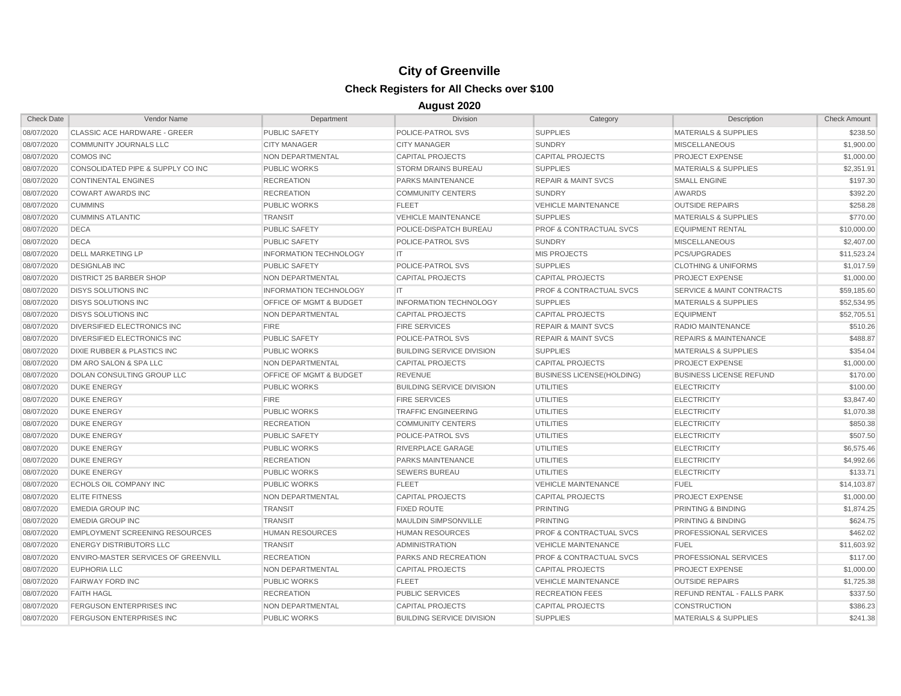# City of Greenville

## Check Registers for All Checks over $100

### August 2020

| Check Date | Vendor Name | Department | Division | Category | Description | Check Amount |
|---|---|---|---|---|---|---|
| 08/07/2020 | CLASSIC ACE HARDWARE - GREER | PUBLIC SAFETY | POLICE-PATROL SVS | SUPPLIES | MATERIALS & SUPPLIES | $238.50 |
| 08/07/2020 | COMMUNITY JOURNALS LLC | CITY MANAGER | CITY MANAGER | SUNDRY | MISCELLANEOUS | $1,900.00 |
| 08/07/2020 | COMOS INC | NON DEPARTMENTAL | CAPITAL PROJECTS | CAPITAL PROJECTS | PROJECT EXPENSE | $1,000.00 |
| 08/07/2020 | CONSOLIDATED PIPE & SUPPLY CO INC | PUBLIC WORKS | STORM DRAINS BUREAU | SUPPLIES | MATERIALS & SUPPLIES | $2,351.91 |
| 08/07/2020 | CONTINENTAL ENGINES | RECREATION | PARKS MAINTENANCE | REPAIR & MAINT SVCS | SMALL ENGINE | $197.30 |
| 08/07/2020 | COWART AWARDS INC | RECREATION | COMMUNITY CENTERS | SUNDRY | AWARDS | $392.20 |
| 08/07/2020 | CUMMINS | PUBLIC WORKS | FLEET | VEHICLE MAINTENANCE | OUTSIDE REPAIRS | $258.28 |
| 08/07/2020 | CUMMINS ATLANTIC | TRANSIT | VEHICLE MAINTENANCE | SUPPLIES | MATERIALS & SUPPLIES | $770.00 |
| 08/07/2020 | DECA | PUBLIC SAFETY | POLICE-DISPATCH BUREAU | PROF & CONTRACTUAL SVCS | EQUIPMENT RENTAL | $10,000.00 |
| 08/07/2020 | DECA | PUBLIC SAFETY | POLICE-PATROL SVS | SUNDRY | MISCELLANEOUS | $2,407.00 |
| 08/07/2020 | DELL MARKETING LP | INFORMATION TECHNOLOGY | IT | MIS PROJECTS | PCS/UPGRADES | $11,523.24 |
| 08/07/2020 | DESIGNLAB INC | PUBLIC SAFETY | POLICE-PATROL SVS | SUPPLIES | CLOTHING & UNIFORMS | $1,017.59 |
| 08/07/2020 | DISTRICT 25 BARBER SHOP | NON DEPARTMENTAL | CAPITAL PROJECTS | CAPITAL PROJECTS | PROJECT EXPENSE | $1,000.00 |
| 08/07/2020 | DISYS SOLUTIONS INC | INFORMATION TECHNOLOGY | IT | PROF & CONTRACTUAL SVCS | SERVICE & MAINT CONTRACTS | $59,185.60 |
| 08/07/2020 | DISYS SOLUTIONS INC | OFFICE OF MGMT & BUDGET | INFORMATION TECHNOLOGY | SUPPLIES | MATERIALS & SUPPLIES | $52,534.95 |
| 08/07/2020 | DISYS SOLUTIONS INC | NON DEPARTMENTAL | CAPITAL PROJECTS | CAPITAL PROJECTS | EQUIPMENT | $52,705.51 |
| 08/07/2020 | DIVERSIFIED ELECTRONICS INC | FIRE | FIRE SERVICES | REPAIR & MAINT SVCS | RADIO MAINTENANCE | $510.26 |
| 08/07/2020 | DIVERSIFIED ELECTRONICS INC | PUBLIC SAFETY | POLICE-PATROL SVS | REPAIR & MAINT SVCS | REPAIRS & MAINTENANCE | $488.87 |
| 08/07/2020 | DIXIE RUBBER & PLASTICS INC | PUBLIC WORKS | BUILDING SERVICE DIVISION | SUPPLIES | MATERIALS & SUPPLIES | $354.04 |
| 08/07/2020 | DM ARO SALON & SPA LLC | NON DEPARTMENTAL | CAPITAL PROJECTS | CAPITAL PROJECTS | PROJECT EXPENSE | $1,000.00 |
| 08/07/2020 | DOLAN CONSULTING GROUP LLC | OFFICE OF MGMT & BUDGET | REVENUE | BUSINESS LICENSE(HOLDING) | BUSINESS LICENSE REFUND | $170.00 |
| 08/07/2020 | DUKE ENERGY | PUBLIC WORKS | BUILDING SERVICE DIVISION | UTILITIES | ELECTRICITY | $100.00 |
| 08/07/2020 | DUKE ENERGY | FIRE | FIRE SERVICES | UTILITIES | ELECTRICITY | $3,847.40 |
| 08/07/2020 | DUKE ENERGY | PUBLIC WORKS | TRAFFIC ENGINEERING | UTILITIES | ELECTRICITY | $1,070.38 |
| 08/07/2020 | DUKE ENERGY | RECREATION | COMMUNITY CENTERS | UTILITIES | ELECTRICITY | $850.38 |
| 08/07/2020 | DUKE ENERGY | PUBLIC SAFETY | POLICE-PATROL SVS | UTILITIES | ELECTRICITY | $507.50 |
| 08/07/2020 | DUKE ENERGY | PUBLIC WORKS | RIVERPLACE GARAGE | UTILITIES | ELECTRICITY | $6,575.46 |
| 08/07/2020 | DUKE ENERGY | RECREATION | PARKS MAINTENANCE | UTILITIES | ELECTRICITY | $4,992.66 |
| 08/07/2020 | DUKE ENERGY | PUBLIC WORKS | SEWERS BUREAU | UTILITIES | ELECTRICITY | $133.71 |
| 08/07/2020 | ECHOLS OIL COMPANY INC | PUBLIC WORKS | FLEET | VEHICLE MAINTENANCE | FUEL | $14,103.87 |
| 08/07/2020 | ELITE FITNESS | NON DEPARTMENTAL | CAPITAL PROJECTS | CAPITAL PROJECTS | PROJECT EXPENSE | $1,000.00 |
| 08/07/2020 | EMEDIA GROUP INC | TRANSIT | FIXED ROUTE | PRINTING | PRINTING & BINDING | $1,874.25 |
| 08/07/2020 | EMEDIA GROUP INC | TRANSIT | MAULDIN SIMPSONVILLE | PRINTING | PRINTING & BINDING | $624.75 |
| 08/07/2020 | EMPLOYMENT SCREENING RESOURCES | HUMAN RESOURCES | HUMAN RESOURCES | PROF & CONTRACTUAL SVCS | PROFESSIONAL SERVICES | $462.02 |
| 08/07/2020 | ENERGY DISTRIBUTORS LLC | TRANSIT | ADMINISTRATION | VEHICLE MAINTENANCE | FUEL | $11,603.92 |
| 08/07/2020 | ENVIRO-MASTER SERVICES OF GREENVILL | RECREATION | PARKS AND RECREATION | PROF & CONTRACTUAL SVCS | PROFESSIONAL SERVICES | $117.00 |
| 08/07/2020 | EUPHORIA LLC | NON DEPARTMENTAL | CAPITAL PROJECTS | CAPITAL PROJECTS | PROJECT EXPENSE | $1,000.00 |
| 08/07/2020 | FAIRWAY FORD INC | PUBLIC WORKS | FLEET | VEHICLE MAINTENANCE | OUTSIDE REPAIRS | $1,725.38 |
| 08/07/2020 | FAITH HAGL | RECREATION | PUBLIC SERVICES | RECREATION FEES | REFUND RENTAL - FALLS PARK | $337.50 |
| 08/07/2020 | FERGUSON ENTERPRISES INC | NON DEPARTMENTAL | CAPITAL PROJECTS | CAPITAL PROJECTS | CONSTRUCTION | $386.23 |
| 08/07/2020 | FERGUSON ENTERPRISES INC | PUBLIC WORKS | BUILDING SERVICE DIVISION | SUPPLIES | MATERIALS & SUPPLIES | $241.38 |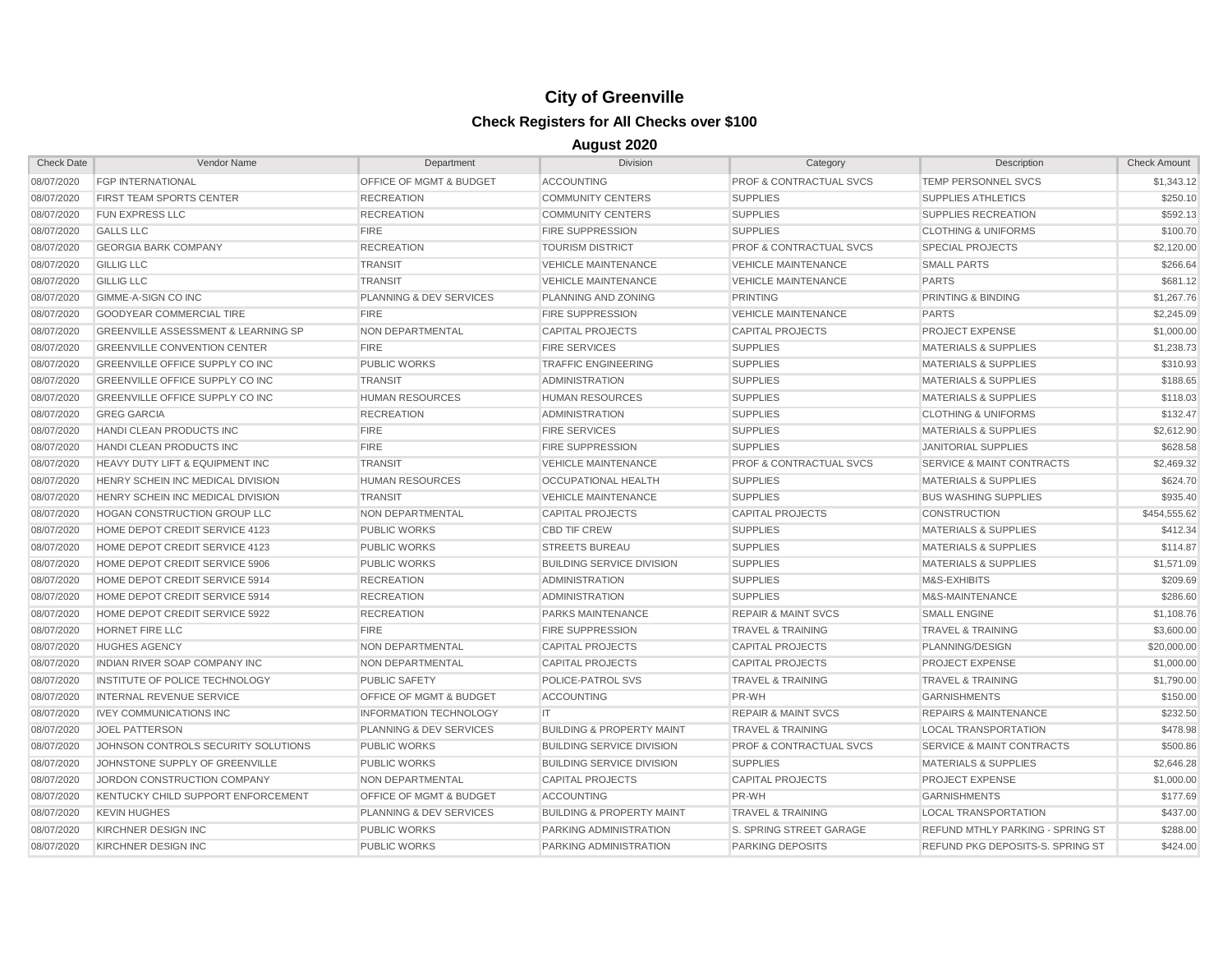# City of Greenville

## Check Registers for All Checks over $100

### August 2020

| Check Date | Vendor Name | Department | Division | Category | Description | Check Amount |
|---|---|---|---|---|---|---|
| 08/07/2020 | FGP INTERNATIONAL | OFFICE OF MGMT & BUDGET | ACCOUNTING | PROF & CONTRACTUAL SVCS | TEMP PERSONNEL SVCS | $1,343.12 |
| 08/07/2020 | FIRST TEAM SPORTS CENTER | RECREATION | COMMUNITY CENTERS | SUPPLIES | SUPPLIES ATHLETICS | $250.10 |
| 08/07/2020 | FUN EXPRESS LLC | RECREATION | COMMUNITY CENTERS | SUPPLIES | SUPPLIES RECREATION | $592.13 |
| 08/07/2020 | GALLS LLC | FIRE | FIRE SUPPRESSION | SUPPLIES | CLOTHING & UNIFORMS | $100.70 |
| 08/07/2020 | GEORGIA BARK COMPANY | RECREATION | TOURISM DISTRICT | PROF & CONTRACTUAL SVCS | SPECIAL PROJECTS | $2,120.00 |
| 08/07/2020 | GILLIG LLC | TRANSIT | VEHICLE MAINTENANCE | VEHICLE MAINTENANCE | SMALL PARTS | $266.64 |
| 08/07/2020 | GILLIG LLC | TRANSIT | VEHICLE MAINTENANCE | VEHICLE MAINTENANCE | PARTS | $681.12 |
| 08/07/2020 | GIMME-A-SIGN CO INC | PLANNING & DEV SERVICES | PLANNING AND ZONING | PRINTING | PRINTING & BINDING | $1,267.76 |
| 08/07/2020 | GOODYEAR COMMERCIAL TIRE | FIRE | FIRE SUPPRESSION | VEHICLE MAINTENANCE | PARTS | $2,245.09 |
| 08/07/2020 | GREENVILLE ASSESSMENT & LEARNING SP | NON DEPARTMENTAL | CAPITAL PROJECTS | CAPITAL PROJECTS | PROJECT EXPENSE | $1,000.00 |
| 08/07/2020 | GREENVILLE CONVENTION CENTER | FIRE | FIRE SERVICES | SUPPLIES | MATERIALS & SUPPLIES | $1,238.73 |
| 08/07/2020 | GREENVILLE OFFICE SUPPLY CO INC | PUBLIC WORKS | TRAFFIC ENGINEERING | SUPPLIES | MATERIALS & SUPPLIES | $310.93 |
| 08/07/2020 | GREENVILLE OFFICE SUPPLY CO INC | TRANSIT | ADMINISTRATION | SUPPLIES | MATERIALS & SUPPLIES | $188.65 |
| 08/07/2020 | GREENVILLE OFFICE SUPPLY CO INC | HUMAN RESOURCES | HUMAN RESOURCES | SUPPLIES | MATERIALS & SUPPLIES | $118.03 |
| 08/07/2020 | GREG GARCIA | RECREATION | ADMINISTRATION | SUPPLIES | CLOTHING & UNIFORMS | $132.47 |
| 08/07/2020 | HANDI CLEAN PRODUCTS INC | FIRE | FIRE SERVICES | SUPPLIES | MATERIALS & SUPPLIES | $2,612.90 |
| 08/07/2020 | HANDI CLEAN PRODUCTS INC | FIRE | FIRE SUPPRESSION | SUPPLIES | JANITORIAL SUPPLIES | $628.58 |
| 08/07/2020 | HEAVY DUTY LIFT & EQUIPMENT INC | TRANSIT | VEHICLE MAINTENANCE | PROF & CONTRACTUAL SVCS | SERVICE & MAINT CONTRACTS | $2,469.32 |
| 08/07/2020 | HENRY SCHEIN INC MEDICAL DIVISION | HUMAN RESOURCES | OCCUPATIONAL HEALTH | SUPPLIES | MATERIALS & SUPPLIES | $624.70 |
| 08/07/2020 | HENRY SCHEIN INC MEDICAL DIVISION | TRANSIT | VEHICLE MAINTENANCE | SUPPLIES | BUS WASHING SUPPLIES | $935.40 |
| 08/07/2020 | HOGAN CONSTRUCTION GROUP LLC | NON DEPARTMENTAL | CAPITAL PROJECTS | CAPITAL PROJECTS | CONSTRUCTION | $454,555.62 |
| 08/07/2020 | HOME DEPOT CREDIT SERVICE 4123 | PUBLIC WORKS | CBD TIF CREW | SUPPLIES | MATERIALS & SUPPLIES | $412.34 |
| 08/07/2020 | HOME DEPOT CREDIT SERVICE 4123 | PUBLIC WORKS | STREETS BUREAU | SUPPLIES | MATERIALS & SUPPLIES | $114.87 |
| 08/07/2020 | HOME DEPOT CREDIT SERVICE 5906 | PUBLIC WORKS | BUILDING SERVICE DIVISION | SUPPLIES | MATERIALS & SUPPLIES | $1,571.09 |
| 08/07/2020 | HOME DEPOT CREDIT SERVICE 5914 | RECREATION | ADMINISTRATION | SUPPLIES | M&S-EXHIBITS | $209.69 |
| 08/07/2020 | HOME DEPOT CREDIT SERVICE 5914 | RECREATION | ADMINISTRATION | SUPPLIES | M&S-MAINTENANCE | $286.60 |
| 08/07/2020 | HOME DEPOT CREDIT SERVICE 5922 | RECREATION | PARKS MAINTENANCE | REPAIR & MAINT SVCS | SMALL ENGINE | $1,108.76 |
| 08/07/2020 | HORNET FIRE LLC | FIRE | FIRE SUPPRESSION | TRAVEL & TRAINING | TRAVEL & TRAINING | $3,600.00 |
| 08/07/2020 | HUGHES AGENCY | NON DEPARTMENTAL | CAPITAL PROJECTS | CAPITAL PROJECTS | PLANNING/DESIGN | $20,000.00 |
| 08/07/2020 | INDIAN RIVER SOAP COMPANY INC | NON DEPARTMENTAL | CAPITAL PROJECTS | CAPITAL PROJECTS | PROJECT EXPENSE | $1,000.00 |
| 08/07/2020 | INSTITUTE OF POLICE TECHNOLOGY | PUBLIC SAFETY | POLICE-PATROL SVS | TRAVEL & TRAINING | TRAVEL & TRAINING | $1,790.00 |
| 08/07/2020 | INTERNAL REVENUE SERVICE | OFFICE OF MGMT & BUDGET | ACCOUNTING | PR-WH | GARNISHMENTS | $150.00 |
| 08/07/2020 | IVEY COMMUNICATIONS INC | INFORMATION TECHNOLOGY | IT | REPAIR & MAINT SVCS | REPAIRS & MAINTENANCE | $232.50 |
| 08/07/2020 | JOEL PATTERSON | PLANNING & DEV SERVICES | BUILDING & PROPERTY MAINT | TRAVEL & TRAINING | LOCAL TRANSPORTATION | $478.98 |
| 08/07/2020 | JOHNSON CONTROLS SECURITY SOLUTIONS | PUBLIC WORKS | BUILDING SERVICE DIVISION | PROF & CONTRACTUAL SVCS | SERVICE & MAINT CONTRACTS | $500.86 |
| 08/07/2020 | JOHNSTONE SUPPLY OF GREENVILLE | PUBLIC WORKS | BUILDING SERVICE DIVISION | SUPPLIES | MATERIALS & SUPPLIES | $2,646.28 |
| 08/07/2020 | JORDON CONSTRUCTION COMPANY | NON DEPARTMENTAL | CAPITAL PROJECTS | CAPITAL PROJECTS | PROJECT EXPENSE | $1,000.00 |
| 08/07/2020 | KENTUCKY CHILD SUPPORT ENFORCEMENT | OFFICE OF MGMT & BUDGET | ACCOUNTING | PR-WH | GARNISHMENTS | $177.69 |
| 08/07/2020 | KEVIN HUGHES | PLANNING & DEV SERVICES | BUILDING & PROPERTY MAINT | TRAVEL & TRAINING | LOCAL TRANSPORTATION | $437.00 |
| 08/07/2020 | KIRCHNER DESIGN INC | PUBLIC WORKS | PARKING ADMINISTRATION | S. SPRING STREET GARAGE | REFUND MTHLY PARKING - SPRING ST | $288.00 |
| 08/07/2020 | KIRCHNER DESIGN INC | PUBLIC WORKS | PARKING ADMINISTRATION | PARKING DEPOSITS | REFUND PKG DEPOSITS-S. SPRING ST | $424.00 |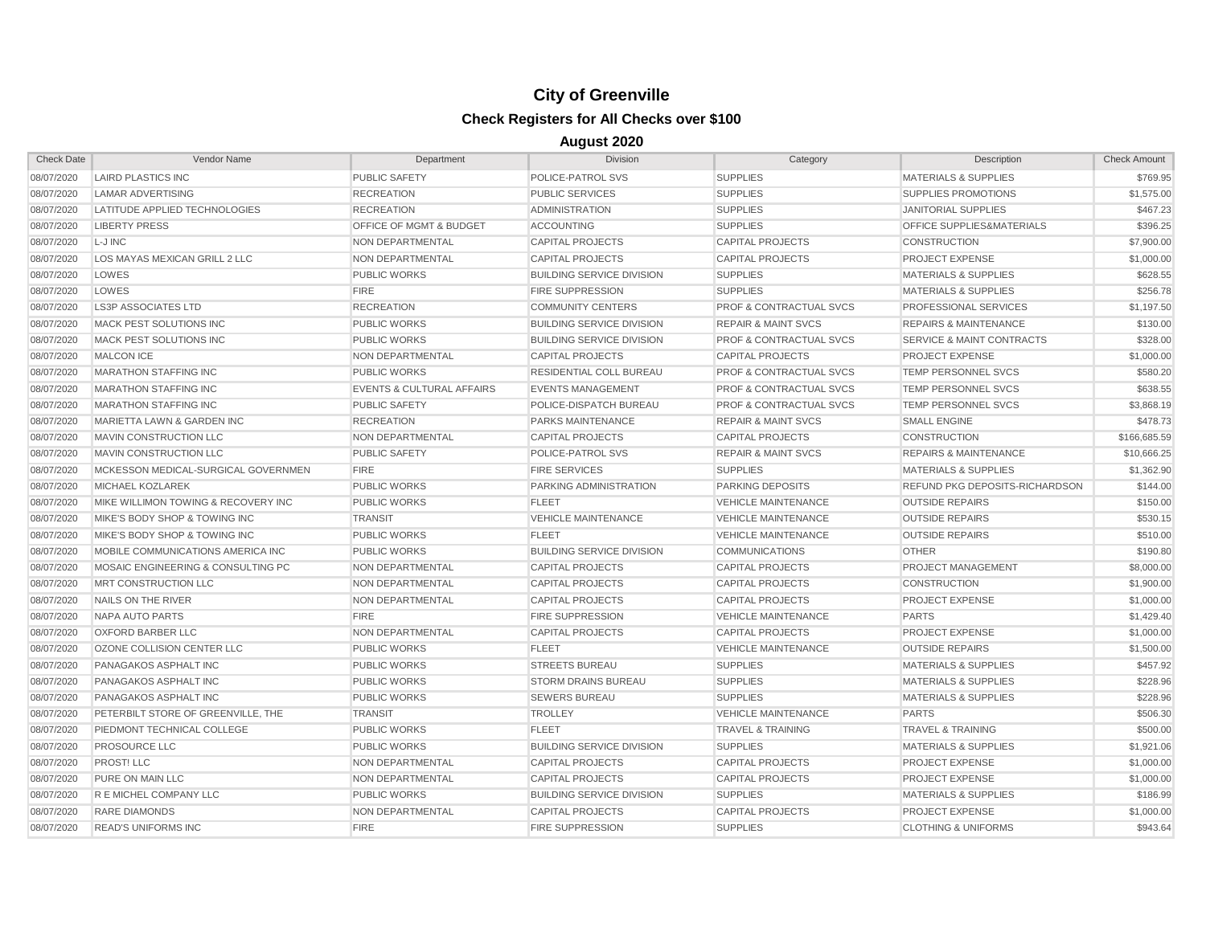# City of Greenville

## Check Registers for All Checks over $100

### August 2020

| Check Date | Vendor Name | Department | Division | Category | Description | Check Amount |
|---|---|---|---|---|---|---|
| 08/07/2020 | LAIRD PLASTICS INC | PUBLIC SAFETY | POLICE-PATROL SVS | SUPPLIES | MATERIALS & SUPPLIES | $769.95 |
| 08/07/2020 | LAMAR ADVERTISING | RECREATION | PUBLIC SERVICES | SUPPLIES | SUPPLIES PROMOTIONS | $1,575.00 |
| 08/07/2020 | LATITUDE APPLIED TECHNOLOGIES | RECREATION | ADMINISTRATION | SUPPLIES | JANITORIAL SUPPLIES | $467.23 |
| 08/07/2020 | LIBERTY PRESS | OFFICE OF MGMT & BUDGET | ACCOUNTING | SUPPLIES | OFFICE SUPPLIES&MATERIALS | $396.25 |
| 08/07/2020 | L-J INC | NON DEPARTMENTAL | CAPITAL PROJECTS | CAPITAL PROJECTS | CONSTRUCTION | $7,900.00 |
| 08/07/2020 | LOS MAYAS MEXICAN GRILL 2 LLC | NON DEPARTMENTAL | CAPITAL PROJECTS | CAPITAL PROJECTS | PROJECT EXPENSE | $1,000.00 |
| 08/07/2020 | LOWES | PUBLIC WORKS | BUILDING SERVICE DIVISION | SUPPLIES | MATERIALS & SUPPLIES | $628.55 |
| 08/07/2020 | LOWES | FIRE | FIRE SUPPRESSION | SUPPLIES | MATERIALS & SUPPLIES | $256.78 |
| 08/07/2020 | LS3P ASSOCIATES LTD | RECREATION | COMMUNITY CENTERS | PROF & CONTRACTUAL SVCS | PROFESSIONAL SERVICES | $1,197.50 |
| 08/07/2020 | MACK PEST SOLUTIONS INC | PUBLIC WORKS | BUILDING SERVICE DIVISION | REPAIR & MAINT SVCS | REPAIRS & MAINTENANCE | $130.00 |
| 08/07/2020 | MACK PEST SOLUTIONS INC | PUBLIC WORKS | BUILDING SERVICE DIVISION | PROF & CONTRACTUAL SVCS | SERVICE & MAINT CONTRACTS | $328.00 |
| 08/07/2020 | MALCON ICE | NON DEPARTMENTAL | CAPITAL PROJECTS | CAPITAL PROJECTS | PROJECT EXPENSE | $1,000.00 |
| 08/07/2020 | MARATHON STAFFING INC | PUBLIC WORKS | RESIDENTIAL COLL BUREAU | PROF & CONTRACTUAL SVCS | TEMP PERSONNEL SVCS | $580.20 |
| 08/07/2020 | MARATHON STAFFING INC | EVENTS & CULTURAL AFFAIRS | EVENTS MANAGEMENT | PROF & CONTRACTUAL SVCS | TEMP PERSONNEL SVCS | $638.55 |
| 08/07/2020 | MARATHON STAFFING INC | PUBLIC SAFETY | POLICE-DISPATCH BUREAU | PROF & CONTRACTUAL SVCS | TEMP PERSONNEL SVCS | $3,868.19 |
| 08/07/2020 | MARIETTA LAWN & GARDEN INC | RECREATION | PARKS MAINTENANCE | REPAIR & MAINT SVCS | SMALL ENGINE | $478.73 |
| 08/07/2020 | MAVIN CONSTRUCTION LLC | NON DEPARTMENTAL | CAPITAL PROJECTS | CAPITAL PROJECTS | CONSTRUCTION | $166,685.59 |
| 08/07/2020 | MAVIN CONSTRUCTION LLC | PUBLIC SAFETY | POLICE-PATROL SVS | REPAIR & MAINT SVCS | REPAIRS & MAINTENANCE | $10,666.25 |
| 08/07/2020 | MCKESSON MEDICAL-SURGICAL GOVERNMEN | FIRE | FIRE SERVICES | SUPPLIES | MATERIALS & SUPPLIES | $1,362.90 |
| 08/07/2020 | MICHAEL KOZLAREK | PUBLIC WORKS | PARKING ADMINISTRATION | PARKING DEPOSITS | REFUND PKG DEPOSITS-RICHARDSON | $144.00 |
| 08/07/2020 | MIKE WILLIMON TOWING & RECOVERY INC | PUBLIC WORKS | FLEET | VEHICLE MAINTENANCE | OUTSIDE REPAIRS | $150.00 |
| 08/07/2020 | MIKE'S BODY SHOP & TOWING INC | TRANSIT | VEHICLE MAINTENANCE | VEHICLE MAINTENANCE | OUTSIDE REPAIRS | $530.15 |
| 08/07/2020 | MIKE'S BODY SHOP & TOWING INC | PUBLIC WORKS | FLEET | VEHICLE MAINTENANCE | OUTSIDE REPAIRS | $510.00 |
| 08/07/2020 | MOBILE COMMUNICATIONS AMERICA INC | PUBLIC WORKS | BUILDING SERVICE DIVISION | COMMUNICATIONS | OTHER | $190.80 |
| 08/07/2020 | MOSAIC ENGINEERING & CONSULTING PC | NON DEPARTMENTAL | CAPITAL PROJECTS | CAPITAL PROJECTS | PROJECT MANAGEMENT | $8,000.00 |
| 08/07/2020 | MRT CONSTRUCTION LLC | NON DEPARTMENTAL | CAPITAL PROJECTS | CAPITAL PROJECTS | CONSTRUCTION | $1,900.00 |
| 08/07/2020 | NAILS ON THE RIVER | NON DEPARTMENTAL | CAPITAL PROJECTS | CAPITAL PROJECTS | PROJECT EXPENSE | $1,000.00 |
| 08/07/2020 | NAPA AUTO PARTS | FIRE | FIRE SUPPRESSION | VEHICLE MAINTENANCE | PARTS | $1,429.40 |
| 08/07/2020 | OXFORD BARBER LLC | NON DEPARTMENTAL | CAPITAL PROJECTS | CAPITAL PROJECTS | PROJECT EXPENSE | $1,000.00 |
| 08/07/2020 | OZONE COLLISION CENTER LLC | PUBLIC WORKS | FLEET | VEHICLE MAINTENANCE | OUTSIDE REPAIRS | $1,500.00 |
| 08/07/2020 | PANAGAKOS ASPHALT INC | PUBLIC WORKS | STREETS BUREAU | SUPPLIES | MATERIALS & SUPPLIES | $457.92 |
| 08/07/2020 | PANAGAKOS ASPHALT INC | PUBLIC WORKS | STORM DRAINS BUREAU | SUPPLIES | MATERIALS & SUPPLIES | $228.96 |
| 08/07/2020 | PANAGAKOS ASPHALT INC | PUBLIC WORKS | SEWERS BUREAU | SUPPLIES | MATERIALS & SUPPLIES | $228.96 |
| 08/07/2020 | PETERBILT STORE OF GREENVILLE, THE | TRANSIT | TROLLEY | VEHICLE MAINTENANCE | PARTS | $506.30 |
| 08/07/2020 | PIEDMONT TECHNICAL COLLEGE | PUBLIC WORKS | FLEET | TRAVEL & TRAINING | TRAVEL & TRAINING | $500.00 |
| 08/07/2020 | PROSOURCE LLC | PUBLIC WORKS | BUILDING SERVICE DIVISION | SUPPLIES | MATERIALS & SUPPLIES | $1,921.06 |
| 08/07/2020 | PROST! LLC | NON DEPARTMENTAL | CAPITAL PROJECTS | CAPITAL PROJECTS | PROJECT EXPENSE | $1,000.00 |
| 08/07/2020 | PURE ON MAIN LLC | NON DEPARTMENTAL | CAPITAL PROJECTS | CAPITAL PROJECTS | PROJECT EXPENSE | $1,000.00 |
| 08/07/2020 | R E MICHEL COMPANY LLC | PUBLIC WORKS | BUILDING SERVICE DIVISION | SUPPLIES | MATERIALS & SUPPLIES | $186.99 |
| 08/07/2020 | RARE DIAMONDS | NON DEPARTMENTAL | CAPITAL PROJECTS | CAPITAL PROJECTS | PROJECT EXPENSE | $1,000.00 |
| 08/07/2020 | READ'S UNIFORMS INC | FIRE | FIRE SUPPRESSION | SUPPLIES | CLOTHING & UNIFORMS | $943.64 |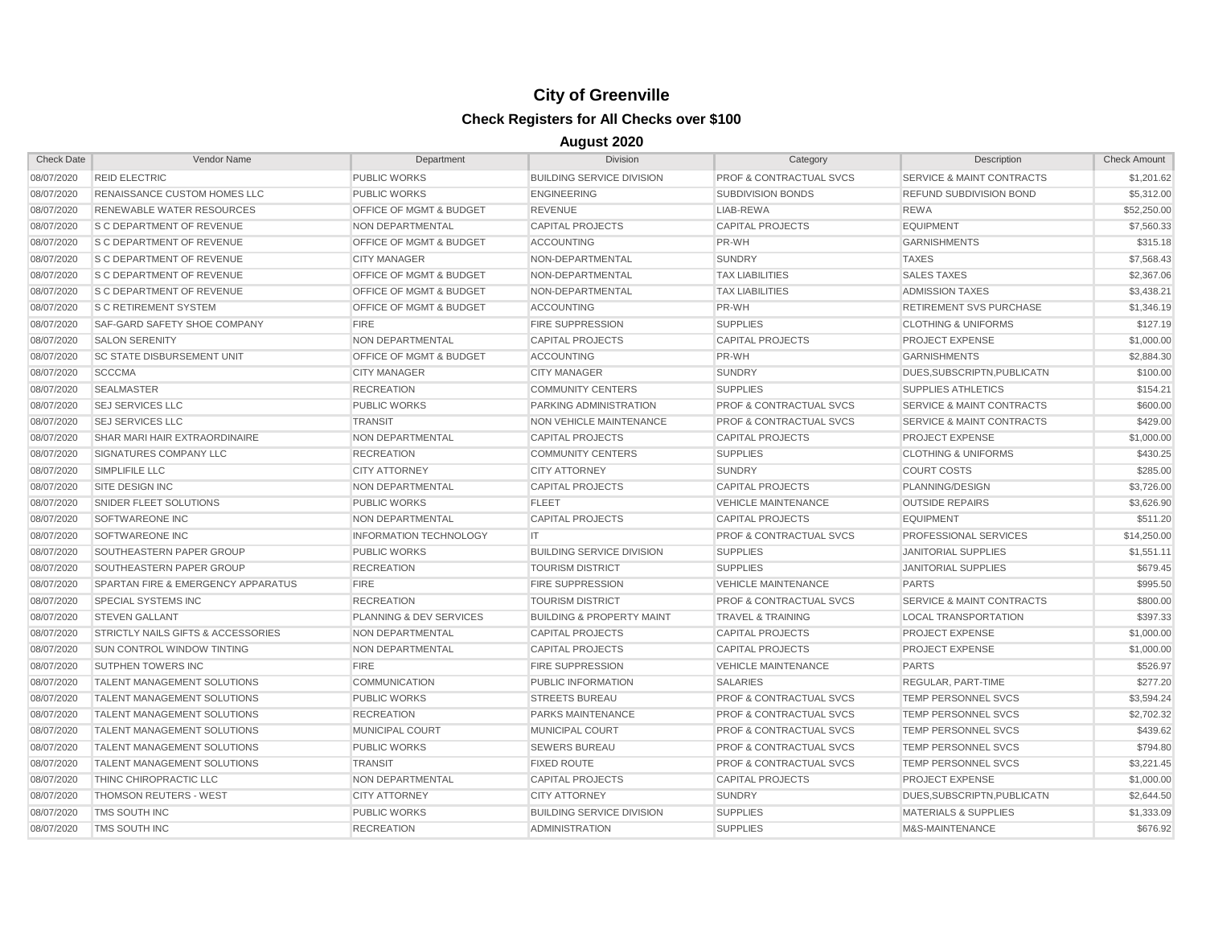# City of Greenville

## Check Registers for All Checks over $100

### August 2020

| Check Date | Vendor Name | Department | Division | Category | Description | Check Amount |
|---|---|---|---|---|---|---|
| 08/07/2020 | REID ELECTRIC | PUBLIC WORKS | BUILDING SERVICE DIVISION | PROF & CONTRACTUAL SVCS | SERVICE & MAINT CONTRACTS | $1,201.62 |
| 08/07/2020 | RENAISSANCE CUSTOM HOMES LLC | PUBLIC WORKS | ENGINEERING | SUBDIVISION BONDS | REFUND SUBDIVISION BOND | $5,312.00 |
| 08/07/2020 | RENEWABLE WATER RESOURCES | OFFICE OF MGMT & BUDGET | REVENUE | LIAB-REWA | REWA | $52,250.00 |
| 08/07/2020 | S C DEPARTMENT OF REVENUE | NON DEPARTMENTAL | CAPITAL PROJECTS | CAPITAL PROJECTS | EQUIPMENT | $7,560.33 |
| 08/07/2020 | S C DEPARTMENT OF REVENUE | OFFICE OF MGMT & BUDGET | ACCOUNTING | PR-WH | GARNISHMENTS | $315.18 |
| 08/07/2020 | S C DEPARTMENT OF REVENUE | CITY MANAGER | NON-DEPARTMENTAL | SUNDRY | TAXES | $7,568.43 |
| 08/07/2020 | S C DEPARTMENT OF REVENUE | OFFICE OF MGMT & BUDGET | NON-DEPARTMENTAL | TAX LIABILITIES | SALES TAXES | $2,367.06 |
| 08/07/2020 | S C DEPARTMENT OF REVENUE | OFFICE OF MGMT & BUDGET | NON-DEPARTMENTAL | TAX LIABILITIES | ADMISSION TAXES | $3,438.21 |
| 08/07/2020 | S C RETIREMENT SYSTEM | OFFICE OF MGMT & BUDGET | ACCOUNTING | PR-WH | RETIREMENT SVS PURCHASE | $1,346.19 |
| 08/07/2020 | SAF-GARD SAFETY SHOE COMPANY | FIRE | FIRE SUPPRESSION | SUPPLIES | CLOTHING & UNIFORMS | $127.19 |
| 08/07/2020 | SALON SERENITY | NON DEPARTMENTAL | CAPITAL PROJECTS | CAPITAL PROJECTS | PROJECT EXPENSE | $1,000.00 |
| 08/07/2020 | SC STATE DISBURSEMENT UNIT | OFFICE OF MGMT & BUDGET | ACCOUNTING | PR-WH | GARNISHMENTS | $2,884.30 |
| 08/07/2020 | SCCCMA | CITY MANAGER | CITY MANAGER | SUNDRY | DUES,SUBSCRIPTN,PUBLICATN | $100.00 |
| 08/07/2020 | SEALMASTER | RECREATION | COMMUNITY CENTERS | SUPPLIES | SUPPLIES ATHLETICS | $154.21 |
| 08/07/2020 | SEJ SERVICES LLC | PUBLIC WORKS | PARKING ADMINISTRATION | PROF & CONTRACTUAL SVCS | SERVICE & MAINT CONTRACTS | $600.00 |
| 08/07/2020 | SEJ SERVICES LLC | TRANSIT | NON VEHICLE MAINTENANCE | PROF & CONTRACTUAL SVCS | SERVICE & MAINT CONTRACTS | $429.00 |
| 08/07/2020 | SHAR MARI HAIR EXTRAORDINAIRE | NON DEPARTMENTAL | CAPITAL PROJECTS | CAPITAL PROJECTS | PROJECT EXPENSE | $1,000.00 |
| 08/07/2020 | SIGNATURES COMPANY LLC | RECREATION | COMMUNITY CENTERS | SUPPLIES | CLOTHING & UNIFORMS | $430.25 |
| 08/07/2020 | SIMPLIFILE LLC | CITY ATTORNEY | CITY ATTORNEY | SUNDRY | COURT COSTS | $285.00 |
| 08/07/2020 | SITE DESIGN INC | NON DEPARTMENTAL | CAPITAL PROJECTS | CAPITAL PROJECTS | PLANNING/DESIGN | $3,726.00 |
| 08/07/2020 | SNIDER FLEET SOLUTIONS | PUBLIC WORKS | FLEET | VEHICLE MAINTENANCE | OUTSIDE REPAIRS | $3,626.90 |
| 08/07/2020 | SOFTWAREONE INC | NON DEPARTMENTAL | CAPITAL PROJECTS | CAPITAL PROJECTS | EQUIPMENT | $511.20 |
| 08/07/2020 | SOFTWAREONE INC | INFORMATION TECHNOLOGY | IT | PROF & CONTRACTUAL SVCS | PROFESSIONAL SERVICES | $14,250.00 |
| 08/07/2020 | SOUTHEASTERN PAPER GROUP | PUBLIC WORKS | BUILDING SERVICE DIVISION | SUPPLIES | JANITORIAL SUPPLIES | $1,551.11 |
| 08/07/2020 | SOUTHEASTERN PAPER GROUP | RECREATION | TOURISM DISTRICT | SUPPLIES | JANITORIAL SUPPLIES | $679.45 |
| 08/07/2020 | SPARTAN FIRE & EMERGENCY APPARATUS | FIRE | FIRE SUPPRESSION | VEHICLE MAINTENANCE | PARTS | $995.50 |
| 08/07/2020 | SPECIAL SYSTEMS INC | RECREATION | TOURISM DISTRICT | PROF & CONTRACTUAL SVCS | SERVICE & MAINT CONTRACTS | $800.00 |
| 08/07/2020 | STEVEN GALLANT | PLANNING & DEV SERVICES | BUILDING & PROPERTY MAINT | TRAVEL & TRAINING | LOCAL TRANSPORTATION | $397.33 |
| 08/07/2020 | STRICTLY NAILS GIFTS & ACCESSORIES | NON DEPARTMENTAL | CAPITAL PROJECTS | CAPITAL PROJECTS | PROJECT EXPENSE | $1,000.00 |
| 08/07/2020 | SUN CONTROL WINDOW TINTING | NON DEPARTMENTAL | CAPITAL PROJECTS | CAPITAL PROJECTS | PROJECT EXPENSE | $1,000.00 |
| 08/07/2020 | SUTPHEN TOWERS INC | FIRE | FIRE SUPPRESSION | VEHICLE MAINTENANCE | PARTS | $526.97 |
| 08/07/2020 | TALENT MANAGEMENT SOLUTIONS | COMMUNICATION | PUBLIC INFORMATION | SALARIES | REGULAR, PART-TIME | $277.20 |
| 08/07/2020 | TALENT MANAGEMENT SOLUTIONS | PUBLIC WORKS | STREETS BUREAU | PROF & CONTRACTUAL SVCS | TEMP PERSONNEL SVCS | $3,594.24 |
| 08/07/2020 | TALENT MANAGEMENT SOLUTIONS | RECREATION | PARKS MAINTENANCE | PROF & CONTRACTUAL SVCS | TEMP PERSONNEL SVCS | $2,702.32 |
| 08/07/2020 | TALENT MANAGEMENT SOLUTIONS | MUNICIPAL COURT | MUNICIPAL COURT | PROF & CONTRACTUAL SVCS | TEMP PERSONNEL SVCS | $439.62 |
| 08/07/2020 | TALENT MANAGEMENT SOLUTIONS | PUBLIC WORKS | SEWERS BUREAU | PROF & CONTRACTUAL SVCS | TEMP PERSONNEL SVCS | $794.80 |
| 08/07/2020 | TALENT MANAGEMENT SOLUTIONS | TRANSIT | FIXED ROUTE | PROF & CONTRACTUAL SVCS | TEMP PERSONNEL SVCS | $3,221.45 |
| 08/07/2020 | THINC CHIROPRACTIC LLC | NON DEPARTMENTAL | CAPITAL PROJECTS | CAPITAL PROJECTS | PROJECT EXPENSE | $1,000.00 |
| 08/07/2020 | THOMSON REUTERS - WEST | CITY ATTORNEY | CITY ATTORNEY | SUNDRY | DUES,SUBSCRIPTN,PUBLICATN | $2,644.50 |
| 08/07/2020 | TMS SOUTH INC | PUBLIC WORKS | BUILDING SERVICE DIVISION | SUPPLIES | MATERIALS & SUPPLIES | $1,333.09 |
| 08/07/2020 | TMS SOUTH INC | RECREATION | ADMINISTRATION | SUPPLIES | M&S-MAINTENANCE | $676.92 |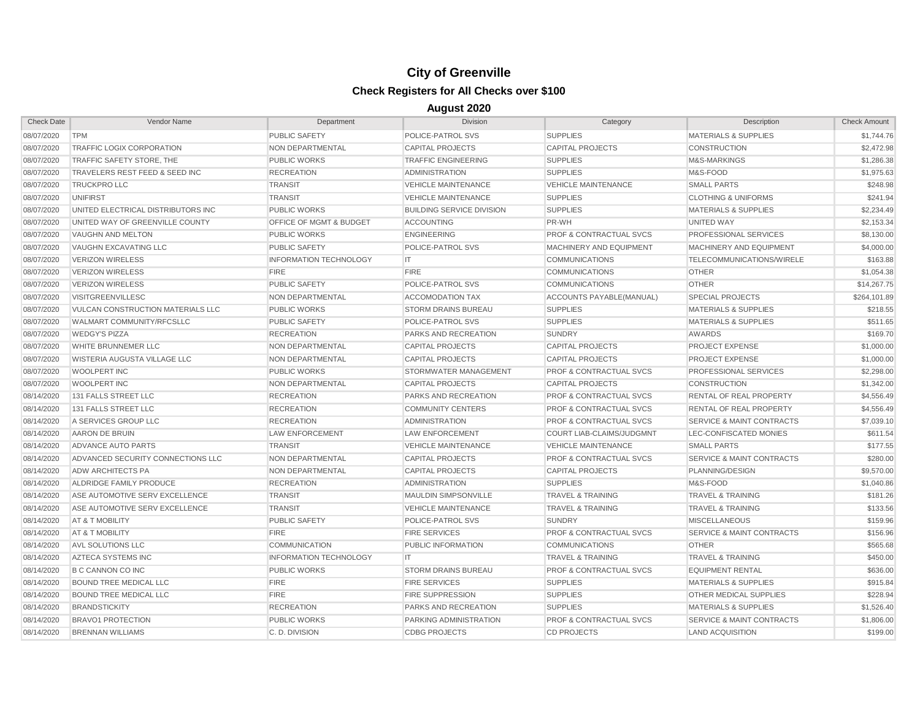# City of Greenville

## Check Registers for All Checks over $100

### August 2020

| Check Date | Vendor Name | Department | Division | Category | Description | Check Amount |
|---|---|---|---|---|---|---|
| 08/07/2020 | TPM | PUBLIC SAFETY | POLICE-PATROL SVS | SUPPLIES | MATERIALS & SUPPLIES | $1,744.76 |
| 08/07/2020 | TRAFFIC LOGIX CORPORATION | NON DEPARTMENTAL | CAPITAL PROJECTS | CAPITAL PROJECTS | CONSTRUCTION | $2,472.98 |
| 08/07/2020 | TRAFFIC SAFETY STORE, THE | PUBLIC WORKS | TRAFFIC ENGINEERING | SUPPLIES | M&S-MARKINGS | $1,286.38 |
| 08/07/2020 | TRAVELERS REST FEED & SEED INC | RECREATION | ADMINISTRATION | SUPPLIES | M&S-FOOD | $1,975.63 |
| 08/07/2020 | TRUCKPRO LLC | TRANSIT | VEHICLE MAINTENANCE | VEHICLE MAINTENANCE | SMALL PARTS | $248.98 |
| 08/07/2020 | UNIFIRST | TRANSIT | VEHICLE MAINTENANCE | SUPPLIES | CLOTHING & UNIFORMS | $241.94 |
| 08/07/2020 | UNITED ELECTRICAL DISTRIBUTORS INC | PUBLIC WORKS | BUILDING SERVICE DIVISION | SUPPLIES | MATERIALS & SUPPLIES | $2,234.49 |
| 08/07/2020 | UNITED WAY OF GREENVILLE COUNTY | OFFICE OF MGMT & BUDGET | ACCOUNTING | PR-WH | UNITED WAY | $2,153.34 |
| 08/07/2020 | VAUGHN AND MELTON | PUBLIC WORKS | ENGINEERING | PROF & CONTRACTUAL SVCS | PROFESSIONAL SERVICES | $8,130.00 |
| 08/07/2020 | VAUGHN EXCAVATING LLC | PUBLIC SAFETY | POLICE-PATROL SVS | MACHINERY AND EQUIPMENT | MACHINERY AND EQUIPMENT | $4,000.00 |
| 08/07/2020 | VERIZON WIRELESS | INFORMATION TECHNOLOGY | IT | COMMUNICATIONS | TELECOMMUNICATIONS/WIRELE | $163.88 |
| 08/07/2020 | VERIZON WIRELESS | FIRE | FIRE | COMMUNICATIONS | OTHER | $1,054.38 |
| 08/07/2020 | VERIZON WIRELESS | PUBLIC SAFETY | POLICE-PATROL SVS | COMMUNICATIONS | OTHER | $14,267.75 |
| 08/07/2020 | VISITGREENVILLESC | NON DEPARTMENTAL | ACCOMODATION TAX | ACCOUNTS PAYABLE(MANUAL) | SPECIAL PROJECTS | $264,101.89 |
| 08/07/2020 | VULCAN CONSTRUCTION MATERIALS LLC | PUBLIC WORKS | STORM DRAINS BUREAU | SUPPLIES | MATERIALS & SUPPLIES | $218.55 |
| 08/07/2020 | WALMART COMMUNITY/RFCSLLC | PUBLIC SAFETY | POLICE-PATROL SVS | SUPPLIES | MATERIALS & SUPPLIES | $511.65 |
| 08/07/2020 | WEDGY'S PIZZA | RECREATION | PARKS AND RECREATION | SUNDRY | AWARDS | $169.70 |
| 08/07/2020 | WHITE BRUNNEMER LLC | NON DEPARTMENTAL | CAPITAL PROJECTS | CAPITAL PROJECTS | PROJECT EXPENSE | $1,000.00 |
| 08/07/2020 | WISTERIA AUGUSTA VILLAGE LLC | NON DEPARTMENTAL | CAPITAL PROJECTS | CAPITAL PROJECTS | PROJECT EXPENSE | $1,000.00 |
| 08/07/2020 | WOOLPERT INC | PUBLIC WORKS | STORMWATER MANAGEMENT | PROF & CONTRACTUAL SVCS | PROFESSIONAL SERVICES | $2,298.00 |
| 08/07/2020 | WOOLPERT INC | NON DEPARTMENTAL | CAPITAL PROJECTS | CAPITAL PROJECTS | CONSTRUCTION | $1,342.00 |
| 08/14/2020 | 131 FALLS STREET LLC | RECREATION | PARKS AND RECREATION | PROF & CONTRACTUAL SVCS | RENTAL OF REAL PROPERTY | $4,556.49 |
| 08/14/2020 | 131 FALLS STREET LLC | RECREATION | COMMUNITY CENTERS | PROF & CONTRACTUAL SVCS | RENTAL OF REAL PROPERTY | $4,556.49 |
| 08/14/2020 | A SERVICES GROUP LLC | RECREATION | ADMINISTRATION | PROF & CONTRACTUAL SVCS | SERVICE & MAINT CONTRACTS | $7,039.10 |
| 08/14/2020 | AARON DE BRUIN | LAW ENFORCEMENT | LAW ENFORCEMENT | COURT LIAB-CLAIMS/JUDGMNT | LEC-CONFISCATED MONIES | $611.54 |
| 08/14/2020 | ADVANCE AUTO PARTS | TRANSIT | VEHICLE MAINTENANCE | VEHICLE MAINTENANCE | SMALL PARTS | $177.55 |
| 08/14/2020 | ADVANCED SECURITY CONNECTIONS LLC | NON DEPARTMENTAL | CAPITAL PROJECTS | PROF & CONTRACTUAL SVCS | SERVICE & MAINT CONTRACTS | $280.00 |
| 08/14/2020 | ADW ARCHITECTS PA | NON DEPARTMENTAL | CAPITAL PROJECTS | CAPITAL PROJECTS | PLANNING/DESIGN | $9,570.00 |
| 08/14/2020 | ALDRIDGE FAMILY PRODUCE | RECREATION | ADMINISTRATION | SUPPLIES | M&S-FOOD | $1,040.86 |
| 08/14/2020 | ASE AUTOMOTIVE SERV EXCELLENCE | TRANSIT | MAULDIN SIMPSONVILLE | TRAVEL & TRAINING | TRAVEL & TRAINING | $181.26 |
| 08/14/2020 | ASE AUTOMOTIVE SERV EXCELLENCE | TRANSIT | VEHICLE MAINTENANCE | TRAVEL & TRAINING | TRAVEL & TRAINING | $133.56 |
| 08/14/2020 | AT & T MOBILITY | PUBLIC SAFETY | POLICE-PATROL SVS | SUNDRY | MISCELLANEOUS | $159.96 |
| 08/14/2020 | AT & T MOBILITY | FIRE | FIRE SERVICES | PROF & CONTRACTUAL SVCS | SERVICE & MAINT CONTRACTS | $156.96 |
| 08/14/2020 | AVL SOLUTIONS LLC | COMMUNICATION | PUBLIC INFORMATION | COMMUNICATIONS | OTHER | $565.68 |
| 08/14/2020 | AZTECA SYSTEMS INC | INFORMATION TECHNOLOGY | IT | TRAVEL & TRAINING | TRAVEL & TRAINING | $450.00 |
| 08/14/2020 | B C CANNON CO INC | PUBLIC WORKS | STORM DRAINS BUREAU | PROF & CONTRACTUAL SVCS | EQUIPMENT RENTAL | $636.00 |
| 08/14/2020 | BOUND TREE MEDICAL LLC | FIRE | FIRE SERVICES | SUPPLIES | MATERIALS & SUPPLIES | $915.84 |
| 08/14/2020 | BOUND TREE MEDICAL LLC | FIRE | FIRE SUPPRESSION | SUPPLIES | OTHER MEDICAL SUPPLIES | $228.94 |
| 08/14/2020 | BRANDSTICKITY | RECREATION | PARKS AND RECREATION | SUPPLIES | MATERIALS & SUPPLIES | $1,526.40 |
| 08/14/2020 | BRAVO1 PROTECTION | PUBLIC WORKS | PARKING ADMINISTRATION | PROF & CONTRACTUAL SVCS | SERVICE & MAINT CONTRACTS | $1,806.00 |
| 08/14/2020 | BRENNAN WILLIAMS | C. D. DIVISION | CDBG PROJECTS | CD PROJECTS | LAND ACQUISITION | $199.00 |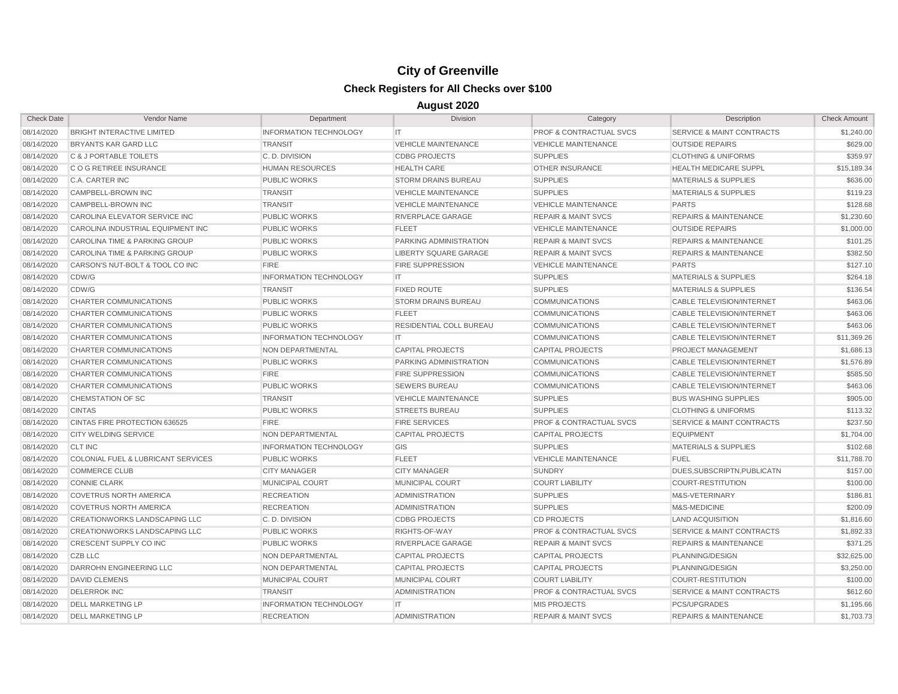# City of Greenville

## Check Registers for All Checks over $100

### August 2020

| Check Date | Vendor Name | Department | Division | Category | Description | Check Amount |
|---|---|---|---|---|---|---|
| 08/14/2020 | BRIGHT INTERACTIVE LIMITED | INFORMATION TECHNOLOGY | IT | PROF & CONTRACTUAL SVCS | SERVICE & MAINT CONTRACTS | $1,240.00 |
| 08/14/2020 | BRYANTS KAR GARD LLC | TRANSIT | VEHICLE MAINTENANCE | VEHICLE MAINTENANCE | OUTSIDE REPAIRS | $629.00 |
| 08/14/2020 | C & J PORTABLE TOILETS | C. D. DIVISION | CDBG PROJECTS | SUPPLIES | CLOTHING & UNIFORMS | $359.97 |
| 08/14/2020 | C O G RETIREE INSURANCE | HUMAN RESOURCES | HEALTH CARE | OTHER INSURANCE | HEALTH MEDICARE SUPPL | $15,189.34 |
| 08/14/2020 | C.A. CARTER INC | PUBLIC WORKS | STORM DRAINS BUREAU | SUPPLIES | MATERIALS & SUPPLIES | $636.00 |
| 08/14/2020 | CAMPBELL-BROWN INC | TRANSIT | VEHICLE MAINTENANCE | SUPPLIES | MATERIALS & SUPPLIES | $119.23 |
| 08/14/2020 | CAMPBELL-BROWN INC | TRANSIT | VEHICLE MAINTENANCE | VEHICLE MAINTENANCE | PARTS | $128.68 |
| 08/14/2020 | CAROLINA ELEVATOR SERVICE INC | PUBLIC WORKS | RIVERPLACE GARAGE | REPAIR & MAINT SVCS | REPAIRS & MAINTENANCE | $1,230.60 |
| 08/14/2020 | CAROLINA INDUSTRIAL EQUIPMENT INC | PUBLIC WORKS | FLEET | VEHICLE MAINTENANCE | OUTSIDE REPAIRS | $1,000.00 |
| 08/14/2020 | CAROLINA TIME & PARKING GROUP | PUBLIC WORKS | PARKING ADMINISTRATION | REPAIR & MAINT SVCS | REPAIRS & MAINTENANCE | $101.25 |
| 08/14/2020 | CAROLINA TIME & PARKING GROUP | PUBLIC WORKS | LIBERTY SQUARE GARAGE | REPAIR & MAINT SVCS | REPAIRS & MAINTENANCE | $382.50 |
| 08/14/2020 | CARSON'S NUT-BOLT & TOOL CO INC | FIRE | FIRE SUPPRESSION | VEHICLE MAINTENANCE | PARTS | $127.10 |
| 08/14/2020 | CDW/G | INFORMATION TECHNOLOGY | IT | SUPPLIES | MATERIALS & SUPPLIES | $264.18 |
| 08/14/2020 | CDW/G | TRANSIT | FIXED ROUTE | SUPPLIES | MATERIALS & SUPPLIES | $136.54 |
| 08/14/2020 | CHARTER COMMUNICATIONS | PUBLIC WORKS | STORM DRAINS BUREAU | COMMUNICATIONS | CABLE TELEVISION/INTERNET | $463.06 |
| 08/14/2020 | CHARTER COMMUNICATIONS | PUBLIC WORKS | FLEET | COMMUNICATIONS | CABLE TELEVISION/INTERNET | $463.06 |
| 08/14/2020 | CHARTER COMMUNICATIONS | PUBLIC WORKS | RESIDENTIAL COLL BUREAU | COMMUNICATIONS | CABLE TELEVISION/INTERNET | $463.06 |
| 08/14/2020 | CHARTER COMMUNICATIONS | INFORMATION TECHNOLOGY | IT | COMMUNICATIONS | CABLE TELEVISION/INTERNET | $11,369.26 |
| 08/14/2020 | CHARTER COMMUNICATIONS | NON DEPARTMENTAL | CAPITAL PROJECTS | CAPITAL PROJECTS | PROJECT MANAGEMENT | $1,686.13 |
| 08/14/2020 | CHARTER COMMUNICATIONS | PUBLIC WORKS | PARKING ADMINISTRATION | COMMUNICATIONS | CABLE TELEVISION/INTERNET | $1,576.89 |
| 08/14/2020 | CHARTER COMMUNICATIONS | FIRE | FIRE SUPPRESSION | COMMUNICATIONS | CABLE TELEVISION/INTERNET | $585.50 |
| 08/14/2020 | CHARTER COMMUNICATIONS | PUBLIC WORKS | SEWERS BUREAU | COMMUNICATIONS | CABLE TELEVISION/INTERNET | $463.06 |
| 08/14/2020 | CHEMSTATION OF SC | TRANSIT | VEHICLE MAINTENANCE | SUPPLIES | BUS WASHING SUPPLIES | $905.00 |
| 08/14/2020 | CINTAS | PUBLIC WORKS | STREETS BUREAU | SUPPLIES | CLOTHING & UNIFORMS | $113.32 |
| 08/14/2020 | CINTAS FIRE PROTECTION 636525 | FIRE | FIRE SERVICES | PROF & CONTRACTUAL SVCS | SERVICE & MAINT CONTRACTS | $237.50 |
| 08/14/2020 | CITY WELDING SERVICE | NON DEPARTMENTAL | CAPITAL PROJECTS | CAPITAL PROJECTS | EQUIPMENT | $1,704.00 |
| 08/14/2020 | CLT INC | INFORMATION TECHNOLOGY | GIS | SUPPLIES | MATERIALS & SUPPLIES | $102.68 |
| 08/14/2020 | COLONIAL FUEL & LUBRICANT SERVICES | PUBLIC WORKS | FLEET | VEHICLE MAINTENANCE | FUEL | $11,788.70 |
| 08/14/2020 | COMMERCE CLUB | CITY MANAGER | CITY MANAGER | SUNDRY | DUES,SUBSCRIPTN,PUBLICATN | $157.00 |
| 08/14/2020 | CONNIE CLARK | MUNICIPAL COURT | MUNICIPAL COURT | COURT LIABILITY | COURT-RESTITUTION | $100.00 |
| 08/14/2020 | COVETRUS NORTH AMERICA | RECREATION | ADMINISTRATION | SUPPLIES | M&S-VETERINARY | $186.81 |
| 08/14/2020 | COVETRUS NORTH AMERICA | RECREATION | ADMINISTRATION | SUPPLIES | M&S-MEDICINE | $200.09 |
| 08/14/2020 | CREATIONWORKS LANDSCAPING LLC | C. D. DIVISION | CDBG PROJECTS | CD PROJECTS | LAND ACQUISITION | $1,816.60 |
| 08/14/2020 | CREATIONWORKS LANDSCAPING LLC | PUBLIC WORKS | RIGHTS-OF-WAY | PROF & CONTRACTUAL SVCS | SERVICE & MAINT CONTRACTS | $1,892.33 |
| 08/14/2020 | CRESCENT SUPPLY CO INC | PUBLIC WORKS | RIVERPLACE GARAGE | REPAIR & MAINT SVCS | REPAIRS & MAINTENANCE | $371.25 |
| 08/14/2020 | CZB LLC | NON DEPARTMENTAL | CAPITAL PROJECTS | CAPITAL PROJECTS | PLANNING/DESIGN | $32,625.00 |
| 08/14/2020 | DARROHN ENGINEERING LLC | NON DEPARTMENTAL | CAPITAL PROJECTS | CAPITAL PROJECTS | PLANNING/DESIGN | $3,250.00 |
| 08/14/2020 | DAVID CLEMENS | MUNICIPAL COURT | MUNICIPAL COURT | COURT LIABILITY | COURT-RESTITUTION | $100.00 |
| 08/14/2020 | DELERROK INC | TRANSIT | ADMINISTRATION | PROF & CONTRACTUAL SVCS | SERVICE & MAINT CONTRACTS | $612.60 |
| 08/14/2020 | DELL MARKETING LP | INFORMATION TECHNOLOGY | IT | MIS PROJECTS | PCS/UPGRADES | $1,195.66 |
| 08/14/2020 | DELL MARKETING LP | RECREATION | ADMINISTRATION | REPAIR & MAINT SVCS | REPAIRS & MAINTENANCE | $1,703.73 |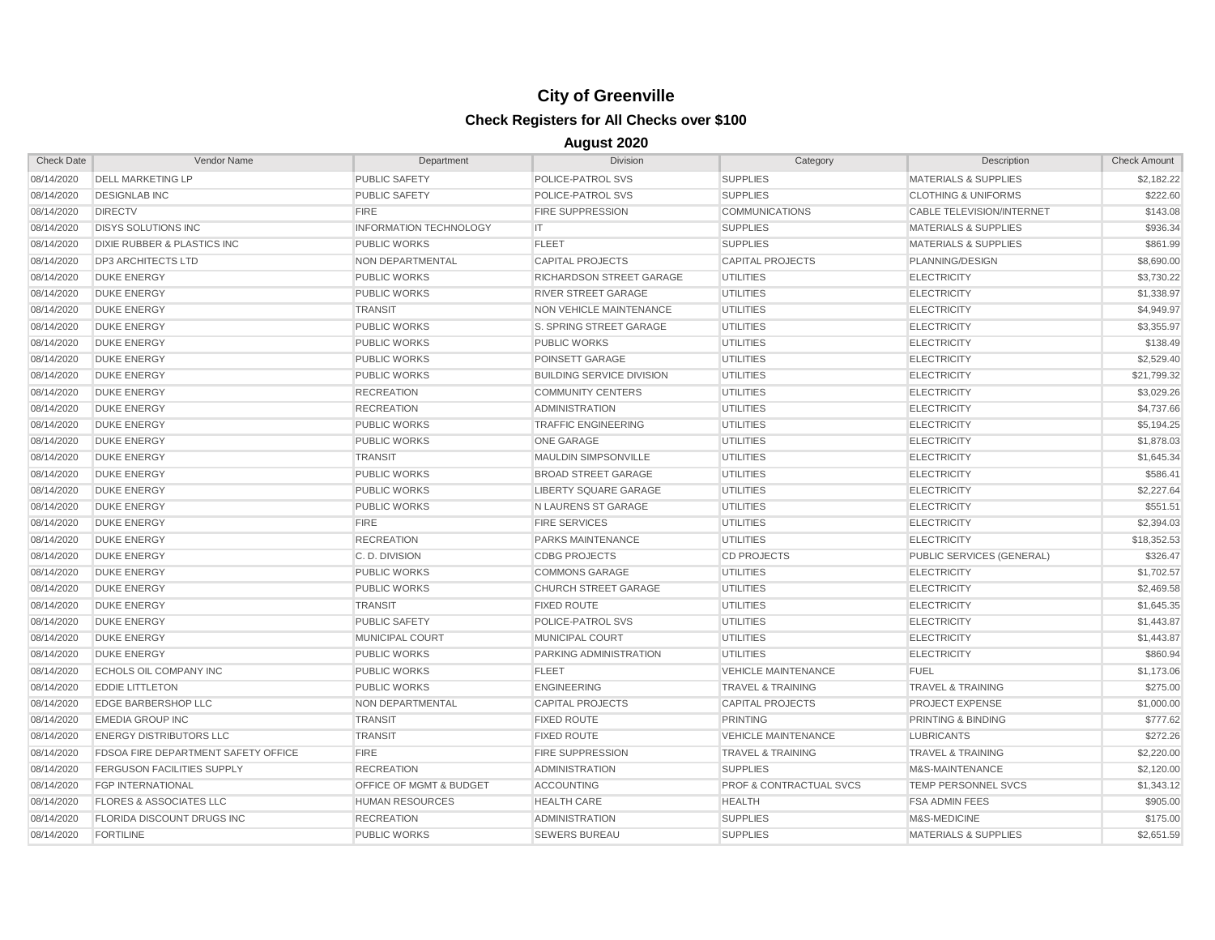# City of Greenville

## Check Registers for All Checks over $100

### August 2020

| Check Date | Vendor Name | Department | Division | Category | Description | Check Amount |
|---|---|---|---|---|---|---|
| 08/14/2020 | DELL MARKETING LP | PUBLIC SAFETY | POLICE-PATROL SVS | SUPPLIES | MATERIALS & SUPPLIES | $2,182.22 |
| 08/14/2020 | DESIGNLAB INC | PUBLIC SAFETY | POLICE-PATROL SVS | SUPPLIES | CLOTHING & UNIFORMS | $222.60 |
| 08/14/2020 | DIRECTV | FIRE | FIRE SUPPRESSION | COMMUNICATIONS | CABLE TELEVISION/INTERNET | $143.08 |
| 08/14/2020 | DISYS SOLUTIONS INC | INFORMATION TECHNOLOGY | IT | SUPPLIES | MATERIALS & SUPPLIES | $936.34 |
| 08/14/2020 | DIXIE RUBBER & PLASTICS INC | PUBLIC WORKS | FLEET | SUPPLIES | MATERIALS & SUPPLIES | $861.99 |
| 08/14/2020 | DP3 ARCHITECTS LTD | NON DEPARTMENTAL | CAPITAL PROJECTS | CAPITAL PROJECTS | PLANNING/DESIGN | $8,690.00 |
| 08/14/2020 | DUKE ENERGY | PUBLIC WORKS | RICHARDSON STREET GARAGE | UTILITIES | ELECTRICITY | $3,730.22 |
| 08/14/2020 | DUKE ENERGY | PUBLIC WORKS | RIVER STREET GARAGE | UTILITIES | ELECTRICITY | $1,338.97 |
| 08/14/2020 | DUKE ENERGY | TRANSIT | NON VEHICLE MAINTENANCE | UTILITIES | ELECTRICITY | $4,949.97 |
| 08/14/2020 | DUKE ENERGY | PUBLIC WORKS | S. SPRING STREET GARAGE | UTILITIES | ELECTRICITY | $3,355.97 |
| 08/14/2020 | DUKE ENERGY | PUBLIC WORKS | PUBLIC WORKS | UTILITIES | ELECTRICITY | $138.49 |
| 08/14/2020 | DUKE ENERGY | PUBLIC WORKS | POINSETT GARAGE | UTILITIES | ELECTRICITY | $2,529.40 |
| 08/14/2020 | DUKE ENERGY | PUBLIC WORKS | BUILDING SERVICE DIVISION | UTILITIES | ELECTRICITY | $21,799.32 |
| 08/14/2020 | DUKE ENERGY | RECREATION | COMMUNITY CENTERS | UTILITIES | ELECTRICITY | $3,029.26 |
| 08/14/2020 | DUKE ENERGY | RECREATION | ADMINISTRATION | UTILITIES | ELECTRICITY | $4,737.66 |
| 08/14/2020 | DUKE ENERGY | PUBLIC WORKS | TRAFFIC ENGINEERING | UTILITIES | ELECTRICITY | $5,194.25 |
| 08/14/2020 | DUKE ENERGY | PUBLIC WORKS | ONE GARAGE | UTILITIES | ELECTRICITY | $1,878.03 |
| 08/14/2020 | DUKE ENERGY | TRANSIT | MAULDIN SIMPSONVILLE | UTILITIES | ELECTRICITY | $1,645.34 |
| 08/14/2020 | DUKE ENERGY | PUBLIC WORKS | BROAD STREET GARAGE | UTILITIES | ELECTRICITY | $586.41 |
| 08/14/2020 | DUKE ENERGY | PUBLIC WORKS | LIBERTY SQUARE GARAGE | UTILITIES | ELECTRICITY | $2,227.64 |
| 08/14/2020 | DUKE ENERGY | PUBLIC WORKS | N LAURENS ST GARAGE | UTILITIES | ELECTRICITY | $551.51 |
| 08/14/2020 | DUKE ENERGY | FIRE | FIRE SERVICES | UTILITIES | ELECTRICITY | $2,394.03 |
| 08/14/2020 | DUKE ENERGY | RECREATION | PARKS MAINTENANCE | UTILITIES | ELECTRICITY | $18,352.53 |
| 08/14/2020 | DUKE ENERGY | C. D. DIVISION | CDBG PROJECTS | CD PROJECTS | PUBLIC SERVICES (GENERAL) | $326.47 |
| 08/14/2020 | DUKE ENERGY | PUBLIC WORKS | COMMONS GARAGE | UTILITIES | ELECTRICITY | $1,702.57 |
| 08/14/2020 | DUKE ENERGY | PUBLIC WORKS | CHURCH STREET GARAGE | UTILITIES | ELECTRICITY | $2,469.58 |
| 08/14/2020 | DUKE ENERGY | TRANSIT | FIXED ROUTE | UTILITIES | ELECTRICITY | $1,645.35 |
| 08/14/2020 | DUKE ENERGY | PUBLIC SAFETY | POLICE-PATROL SVS | UTILITIES | ELECTRICITY | $1,443.87 |
| 08/14/2020 | DUKE ENERGY | MUNICIPAL COURT | MUNICIPAL COURT | UTILITIES | ELECTRICITY | $1,443.87 |
| 08/14/2020 | DUKE ENERGY | PUBLIC WORKS | PARKING ADMINISTRATION | UTILITIES | ELECTRICITY | $860.94 |
| 08/14/2020 | ECHOLS OIL COMPANY INC | PUBLIC WORKS | FLEET | VEHICLE MAINTENANCE | FUEL | $1,173.06 |
| 08/14/2020 | EDDIE LITTLETON | PUBLIC WORKS | ENGINEERING | TRAVEL & TRAINING | TRAVEL & TRAINING | $275.00 |
| 08/14/2020 | EDGE BARBERSHOP LLC | NON DEPARTMENTAL | CAPITAL PROJECTS | CAPITAL PROJECTS | PROJECT EXPENSE | $1,000.00 |
| 08/14/2020 | EMEDIA GROUP INC | TRANSIT | FIXED ROUTE | PRINTING | PRINTING & BINDING | $777.62 |
| 08/14/2020 | ENERGY DISTRIBUTORS LLC | TRANSIT | FIXED ROUTE | VEHICLE MAINTENANCE | LUBRICANTS | $272.26 |
| 08/14/2020 | FDSOA FIRE DEPARTMENT SAFETY OFFICE | FIRE | FIRE SUPPRESSION | TRAVEL & TRAINING | TRAVEL & TRAINING | $2,220.00 |
| 08/14/2020 | FERGUSON FACILITIES SUPPLY | RECREATION | ADMINISTRATION | SUPPLIES | M&S-MAINTENANCE | $2,120.00 |
| 08/14/2020 | FGP INTERNATIONAL | OFFICE OF MGMT & BUDGET | ACCOUNTING | PROF & CONTRACTUAL SVCS | TEMP PERSONNEL SVCS | $1,343.12 |
| 08/14/2020 | FLORES & ASSOCIATES LLC | HUMAN RESOURCES | HEALTH CARE | HEALTH | FSA ADMIN FEES | $905.00 |
| 08/14/2020 | FLORIDA DISCOUNT DRUGS INC | RECREATION | ADMINISTRATION | SUPPLIES | M&S-MEDICINE | $175.00 |
| 08/14/2020 | FORTILINE | PUBLIC WORKS | SEWERS BUREAU | SUPPLIES | MATERIALS & SUPPLIES | $2,651.59 |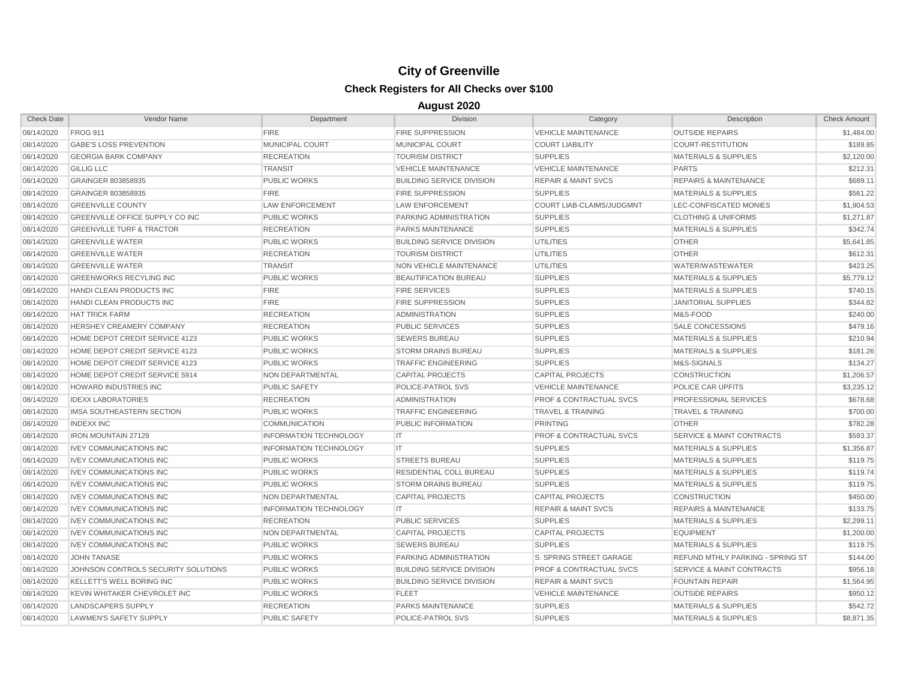# City of Greenville

## Check Registers for All Checks over $100

### August 2020

| Check Date | Vendor Name | Department | Division | Category | Description | Check Amount |
|---|---|---|---|---|---|---|
| 08/14/2020 | FROG 911 | FIRE | FIRE SUPPRESSION | VEHICLE MAINTENANCE | OUTSIDE REPAIRS | $1,484.00 |
| 08/14/2020 | GABE'S LOSS PREVENTION | MUNICIPAL COURT | MUNICIPAL COURT | COURT LIABILITY | COURT-RESTITUTION | $189.85 |
| 08/14/2020 | GEORGIA BARK COMPANY | RECREATION | TOURISM DISTRICT | SUPPLIES | MATERIALS & SUPPLIES | $2,120.00 |
| 08/14/2020 | GILLIG LLC | TRANSIT | VEHICLE MAINTENANCE | VEHICLE MAINTENANCE | PARTS | $212.31 |
| 08/14/2020 | GRAINGER 803858935 | PUBLIC WORKS | BUILDING SERVICE DIVISION | REPAIR & MAINT SVCS | REPAIRS & MAINTENANCE | $689.11 |
| 08/14/2020 | GRAINGER 803858935 | FIRE | FIRE SUPPRESSION | SUPPLIES | MATERIALS & SUPPLIES | $561.22 |
| 08/14/2020 | GREENVILLE COUNTY | LAW ENFORCEMENT | LAW ENFORCEMENT | COURT LIAB-CLAIMS/JUDGMNT | LEC-CONFISCATED MONIES | $1,904.53 |
| 08/14/2020 | GREENVILLE OFFICE SUPPLY CO INC | PUBLIC WORKS | PARKING ADMINISTRATION | SUPPLIES | CLOTHING & UNIFORMS | $1,271.87 |
| 08/14/2020 | GREENVILLE TURF & TRACTOR | RECREATION | PARKS MAINTENANCE | SUPPLIES | MATERIALS & SUPPLIES | $342.74 |
| 08/14/2020 | GREENVILLE WATER | PUBLIC WORKS | BUILDING SERVICE DIVISION | UTILITIES | OTHER | $5,641.85 |
| 08/14/2020 | GREENVILLE WATER | RECREATION | TOURISM DISTRICT | UTILITIES | OTHER | $612.31 |
| 08/14/2020 | GREENVILLE WATER | TRANSIT | NON VEHICLE MAINTENANCE | UTILITIES | WATER/WASTEWATER | $423.25 |
| 08/14/2020 | GREENWORKS RECYLING INC | PUBLIC WORKS | BEAUTIFICATION BUREAU | SUPPLIES | MATERIALS & SUPPLIES | $5,779.12 |
| 08/14/2020 | HANDI CLEAN PRODUCTS INC | FIRE | FIRE SERVICES | SUPPLIES | MATERIALS & SUPPLIES | $740.15 |
| 08/14/2020 | HANDI CLEAN PRODUCTS INC | FIRE | FIRE SUPPRESSION | SUPPLIES | JANITORIAL SUPPLIES | $344.82 |
| 08/14/2020 | HAT TRICK FARM | RECREATION | ADMINISTRATION | SUPPLIES | M&S-FOOD | $240.00 |
| 08/14/2020 | HERSHEY CREAMERY COMPANY | RECREATION | PUBLIC SERVICES | SUPPLIES | SALE CONCESSIONS | $479.16 |
| 08/14/2020 | HOME DEPOT CREDIT SERVICE 4123 | PUBLIC WORKS | SEWERS BUREAU | SUPPLIES | MATERIALS & SUPPLIES | $210.94 |
| 08/14/2020 | HOME DEPOT CREDIT SERVICE 4123 | PUBLIC WORKS | STORM DRAINS BUREAU | SUPPLIES | MATERIALS & SUPPLIES | $181.26 |
| 08/14/2020 | HOME DEPOT CREDIT SERVICE 4123 | PUBLIC WORKS | TRAFFIC ENGINEERING | SUPPLIES | M&S-SIGNALS | $134.27 |
| 08/14/2020 | HOME DEPOT CREDIT SERVICE 5914 | NON DEPARTMENTAL | CAPITAL PROJECTS | CAPITAL PROJECTS | CONSTRUCTION | $1,206.57 |
| 08/14/2020 | HOWARD INDUSTRIES INC | PUBLIC SAFETY | POLICE-PATROL SVS | VEHICLE MAINTENANCE | POLICE CAR UPFITS | $3,235.12 |
| 08/14/2020 | IDEXX LABORATORIES | RECREATION | ADMINISTRATION | PROF & CONTRACTUAL SVCS | PROFESSIONAL SERVICES | $678.68 |
| 08/14/2020 | IMSA SOUTHEASTERN SECTION | PUBLIC WORKS | TRAFFIC ENGINEERING | TRAVEL & TRAINING | TRAVEL & TRAINING | $700.00 |
| 08/14/2020 | INDEXX INC | COMMUNICATION | PUBLIC INFORMATION | PRINTING | OTHER | $782.28 |
| 08/14/2020 | IRON MOUNTAIN 27129 | INFORMATION TECHNOLOGY | IT | PROF & CONTRACTUAL SVCS | SERVICE & MAINT CONTRACTS | $593.37 |
| 08/14/2020 | IVEY COMMUNICATIONS INC | INFORMATION TECHNOLOGY | IT | SUPPLIES | MATERIALS & SUPPLIES | $1,356.87 |
| 08/14/2020 | IVEY COMMUNICATIONS INC | PUBLIC WORKS | STREETS BUREAU | SUPPLIES | MATERIALS & SUPPLIES | $119.75 |
| 08/14/2020 | IVEY COMMUNICATIONS INC | PUBLIC WORKS | RESIDENTIAL COLL BUREAU | SUPPLIES | MATERIALS & SUPPLIES | $119.74 |
| 08/14/2020 | IVEY COMMUNICATIONS INC | PUBLIC WORKS | STORM DRAINS BUREAU | SUPPLIES | MATERIALS & SUPPLIES | $119.75 |
| 08/14/2020 | IVEY COMMUNICATIONS INC | NON DEPARTMENTAL | CAPITAL PROJECTS | CAPITAL PROJECTS | CONSTRUCTION | $450.00 |
| 08/14/2020 | IVEY COMMUNICATIONS INC | INFORMATION TECHNOLOGY | IT | REPAIR & MAINT SVCS | REPAIRS & MAINTENANCE | $133.75 |
| 08/14/2020 | IVEY COMMUNICATIONS INC | RECREATION | PUBLIC SERVICES | SUPPLIES | MATERIALS & SUPPLIES | $2,299.11 |
| 08/14/2020 | IVEY COMMUNICATIONS INC | NON DEPARTMENTAL | CAPITAL PROJECTS | CAPITAL PROJECTS | EQUIPMENT | $1,200.00 |
| 08/14/2020 | IVEY COMMUNICATIONS INC | PUBLIC WORKS | SEWERS BUREAU | SUPPLIES | MATERIALS & SUPPLIES | $119.75 |
| 08/14/2020 | JOHN TANASE | PUBLIC WORKS | PARKING ADMINISTRATION | S. SPRING STREET GARAGE | REFUND MTHLY PARKING - SPRING ST | $144.00 |
| 08/14/2020 | JOHNSON CONTROLS SECURITY SOLUTIONS | PUBLIC WORKS | BUILDING SERVICE DIVISION | PROF & CONTRACTUAL SVCS | SERVICE & MAINT CONTRACTS | $956.18 |
| 08/14/2020 | KELLETT'S WELL BORING INC | PUBLIC WORKS | BUILDING SERVICE DIVISION | REPAIR & MAINT SVCS | FOUNTAIN REPAIR | $1,564.95 |
| 08/14/2020 | KEVIN WHITAKER CHEVROLET INC | PUBLIC WORKS | FLEET | VEHICLE MAINTENANCE | OUTSIDE REPAIRS | $950.12 |
| 08/14/2020 | LANDSCAPERS SUPPLY | RECREATION | PARKS MAINTENANCE | SUPPLIES | MATERIALS & SUPPLIES | $542.72 |
| 08/14/2020 | LAWMEN'S SAFETY SUPPLY | PUBLIC SAFETY | POLICE-PATROL SVS | SUPPLIES | MATERIALS & SUPPLIES | $8,871.35 |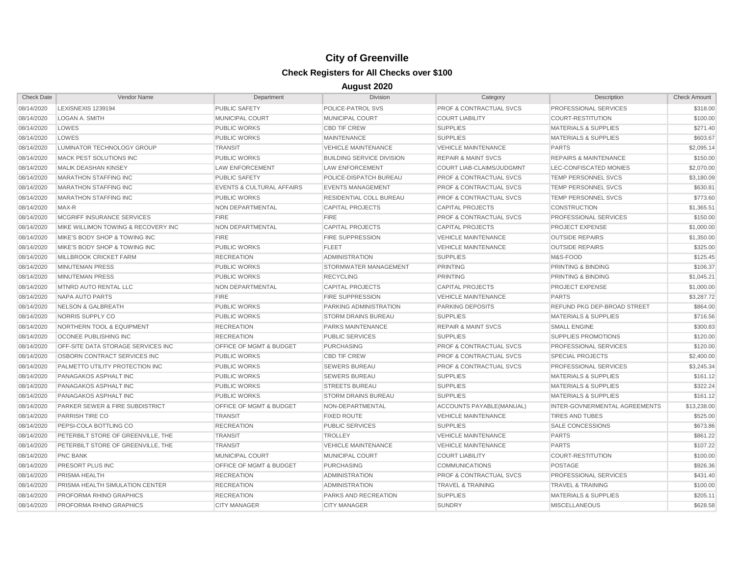# City of Greenville

## Check Registers for All Checks over $100

### August 2020

| Check Date | Vendor Name | Department | Division | Category | Description | Check Amount |
|---|---|---|---|---|---|---|
| 08/14/2020 | LEXISNEXIS 1239194 | PUBLIC SAFETY | POLICE-PATROL SVS | PROF & CONTRACTUAL SVCS | PROFESSIONAL SERVICES | $318.00 |
| 08/14/2020 | LOGAN A. SMITH | MUNICIPAL COURT | MUNICIPAL COURT | COURT LIABILITY | COURT-RESTITUTION | $100.00 |
| 08/14/2020 | LOWES | PUBLIC WORKS | CBD TIF CREW | SUPPLIES | MATERIALS & SUPPLIES | $271.40 |
| 08/14/2020 | LOWES | PUBLIC WORKS | MAINTENANCE | SUPPLIES | MATERIALS & SUPPLIES | $603.67 |
| 08/14/2020 | LUMINATOR TECHNOLOGY GROUP | TRANSIT | VEHICLE MAINTENANCE | VEHICLE MAINTENANCE | PARTS | $2,095.14 |
| 08/14/2020 | MACK PEST SOLUTIONS INC | PUBLIC WORKS | BUILDING SERVICE DIVISION | REPAIR & MAINT SVCS | REPAIRS & MAINTENANCE | $150.00 |
| 08/14/2020 | MALIK DEASHAN KINSEY | LAW ENFORCEMENT | LAW ENFORCEMENT | COURT LIAB-CLAIMS/JUDGMNT | LEC-CONFISCATED MONIES | $2,070.00 |
| 08/14/2020 | MARATHON STAFFING INC | PUBLIC SAFETY | POLICE-DISPATCH BUREAU | PROF & CONTRACTUAL SVCS | TEMP PERSONNEL SVCS | $3,180.09 |
| 08/14/2020 | MARATHON STAFFING INC | EVENTS & CULTURAL AFFAIRS | EVENTS MANAGEMENT | PROF & CONTRACTUAL SVCS | TEMP PERSONNEL SVCS | $630.81 |
| 08/14/2020 | MARATHON STAFFING INC | PUBLIC WORKS | RESIDENTIAL COLL BUREAU | PROF & CONTRACTUAL SVCS | TEMP PERSONNEL SVCS | $773.60 |
| 08/14/2020 | MAX-R | NON DEPARTMENTAL | CAPITAL PROJECTS | CAPITAL PROJECTS | CONSTRUCTION | $1,365.51 |
| 08/14/2020 | MCGRIFF INSURANCE SERVICES | FIRE | FIRE | PROF & CONTRACTUAL SVCS | PROFESSIONAL SERVICES | $150.00 |
| 08/14/2020 | MIKE WILLIMON TOWING & RECOVERY INC | NON DEPARTMENTAL | CAPITAL PROJECTS | CAPITAL PROJECTS | PROJECT EXPENSE | $1,000.00 |
| 08/14/2020 | MIKE'S BODY SHOP & TOWING INC | FIRE | FIRE SUPPRESSION | VEHICLE MAINTENANCE | OUTSIDE REPAIRS | $1,350.00 |
| 08/14/2020 | MIKE'S BODY SHOP & TOWING INC | PUBLIC WORKS | FLEET | VEHICLE MAINTENANCE | OUTSIDE REPAIRS | $325.00 |
| 08/14/2020 | MILLBROOK CRICKET FARM | RECREATION | ADMINISTRATION | SUPPLIES | M&S-FOOD | $125.45 |
| 08/14/2020 | MINUTEMAN PRESS | PUBLIC WORKS | STORMWATER MANAGEMENT | PRINTING | PRINTING & BINDING | $106.37 |
| 08/14/2020 | MINUTEMAN PRESS | PUBLIC WORKS | RECYCLING | PRINTING | PRINTING & BINDING | $1,045.21 |
| 08/14/2020 | MTNRD AUTO RENTAL LLC | NON DEPARTMENTAL | CAPITAL PROJECTS | CAPITAL PROJECTS | PROJECT EXPENSE | $1,000.00 |
| 08/14/2020 | NAPA AUTO PARTS | FIRE | FIRE SUPPRESSION | VEHICLE MAINTENANCE | PARTS | $3,287.72 |
| 08/14/2020 | NELSON & GALBREATH | PUBLIC WORKS | PARKING ADMINISTRATION | PARKING DEPOSITS | REFUND PKG DEP-BROAD STREET | $864.00 |
| 08/14/2020 | NORRIS SUPPLY CO | PUBLIC WORKS | STORM DRAINS BUREAU | SUPPLIES | MATERIALS & SUPPLIES | $716.56 |
| 08/14/2020 | NORTHERN TOOL & EQUIPMENT | RECREATION | PARKS MAINTENANCE | REPAIR & MAINT SVCS | SMALL ENGINE | $300.83 |
| 08/14/2020 | OCONEE PUBLISHING INC | RECREATION | PUBLIC SERVICES | SUPPLIES | SUPPLIES PROMOTIONS | $120.00 |
| 08/14/2020 | OFF-SITE DATA STORAGE SERVICES INC | OFFICE OF MGMT & BUDGET | PURCHASING | PROF & CONTRACTUAL SVCS | PROFESSIONAL SERVICES | $120.00 |
| 08/14/2020 | OSBORN CONTRACT SERVICES INC | PUBLIC WORKS | CBD TIF CREW | PROF & CONTRACTUAL SVCS | SPECIAL PROJECTS | $2,400.00 |
| 08/14/2020 | PALMETTO UTILITY PROTECTION INC | PUBLIC WORKS | SEWERS BUREAU | PROF & CONTRACTUAL SVCS | PROFESSIONAL SERVICES | $3,245.34 |
| 08/14/2020 | PANAGAKOS ASPHALT INC | PUBLIC WORKS | SEWERS BUREAU | SUPPLIES | MATERIALS & SUPPLIES | $161.12 |
| 08/14/2020 | PANAGAKOS ASPHALT INC | PUBLIC WORKS | STREETS BUREAU | SUPPLIES | MATERIALS & SUPPLIES | $322.24 |
| 08/14/2020 | PANAGAKOS ASPHALT INC | PUBLIC WORKS | STORM DRAINS BUREAU | SUPPLIES | MATERIALS & SUPPLIES | $161.12 |
| 08/14/2020 | PARKER SEWER & FIRE SUBDISTRICT | OFFICE OF MGMT & BUDGET | NON-DEPARTMENTAL | ACCOUNTS PAYABLE(MANUAL) | INTER-GOVNERMENTAL AGREEMENTS | $13,238.00 |
| 08/14/2020 | PARRISH TIRE CO | TRANSIT | FIXED ROUTE | VEHICLE MAINTENANCE | TIRES AND TUBES | $525.00 |
| 08/14/2020 | PEPSI-COLA BOTTLING CO | RECREATION | PUBLIC SERVICES | SUPPLIES | SALE CONCESSIONS | $673.86 |
| 08/14/2020 | PETERBILT STORE OF GREENVILLE, THE | TRANSIT | TROLLEY | VEHICLE MAINTENANCE | PARTS | $861.22 |
| 08/14/2020 | PETERBILT STORE OF GREENVILLE, THE | TRANSIT | VEHICLE MAINTENANCE | VEHICLE MAINTENANCE | PARTS | $107.22 |
| 08/14/2020 | PNC BANK | MUNICIPAL COURT | MUNICIPAL COURT | COURT LIABILITY | COURT-RESTITUTION | $100.00 |
| 08/14/2020 | PRESORT PLUS INC | OFFICE OF MGMT & BUDGET | PURCHASING | COMMUNICATIONS | POSTAGE | $926.36 |
| 08/14/2020 | PRISMA HEALTH | RECREATION | ADMINISTRATION | PROF & CONTRACTUAL SVCS | PROFESSIONAL SERVICES | $431.40 |
| 08/14/2020 | PRISMA HEALTH SIMULATION CENTER | RECREATION | ADMINISTRATION | TRAVEL & TRAINING | TRAVEL & TRAINING | $100.00 |
| 08/14/2020 | PROFORMA RHINO GRAPHICS | RECREATION | PARKS AND RECREATION | SUPPLIES | MATERIALS & SUPPLIES | $205.11 |
| 08/14/2020 | PROFORMA RHINO GRAPHICS | CITY MANAGER | CITY MANAGER | SUNDRY | MISCELLANEOUS | $628.58 |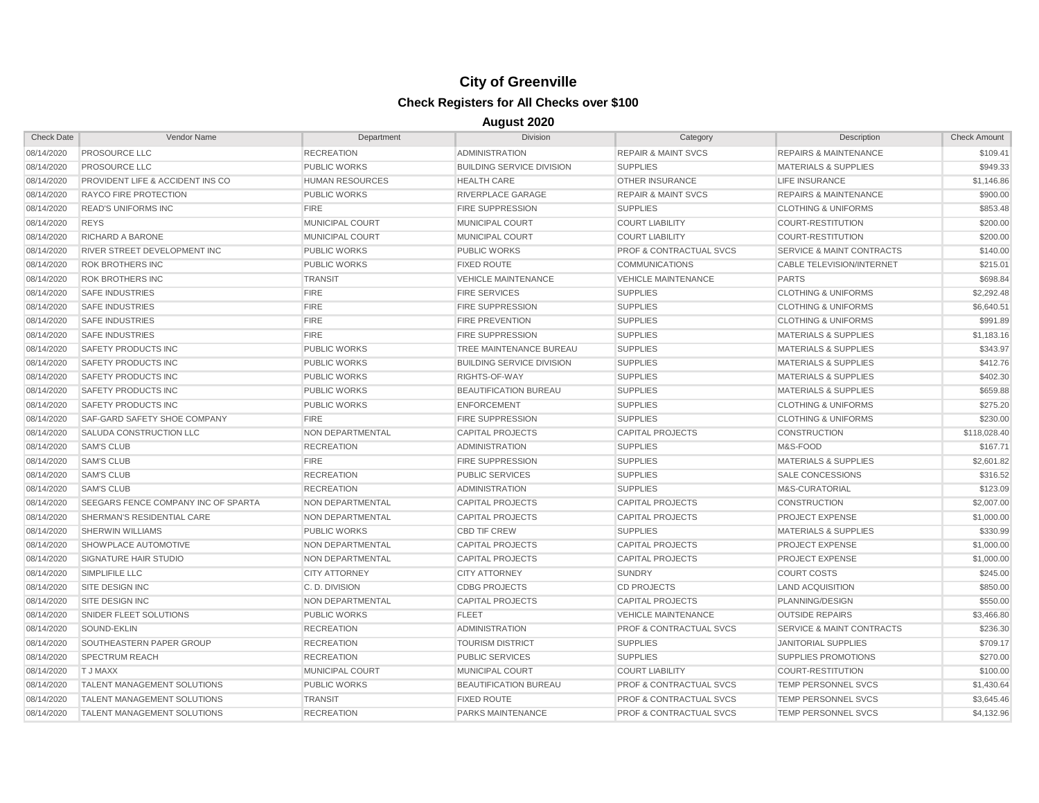# City of Greenville

## Check Registers for All Checks over $100

### August 2020

| Check Date | Vendor Name | Department | Division | Category | Description | Check Amount |
|---|---|---|---|---|---|---|
| 08/14/2020 | PROSOURCE LLC | RECREATION | ADMINISTRATION | REPAIR & MAINT SVCS | REPAIRS & MAINTENANCE | $109.41 |
| 08/14/2020 | PROSOURCE LLC | PUBLIC WORKS | BUILDING SERVICE DIVISION | SUPPLIES | MATERIALS & SUPPLIES | $949.33 |
| 08/14/2020 | PROVIDENT LIFE & ACCIDENT INS CO | HUMAN RESOURCES | HEALTH CARE | OTHER INSURANCE | LIFE INSURANCE | $1,146.86 |
| 08/14/2020 | RAYCO FIRE PROTECTION | PUBLIC WORKS | RIVERPLACE GARAGE | REPAIR & MAINT SVCS | REPAIRS & MAINTENANCE | $900.00 |
| 08/14/2020 | READ'S UNIFORMS INC | FIRE | FIRE SUPPRESSION | SUPPLIES | CLOTHING & UNIFORMS | $853.48 |
| 08/14/2020 | REYS | MUNICIPAL COURT | MUNICIPAL COURT | COURT LIABILITY | COURT-RESTITUTION | $200.00 |
| 08/14/2020 | RICHARD A BARONE | MUNICIPAL COURT | MUNICIPAL COURT | COURT LIABILITY | COURT-RESTITUTION | $200.00 |
| 08/14/2020 | RIVER STREET DEVELOPMENT INC | PUBLIC WORKS | PUBLIC WORKS | PROF & CONTRACTUAL SVCS | SERVICE & MAINT CONTRACTS | $140.00 |
| 08/14/2020 | ROK BROTHERS INC | PUBLIC WORKS | FIXED ROUTE | COMMUNICATIONS | CABLE TELEVISION/INTERNET | $215.01 |
| 08/14/2020 | ROK BROTHERS INC | TRANSIT | VEHICLE MAINTENANCE | VEHICLE MAINTENANCE | PARTS | $698.84 |
| 08/14/2020 | SAFE INDUSTRIES | FIRE | FIRE SERVICES | SUPPLIES | CLOTHING & UNIFORMS | $2,292.48 |
| 08/14/2020 | SAFE INDUSTRIES | FIRE | FIRE SUPPRESSION | SUPPLIES | CLOTHING & UNIFORMS | $6,640.51 |
| 08/14/2020 | SAFE INDUSTRIES | FIRE | FIRE PREVENTION | SUPPLIES | CLOTHING & UNIFORMS | $991.89 |
| 08/14/2020 | SAFE INDUSTRIES | FIRE | FIRE SUPPRESSION | SUPPLIES | MATERIALS & SUPPLIES | $1,183.16 |
| 08/14/2020 | SAFETY PRODUCTS INC | PUBLIC WORKS | TREE MAINTENANCE BUREAU | SUPPLIES | MATERIALS & SUPPLIES | $343.97 |
| 08/14/2020 | SAFETY PRODUCTS INC | PUBLIC WORKS | BUILDING SERVICE DIVISION | SUPPLIES | MATERIALS & SUPPLIES | $412.76 |
| 08/14/2020 | SAFETY PRODUCTS INC | PUBLIC WORKS | RIGHTS-OF-WAY | SUPPLIES | MATERIALS & SUPPLIES | $402.30 |
| 08/14/2020 | SAFETY PRODUCTS INC | PUBLIC WORKS | BEAUTIFICATION BUREAU | SUPPLIES | MATERIALS & SUPPLIES | $659.88 |
| 08/14/2020 | SAFETY PRODUCTS INC | PUBLIC WORKS | ENFORCEMENT | SUPPLIES | CLOTHING & UNIFORMS | $275.20 |
| 08/14/2020 | SAF-GARD SAFETY SHOE COMPANY | FIRE | FIRE SUPPRESSION | SUPPLIES | CLOTHING & UNIFORMS | $230.00 |
| 08/14/2020 | SALUDA CONSTRUCTION LLC | NON DEPARTMENTAL | CAPITAL PROJECTS | CAPITAL PROJECTS | CONSTRUCTION | $118,028.40 |
| 08/14/2020 | SAM'S CLUB | RECREATION | ADMINISTRATION | SUPPLIES | M&S-FOOD | $167.71 |
| 08/14/2020 | SAM'S CLUB | FIRE | FIRE SUPPRESSION | SUPPLIES | MATERIALS & SUPPLIES | $2,601.82 |
| 08/14/2020 | SAM'S CLUB | RECREATION | PUBLIC SERVICES | SUPPLIES | SALE CONCESSIONS | $316.52 |
| 08/14/2020 | SAM'S CLUB | RECREATION | ADMINISTRATION | SUPPLIES | M&S-CURATORIAL | $123.09 |
| 08/14/2020 | SEEGARS FENCE COMPANY INC OF SPARTA | NON DEPARTMENTAL | CAPITAL PROJECTS | CAPITAL PROJECTS | CONSTRUCTION | $2,007.00 |
| 08/14/2020 | SHERMAN'S RESIDENTIAL CARE | NON DEPARTMENTAL | CAPITAL PROJECTS | CAPITAL PROJECTS | PROJECT EXPENSE | $1,000.00 |
| 08/14/2020 | SHERWIN WILLIAMS | PUBLIC WORKS | CBD TIF CREW | SUPPLIES | MATERIALS & SUPPLIES | $330.99 |
| 08/14/2020 | SHOWPLACE AUTOMOTIVE | NON DEPARTMENTAL | CAPITAL PROJECTS | CAPITAL PROJECTS | PROJECT EXPENSE | $1,000.00 |
| 08/14/2020 | SIGNATURE HAIR STUDIO | NON DEPARTMENTAL | CAPITAL PROJECTS | CAPITAL PROJECTS | PROJECT EXPENSE | $1,000.00 |
| 08/14/2020 | SIMPLIFILE LLC | CITY ATTORNEY | CITY ATTORNEY | SUNDRY | COURT COSTS | $245.00 |
| 08/14/2020 | SITE DESIGN INC | C. D. DIVISION | CDBG PROJECTS | CD PROJECTS | LAND ACQUISITION | $850.00 |
| 08/14/2020 | SITE DESIGN INC | NON DEPARTMENTAL | CAPITAL PROJECTS | CAPITAL PROJECTS | PLANNING/DESIGN | $550.00 |
| 08/14/2020 | SNIDER FLEET SOLUTIONS | PUBLIC WORKS | FLEET | VEHICLE MAINTENANCE | OUTSIDE REPAIRS | $3,466.80 |
| 08/14/2020 | SOUND-EKLIN | RECREATION | ADMINISTRATION | PROF & CONTRACTUAL SVCS | SERVICE & MAINT CONTRACTS | $236.30 |
| 08/14/2020 | SOUTHEASTERN PAPER GROUP | RECREATION | TOURISM DISTRICT | SUPPLIES | JANITORIAL SUPPLIES | $709.17 |
| 08/14/2020 | SPECTRUM REACH | RECREATION | PUBLIC SERVICES | SUPPLIES | SUPPLIES PROMOTIONS | $270.00 |
| 08/14/2020 | T J MAXX | MUNICIPAL COURT | MUNICIPAL COURT | COURT LIABILITY | COURT-RESTITUTION | $100.00 |
| 08/14/2020 | TALENT MANAGEMENT SOLUTIONS | PUBLIC WORKS | BEAUTIFICATION BUREAU | PROF & CONTRACTUAL SVCS | TEMP PERSONNEL SVCS | $1,430.64 |
| 08/14/2020 | TALENT MANAGEMENT SOLUTIONS | TRANSIT | FIXED ROUTE | PROF & CONTRACTUAL SVCS | TEMP PERSONNEL SVCS | $3,645.46 |
| 08/14/2020 | TALENT MANAGEMENT SOLUTIONS | RECREATION | PARKS MAINTENANCE | PROF & CONTRACTUAL SVCS | TEMP PERSONNEL SVCS | $4,132.96 |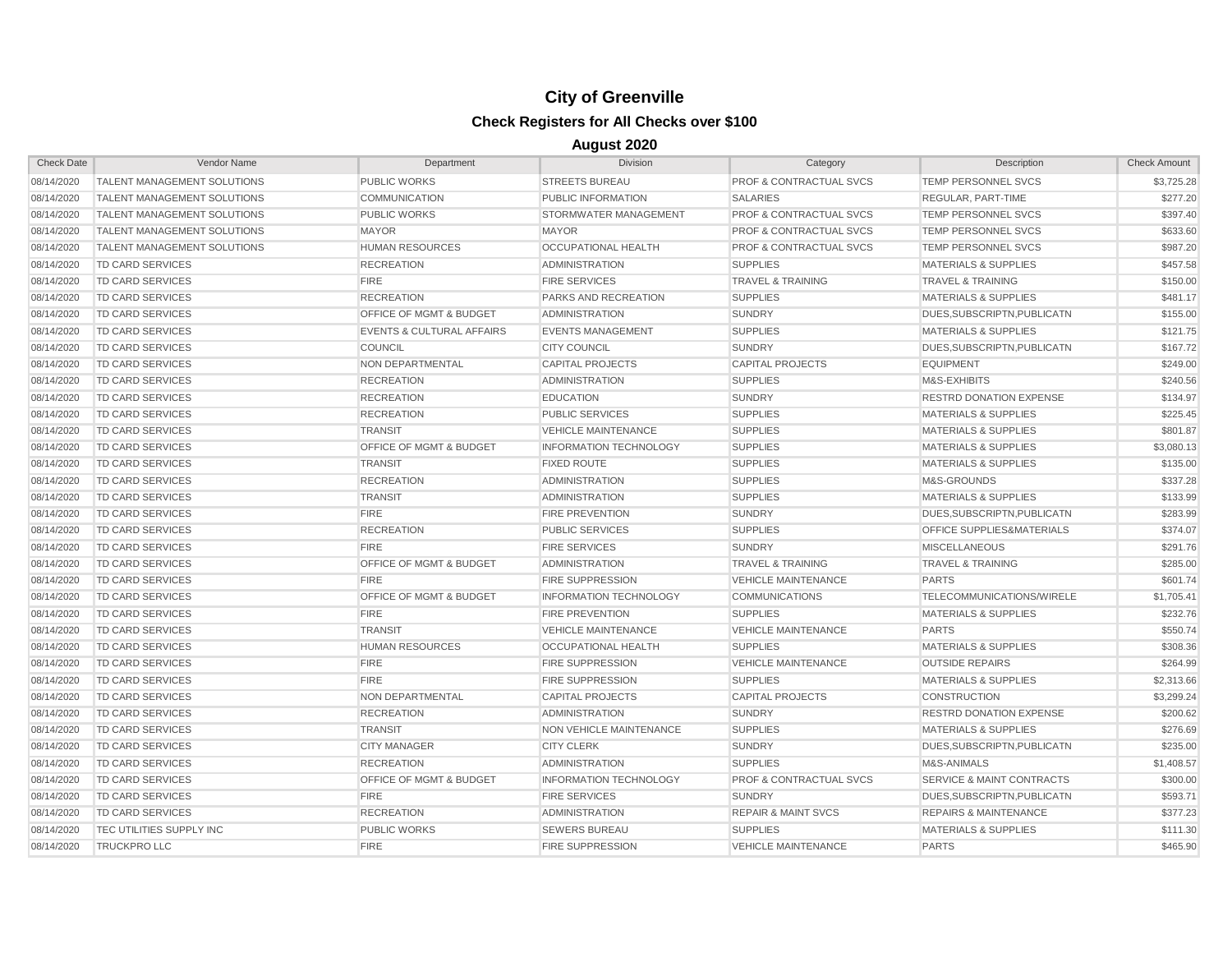# City of Greenville

## Check Registers for All Checks over $100

### August 2020

| Check Date | Vendor Name | Department | Division | Category | Description | Check Amount |
|---|---|---|---|---|---|---|
| 08/14/2020 | TALENT MANAGEMENT SOLUTIONS | PUBLIC WORKS | STREETS BUREAU | PROF & CONTRACTUAL SVCS | TEMP PERSONNEL SVCS | $3,725.28 |
| 08/14/2020 | TALENT MANAGEMENT SOLUTIONS | COMMUNICATION | PUBLIC INFORMATION | SALARIES | REGULAR, PART-TIME | $277.20 |
| 08/14/2020 | TALENT MANAGEMENT SOLUTIONS | PUBLIC WORKS | STORMWATER MANAGEMENT | PROF & CONTRACTUAL SVCS | TEMP PERSONNEL SVCS | $397.40 |
| 08/14/2020 | TALENT MANAGEMENT SOLUTIONS | MAYOR | MAYOR | PROF & CONTRACTUAL SVCS | TEMP PERSONNEL SVCS | $633.60 |
| 08/14/2020 | TALENT MANAGEMENT SOLUTIONS | HUMAN RESOURCES | OCCUPATIONAL HEALTH | PROF & CONTRACTUAL SVCS | TEMP PERSONNEL SVCS | $987.20 |
| 08/14/2020 | TD CARD SERVICES | RECREATION | ADMINISTRATION | SUPPLIES | MATERIALS & SUPPLIES | $457.58 |
| 08/14/2020 | TD CARD SERVICES | FIRE | FIRE SERVICES | TRAVEL & TRAINING | TRAVEL & TRAINING | $150.00 |
| 08/14/2020 | TD CARD SERVICES | RECREATION | PARKS AND RECREATION | SUPPLIES | MATERIALS & SUPPLIES | $481.17 |
| 08/14/2020 | TD CARD SERVICES | OFFICE OF MGMT & BUDGET | ADMINISTRATION | SUNDRY | DUES,SUBSCRIPTN,PUBLICATN | $155.00 |
| 08/14/2020 | TD CARD SERVICES | EVENTS & CULTURAL AFFAIRS | EVENTS MANAGEMENT | SUPPLIES | MATERIALS & SUPPLIES | $121.75 |
| 08/14/2020 | TD CARD SERVICES | COUNCIL | CITY COUNCIL | SUNDRY | DUES,SUBSCRIPTN,PUBLICATN | $167.72 |
| 08/14/2020 | TD CARD SERVICES | NON DEPARTMENTAL | CAPITAL PROJECTS | CAPITAL PROJECTS | EQUIPMENT | $249.00 |
| 08/14/2020 | TD CARD SERVICES | RECREATION | ADMINISTRATION | SUPPLIES | M&S-EXHIBITS | $240.56 |
| 08/14/2020 | TD CARD SERVICES | RECREATION | EDUCATION | SUNDRY | RESTRD DONATION EXPENSE | $134.97 |
| 08/14/2020 | TD CARD SERVICES | RECREATION | PUBLIC SERVICES | SUPPLIES | MATERIALS & SUPPLIES | $225.45 |
| 08/14/2020 | TD CARD SERVICES | TRANSIT | VEHICLE MAINTENANCE | SUPPLIES | MATERIALS & SUPPLIES | $801.87 |
| 08/14/2020 | TD CARD SERVICES | OFFICE OF MGMT & BUDGET | INFORMATION TECHNOLOGY | SUPPLIES | MATERIALS & SUPPLIES | $3,080.13 |
| 08/14/2020 | TD CARD SERVICES | TRANSIT | FIXED ROUTE | SUPPLIES | MATERIALS & SUPPLIES | $135.00 |
| 08/14/2020 | TD CARD SERVICES | RECREATION | ADMINISTRATION | SUPPLIES | M&S-GROUNDS | $337.28 |
| 08/14/2020 | TD CARD SERVICES | TRANSIT | ADMINISTRATION | SUPPLIES | MATERIALS & SUPPLIES | $133.99 |
| 08/14/2020 | TD CARD SERVICES | FIRE | FIRE PREVENTION | SUNDRY | DUES,SUBSCRIPTN,PUBLICATN | $283.99 |
| 08/14/2020 | TD CARD SERVICES | RECREATION | PUBLIC SERVICES | SUPPLIES | OFFICE SUPPLIES&MATERIALS | $374.07 |
| 08/14/2020 | TD CARD SERVICES | FIRE | FIRE SERVICES | SUNDRY | MISCELLANEOUS | $291.76 |
| 08/14/2020 | TD CARD SERVICES | OFFICE OF MGMT & BUDGET | ADMINISTRATION | TRAVEL & TRAINING | TRAVEL & TRAINING | $285.00 |
| 08/14/2020 | TD CARD SERVICES | FIRE | FIRE SUPPRESSION | VEHICLE MAINTENANCE | PARTS | $601.74 |
| 08/14/2020 | TD CARD SERVICES | OFFICE OF MGMT & BUDGET | INFORMATION TECHNOLOGY | COMMUNICATIONS | TELECOMMUNICATIONS/WIRELE | $1,705.41 |
| 08/14/2020 | TD CARD SERVICES | FIRE | FIRE PREVENTION | SUPPLIES | MATERIALS & SUPPLIES | $232.76 |
| 08/14/2020 | TD CARD SERVICES | TRANSIT | VEHICLE MAINTENANCE | VEHICLE MAINTENANCE | PARTS | $550.74 |
| 08/14/2020 | TD CARD SERVICES | HUMAN RESOURCES | OCCUPATIONAL HEALTH | SUPPLIES | MATERIALS & SUPPLIES | $308.36 |
| 08/14/2020 | TD CARD SERVICES | FIRE | FIRE SUPPRESSION | VEHICLE MAINTENANCE | OUTSIDE REPAIRS | $264.99 |
| 08/14/2020 | TD CARD SERVICES | FIRE | FIRE SUPPRESSION | SUPPLIES | MATERIALS & SUPPLIES | $2,313.66 |
| 08/14/2020 | TD CARD SERVICES | NON DEPARTMENTAL | CAPITAL PROJECTS | CAPITAL PROJECTS | CONSTRUCTION | $3,299.24 |
| 08/14/2020 | TD CARD SERVICES | RECREATION | ADMINISTRATION | SUNDRY | RESTRD DONATION EXPENSE | $200.62 |
| 08/14/2020 | TD CARD SERVICES | TRANSIT | NON VEHICLE MAINTENANCE | SUPPLIES | MATERIALS & SUPPLIES | $276.69 |
| 08/14/2020 | TD CARD SERVICES | CITY MANAGER | CITY CLERK | SUNDRY | DUES,SUBSCRIPTN,PUBLICATN | $235.00 |
| 08/14/2020 | TD CARD SERVICES | RECREATION | ADMINISTRATION | SUPPLIES | M&S-ANIMALS | $1,408.57 |
| 08/14/2020 | TD CARD SERVICES | OFFICE OF MGMT & BUDGET | INFORMATION TECHNOLOGY | PROF & CONTRACTUAL SVCS | SERVICE & MAINT CONTRACTS | $300.00 |
| 08/14/2020 | TD CARD SERVICES | FIRE | FIRE SERVICES | SUNDRY | DUES,SUBSCRIPTN,PUBLICATN | $593.71 |
| 08/14/2020 | TD CARD SERVICES | RECREATION | ADMINISTRATION | REPAIR & MAINT SVCS | REPAIRS & MAINTENANCE | $377.23 |
| 08/14/2020 | TEC UTILITIES SUPPLY INC | PUBLIC WORKS | SEWERS BUREAU | SUPPLIES | MATERIALS & SUPPLIES | $111.30 |
| 08/14/2020 | TRUCKPRO LLC | FIRE | FIRE SUPPRESSION | VEHICLE MAINTENANCE | PARTS | $465.90 |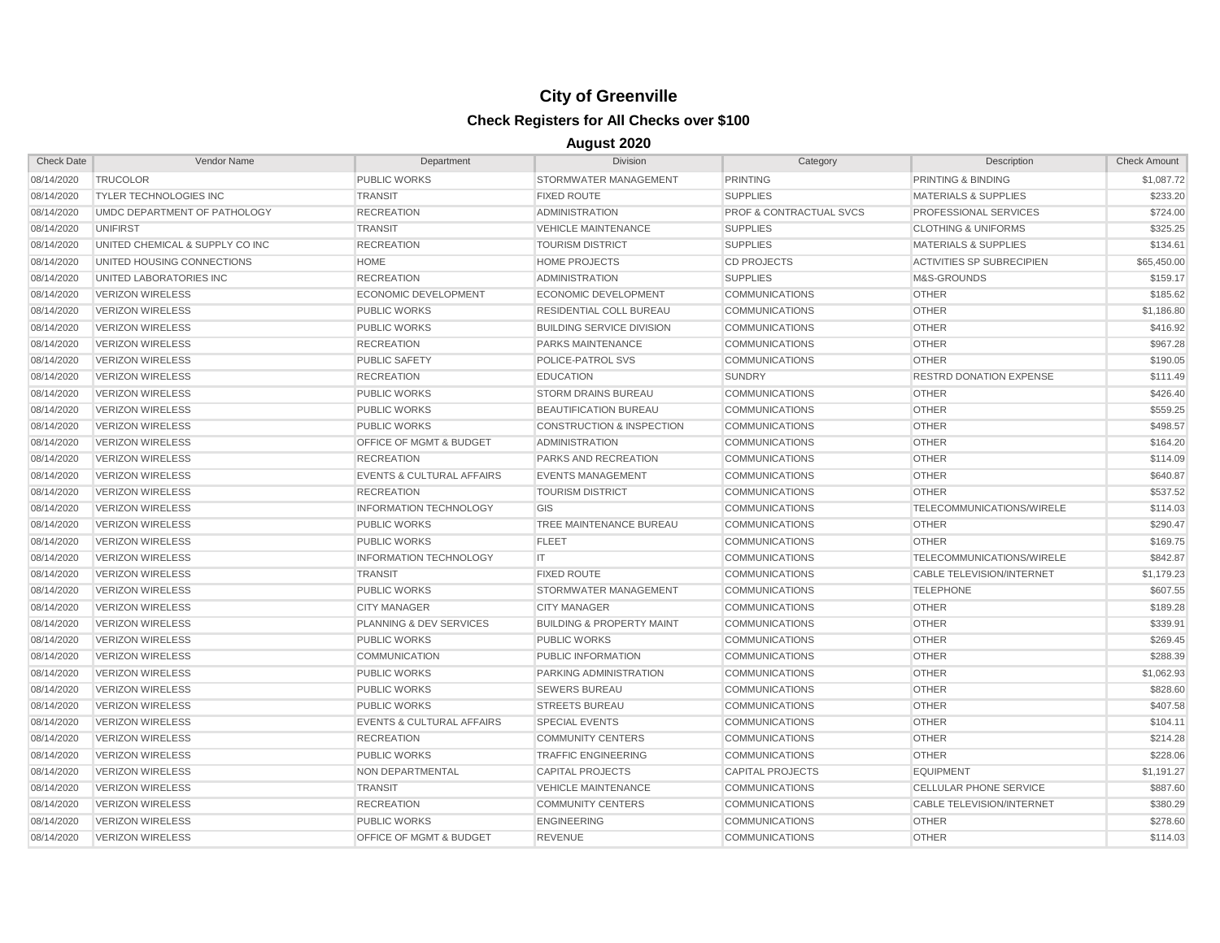# City of Greenville

## Check Registers for All Checks over $100

### August 2020

| Check Date | Vendor Name | Department | Division | Category | Description | Check Amount |
|---|---|---|---|---|---|---|
| 08/14/2020 | TRUCOLOR | PUBLIC WORKS | STORMWATER MANAGEMENT | PRINTING | PRINTING & BINDING | $1,087.72 |
| 08/14/2020 | TYLER TECHNOLOGIES INC | TRANSIT | FIXED ROUTE | SUPPLIES | MATERIALS & SUPPLIES | $233.20 |
| 08/14/2020 | UMDC DEPARTMENT OF PATHOLOGY | RECREATION | ADMINISTRATION | PROF & CONTRACTUAL SVCS | PROFESSIONAL SERVICES | $724.00 |
| 08/14/2020 | UNIFIRST | TRANSIT | VEHICLE MAINTENANCE | SUPPLIES | CLOTHING & UNIFORMS | $325.25 |
| 08/14/2020 | UNITED CHEMICAL & SUPPLY CO INC | RECREATION | TOURISM DISTRICT | SUPPLIES | MATERIALS & SUPPLIES | $134.61 |
| 08/14/2020 | UNITED HOUSING CONNECTIONS | HOME | HOME PROJECTS | CD PROJECTS | ACTIVITIES SP SUBRECIPIEN | $65,450.00 |
| 08/14/2020 | UNITED LABORATORIES INC | RECREATION | ADMINISTRATION | SUPPLIES | M&S-GROUNDS | $159.17 |
| 08/14/2020 | VERIZON WIRELESS | ECONOMIC DEVELOPMENT | ECONOMIC DEVELOPMENT | COMMUNICATIONS | OTHER | $185.62 |
| 08/14/2020 | VERIZON WIRELESS | PUBLIC WORKS | RESIDENTIAL COLL BUREAU | COMMUNICATIONS | OTHER | $1,186.80 |
| 08/14/2020 | VERIZON WIRELESS | PUBLIC WORKS | BUILDING SERVICE DIVISION | COMMUNICATIONS | OTHER | $416.92 |
| 08/14/2020 | VERIZON WIRELESS | RECREATION | PARKS MAINTENANCE | COMMUNICATIONS | OTHER | $967.28 |
| 08/14/2020 | VERIZON WIRELESS | PUBLIC SAFETY | POLICE-PATROL SVS | COMMUNICATIONS | OTHER | $190.05 |
| 08/14/2020 | VERIZON WIRELESS | RECREATION | EDUCATION | SUNDRY | RESTRD DONATION EXPENSE | $111.49 |
| 08/14/2020 | VERIZON WIRELESS | PUBLIC WORKS | STORM DRAINS BUREAU | COMMUNICATIONS | OTHER | $426.40 |
| 08/14/2020 | VERIZON WIRELESS | PUBLIC WORKS | BEAUTIFICATION BUREAU | COMMUNICATIONS | OTHER | $559.25 |
| 08/14/2020 | VERIZON WIRELESS | PUBLIC WORKS | CONSTRUCTION & INSPECTION | COMMUNICATIONS | OTHER | $498.57 |
| 08/14/2020 | VERIZON WIRELESS | OFFICE OF MGMT & BUDGET | ADMINISTRATION | COMMUNICATIONS | OTHER | $164.20 |
| 08/14/2020 | VERIZON WIRELESS | RECREATION | PARKS AND RECREATION | COMMUNICATIONS | OTHER | $114.09 |
| 08/14/2020 | VERIZON WIRELESS | EVENTS & CULTURAL AFFAIRS | EVENTS MANAGEMENT | COMMUNICATIONS | OTHER | $640.87 |
| 08/14/2020 | VERIZON WIRELESS | RECREATION | TOURISM DISTRICT | COMMUNICATIONS | OTHER | $537.52 |
| 08/14/2020 | VERIZON WIRELESS | INFORMATION TECHNOLOGY | GIS | COMMUNICATIONS | TELECOMMUNICATIONS/WIRELE | $114.03 |
| 08/14/2020 | VERIZON WIRELESS | PUBLIC WORKS | TREE MAINTENANCE BUREAU | COMMUNICATIONS | OTHER | $290.47 |
| 08/14/2020 | VERIZON WIRELESS | PUBLIC WORKS | FLEET | COMMUNICATIONS | OTHER | $169.75 |
| 08/14/2020 | VERIZON WIRELESS | INFORMATION TECHNOLOGY | IT | COMMUNICATIONS | TELECOMMUNICATIONS/WIRELE | $842.87 |
| 08/14/2020 | VERIZON WIRELESS | TRANSIT | FIXED ROUTE | COMMUNICATIONS | CABLE TELEVISION/INTERNET | $1,179.23 |
| 08/14/2020 | VERIZON WIRELESS | PUBLIC WORKS | STORMWATER MANAGEMENT | COMMUNICATIONS | TELEPHONE | $607.55 |
| 08/14/2020 | VERIZON WIRELESS | CITY MANAGER | CITY MANAGER | COMMUNICATIONS | OTHER | $189.28 |
| 08/14/2020 | VERIZON WIRELESS | PLANNING & DEV SERVICES | BUILDING & PROPERTY MAINT | COMMUNICATIONS | OTHER | $339.91 |
| 08/14/2020 | VERIZON WIRELESS | PUBLIC WORKS | PUBLIC WORKS | COMMUNICATIONS | OTHER | $269.45 |
| 08/14/2020 | VERIZON WIRELESS | COMMUNICATION | PUBLIC INFORMATION | COMMUNICATIONS | OTHER | $288.39 |
| 08/14/2020 | VERIZON WIRELESS | PUBLIC WORKS | PARKING ADMINISTRATION | COMMUNICATIONS | OTHER | $1,062.93 |
| 08/14/2020 | VERIZON WIRELESS | PUBLIC WORKS | SEWERS BUREAU | COMMUNICATIONS | OTHER | $828.60 |
| 08/14/2020 | VERIZON WIRELESS | PUBLIC WORKS | STREETS BUREAU | COMMUNICATIONS | OTHER | $407.58 |
| 08/14/2020 | VERIZON WIRELESS | EVENTS & CULTURAL AFFAIRS | SPECIAL EVENTS | COMMUNICATIONS | OTHER | $104.11 |
| 08/14/2020 | VERIZON WIRELESS | RECREATION | COMMUNITY CENTERS | COMMUNICATIONS | OTHER | $214.28 |
| 08/14/2020 | VERIZON WIRELESS | PUBLIC WORKS | TRAFFIC ENGINEERING | COMMUNICATIONS | OTHER | $228.06 |
| 08/14/2020 | VERIZON WIRELESS | NON DEPARTMENTAL | CAPITAL PROJECTS | CAPITAL PROJECTS | EQUIPMENT | $1,191.27 |
| 08/14/2020 | VERIZON WIRELESS | TRANSIT | VEHICLE MAINTENANCE | COMMUNICATIONS | CELLULAR PHONE SERVICE | $887.60 |
| 08/14/2020 | VERIZON WIRELESS | RECREATION | COMMUNITY CENTERS | COMMUNICATIONS | CABLE TELEVISION/INTERNET | $380.29 |
| 08/14/2020 | VERIZON WIRELESS | PUBLIC WORKS | ENGINEERING | COMMUNICATIONS | OTHER | $278.60 |
| 08/14/2020 | VERIZON WIRELESS | OFFICE OF MGMT & BUDGET | REVENUE | COMMUNICATIONS | OTHER | $114.03 |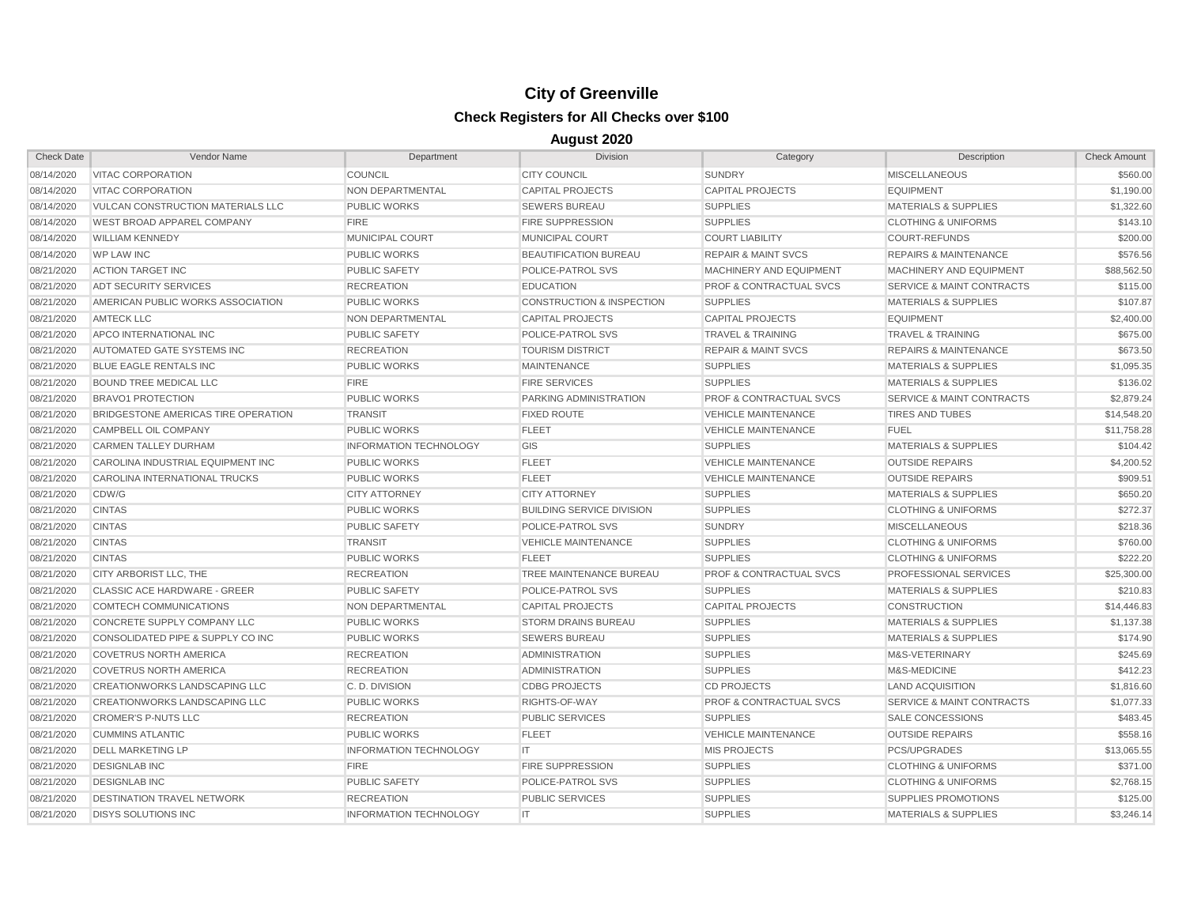# City of Greenville

## Check Registers for All Checks over $100

### August 2020

| Check Date | Vendor Name | Department | Division | Category | Description | Check Amount |
|---|---|---|---|---|---|---|
| 08/14/2020 | VITAC CORPORATION | COUNCIL | CITY COUNCIL | SUNDRY | MISCELLANEOUS | $560.00 |
| 08/14/2020 | VITAC CORPORATION | NON DEPARTMENTAL | CAPITAL PROJECTS | CAPITAL PROJECTS | EQUIPMENT | $1,190.00 |
| 08/14/2020 | VULCAN CONSTRUCTION MATERIALS LLC | PUBLIC WORKS | SEWERS BUREAU | SUPPLIES | MATERIALS & SUPPLIES | $1,322.60 |
| 08/14/2020 | WEST BROAD APPAREL COMPANY | FIRE | FIRE SUPPRESSION | SUPPLIES | CLOTHING & UNIFORMS | $143.10 |
| 08/14/2020 | WILLIAM KENNEDY | MUNICIPAL COURT | MUNICIPAL COURT | COURT LIABILITY | COURT-REFUNDS | $200.00 |
| 08/14/2020 | WP LAW INC | PUBLIC WORKS | BEAUTIFICATION BUREAU | REPAIR & MAINT SVCS | REPAIRS & MAINTENANCE | $576.56 |
| 08/21/2020 | ACTION TARGET INC | PUBLIC SAFETY | POLICE-PATROL SVS | MACHINERY AND EQUIPMENT | MACHINERY AND EQUIPMENT | $88,562.50 |
| 08/21/2020 | ADT SECURITY SERVICES | RECREATION | EDUCATION | PROF & CONTRACTUAL SVCS | SERVICE & MAINT CONTRACTS | $115.00 |
| 08/21/2020 | AMERICAN PUBLIC WORKS ASSOCIATION | PUBLIC WORKS | CONSTRUCTION & INSPECTION | SUPPLIES | MATERIALS & SUPPLIES | $107.87 |
| 08/21/2020 | AMTECK LLC | NON DEPARTMENTAL | CAPITAL PROJECTS | CAPITAL PROJECTS | EQUIPMENT | $2,400.00 |
| 08/21/2020 | APCO INTERNATIONAL INC | PUBLIC SAFETY | POLICE-PATROL SVS | TRAVEL & TRAINING | TRAVEL & TRAINING | $675.00 |
| 08/21/2020 | AUTOMATED GATE SYSTEMS INC | RECREATION | TOURISM DISTRICT | REPAIR & MAINT SVCS | REPAIRS & MAINTENANCE | $673.50 |
| 08/21/2020 | BLUE EAGLE RENTALS INC | PUBLIC WORKS | MAINTENANCE | SUPPLIES | MATERIALS & SUPPLIES | $1,095.35 |
| 08/21/2020 | BOUND TREE MEDICAL LLC | FIRE | FIRE SERVICES | SUPPLIES | MATERIALS & SUPPLIES | $136.02 |
| 08/21/2020 | BRAVO1 PROTECTION | PUBLIC WORKS | PARKING ADMINISTRATION | PROF & CONTRACTUAL SVCS | SERVICE & MAINT CONTRACTS | $2,879.24 |
| 08/21/2020 | BRIDGESTONE AMERICAS TIRE OPERATION | TRANSIT | FIXED ROUTE | VEHICLE MAINTENANCE | TIRES AND TUBES | $14,548.20 |
| 08/21/2020 | CAMPBELL OIL COMPANY | PUBLIC WORKS | FLEET | VEHICLE MAINTENANCE | FUEL | $11,758.28 |
| 08/21/2020 | CARMEN TALLEY DURHAM | INFORMATION TECHNOLOGY | GIS | SUPPLIES | MATERIALS & SUPPLIES | $104.42 |
| 08/21/2020 | CAROLINA INDUSTRIAL EQUIPMENT INC | PUBLIC WORKS | FLEET | VEHICLE MAINTENANCE | OUTSIDE REPAIRS | $4,200.52 |
| 08/21/2020 | CAROLINA INTERNATIONAL TRUCKS | PUBLIC WORKS | FLEET | VEHICLE MAINTENANCE | OUTSIDE REPAIRS | $909.51 |
| 08/21/2020 | CDW/G | CITY ATTORNEY | CITY ATTORNEY | SUPPLIES | MATERIALS & SUPPLIES | $650.20 |
| 08/21/2020 | CINTAS | PUBLIC WORKS | BUILDING SERVICE DIVISION | SUPPLIES | CLOTHING & UNIFORMS | $272.37 |
| 08/21/2020 | CINTAS | PUBLIC SAFETY | POLICE-PATROL SVS | SUNDRY | MISCELLANEOUS | $218.36 |
| 08/21/2020 | CINTAS | TRANSIT | VEHICLE MAINTENANCE | SUPPLIES | CLOTHING & UNIFORMS | $760.00 |
| 08/21/2020 | CINTAS | PUBLIC WORKS | FLEET | SUPPLIES | CLOTHING & UNIFORMS | $222.20 |
| 08/21/2020 | CITY ARBORIST LLC, THE | RECREATION | TREE MAINTENANCE BUREAU | PROF & CONTRACTUAL SVCS | PROFESSIONAL SERVICES | $25,300.00 |
| 08/21/2020 | CLASSIC ACE HARDWARE - GREER | PUBLIC SAFETY | POLICE-PATROL SVS | SUPPLIES | MATERIALS & SUPPLIES | $210.83 |
| 08/21/2020 | COMTECH COMMUNICATIONS | NON DEPARTMENTAL | CAPITAL PROJECTS | CAPITAL PROJECTS | CONSTRUCTION | $14,446.83 |
| 08/21/2020 | CONCRETE SUPPLY COMPANY LLC | PUBLIC WORKS | STORM DRAINS BUREAU | SUPPLIES | MATERIALS & SUPPLIES | $1,137.38 |
| 08/21/2020 | CONSOLIDATED PIPE & SUPPLY CO INC | PUBLIC WORKS | SEWERS BUREAU | SUPPLIES | MATERIALS & SUPPLIES | $174.90 |
| 08/21/2020 | COVETRUS NORTH AMERICA | RECREATION | ADMINISTRATION | SUPPLIES | M&S-VETERINARY | $245.69 |
| 08/21/2020 | COVETRUS NORTH AMERICA | RECREATION | ADMINISTRATION | SUPPLIES | M&S-MEDICINE | $412.23 |
| 08/21/2020 | CREATIONWORKS LANDSCAPING LLC | C. D. DIVISION | CDBG PROJECTS | CD PROJECTS | LAND ACQUISITION | $1,816.60 |
| 08/21/2020 | CREATIONWORKS LANDSCAPING LLC | PUBLIC WORKS | RIGHTS-OF-WAY | PROF & CONTRACTUAL SVCS | SERVICE & MAINT CONTRACTS | $1,077.33 |
| 08/21/2020 | CROMER'S P-NUTS LLC | RECREATION | PUBLIC SERVICES | SUPPLIES | SALE CONCESSIONS | $483.45 |
| 08/21/2020 | CUMMINS ATLANTIC | PUBLIC WORKS | FLEET | VEHICLE MAINTENANCE | OUTSIDE REPAIRS | $558.16 |
| 08/21/2020 | DELL MARKETING LP | INFORMATION TECHNOLOGY | IT | MIS PROJECTS | PCS/UPGRADES | $13,065.55 |
| 08/21/2020 | DESIGNLAB INC | FIRE | FIRE SUPPRESSION | SUPPLIES | CLOTHING & UNIFORMS | $371.00 |
| 08/21/2020 | DESIGNLAB INC | PUBLIC SAFETY | POLICE-PATROL SVS | SUPPLIES | CLOTHING & UNIFORMS | $2,768.15 |
| 08/21/2020 | DESTINATION TRAVEL NETWORK | RECREATION | PUBLIC SERVICES | SUPPLIES | SUPPLIES PROMOTIONS | $125.00 |
| 08/21/2020 | DISYS SOLUTIONS INC | INFORMATION TECHNOLOGY | IT | SUPPLIES | MATERIALS & SUPPLIES | $3,246.14 |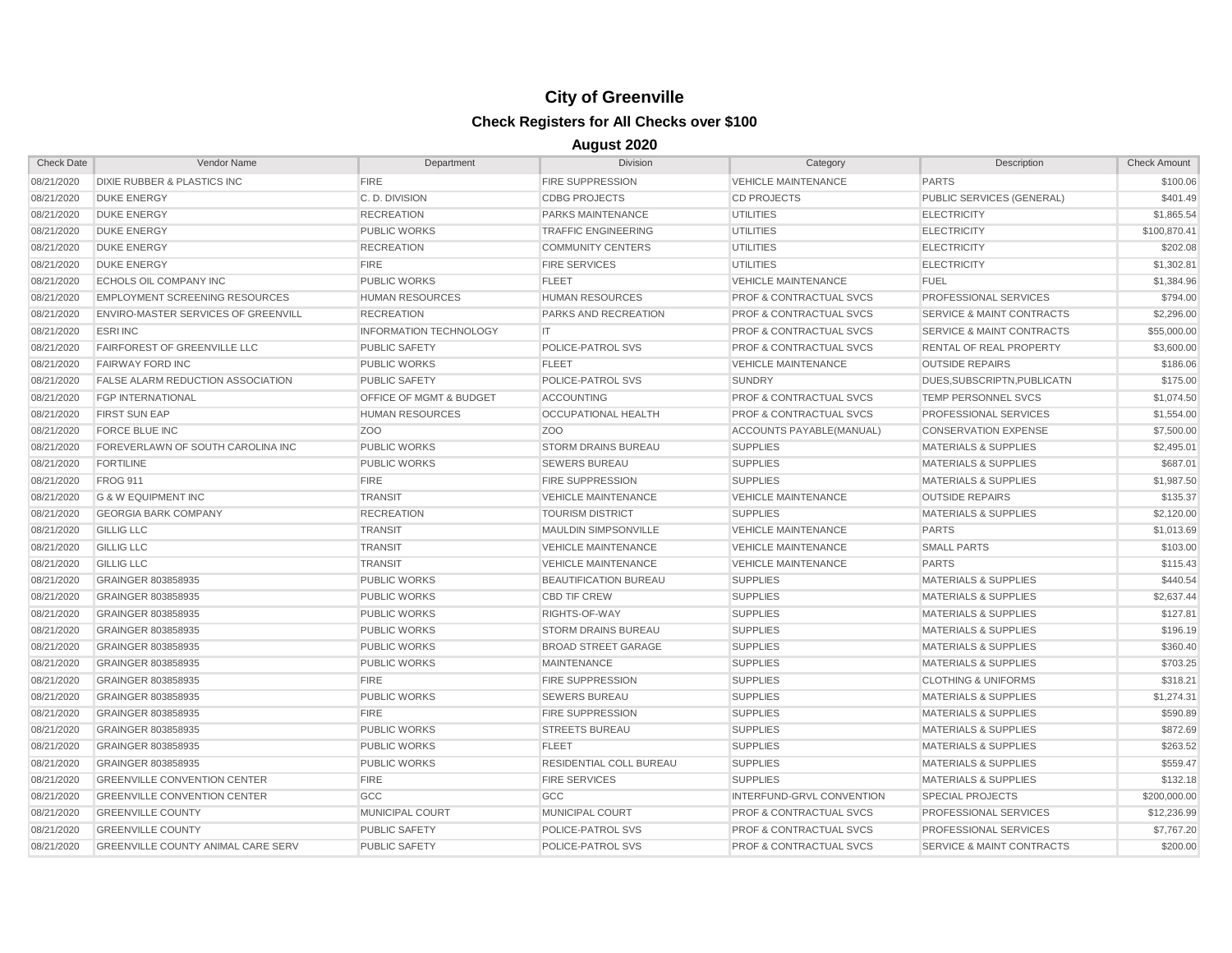# City of Greenville

## Check Registers for All Checks over $100

### August 2020

| Check Date | Vendor Name | Department | Division | Category | Description | Check Amount |
|---|---|---|---|---|---|---|
| 08/21/2020 | DIXIE RUBBER & PLASTICS INC | FIRE | FIRE SUPPRESSION | VEHICLE MAINTENANCE | PARTS | $100.06 |
| 08/21/2020 | DUKE ENERGY | C. D. DIVISION | CDBG PROJECTS | CD PROJECTS | PUBLIC SERVICES (GENERAL) | $401.49 |
| 08/21/2020 | DUKE ENERGY | RECREATION | PARKS MAINTENANCE | UTILITIES | ELECTRICITY | $1,865.54 |
| 08/21/2020 | DUKE ENERGY | PUBLIC WORKS | TRAFFIC ENGINEERING | UTILITIES | ELECTRICITY | $100,870.41 |
| 08/21/2020 | DUKE ENERGY | RECREATION | COMMUNITY CENTERS | UTILITIES | ELECTRICITY | $202.08 |
| 08/21/2020 | DUKE ENERGY | FIRE | FIRE SERVICES | UTILITIES | ELECTRICITY | $1,302.81 |
| 08/21/2020 | ECHOLS OIL COMPANY INC | PUBLIC WORKS | FLEET | VEHICLE MAINTENANCE | FUEL | $1,384.96 |
| 08/21/2020 | EMPLOYMENT SCREENING RESOURCES | HUMAN RESOURCES | HUMAN RESOURCES | PROF & CONTRACTUAL SVCS | PROFESSIONAL SERVICES | $794.00 |
| 08/21/2020 | ENVIRO-MASTER SERVICES OF GREENVILL | RECREATION | PARKS AND RECREATION | PROF & CONTRACTUAL SVCS | SERVICE & MAINT CONTRACTS | $2,296.00 |
| 08/21/2020 | ESRI INC | INFORMATION TECHNOLOGY | IT | PROF & CONTRACTUAL SVCS | SERVICE & MAINT CONTRACTS | $55,000.00 |
| 08/21/2020 | FAIRFOREST OF GREENVILLE LLC | PUBLIC SAFETY | POLICE-PATROL SVS | PROF & CONTRACTUAL SVCS | RENTAL OF REAL PROPERTY | $3,600.00 |
| 08/21/2020 | FAIRWAY FORD INC | PUBLIC WORKS | FLEET | VEHICLE MAINTENANCE | OUTSIDE REPAIRS | $186.06 |
| 08/21/2020 | FALSE ALARM REDUCTION ASSOCIATION | PUBLIC SAFETY | POLICE-PATROL SVS | SUNDRY | DUES,SUBSCRIPTN,PUBLICATN | $175.00 |
| 08/21/2020 | FGP INTERNATIONAL | OFFICE OF MGMT & BUDGET | ACCOUNTING | PROF & CONTRACTUAL SVCS | TEMP PERSONNEL SVCS | $1,074.50 |
| 08/21/2020 | FIRST SUN EAP | HUMAN RESOURCES | OCCUPATIONAL HEALTH | PROF & CONTRACTUAL SVCS | PROFESSIONAL SERVICES | $1,554.00 |
| 08/21/2020 | FORCE BLUE INC | ZOO | ZOO | ACCOUNTS PAYABLE(MANUAL) | CONSERVATION EXPENSE | $7,500.00 |
| 08/21/2020 | FOREVERLAWN OF SOUTH CAROLINA INC | PUBLIC WORKS | STORM DRAINS BUREAU | SUPPLIES | MATERIALS & SUPPLIES | $2,495.01 |
| 08/21/2020 | FORTILINE | PUBLIC WORKS | SEWERS BUREAU | SUPPLIES | MATERIALS & SUPPLIES | $687.01 |
| 08/21/2020 | FROG 911 | FIRE | FIRE SUPPRESSION | SUPPLIES | MATERIALS & SUPPLIES | $1,987.50 |
| 08/21/2020 | G & W EQUIPMENT INC | TRANSIT | VEHICLE MAINTENANCE | VEHICLE MAINTENANCE | OUTSIDE REPAIRS | $135.37 |
| 08/21/2020 | GEORGIA BARK COMPANY | RECREATION | TOURISM DISTRICT | SUPPLIES | MATERIALS & SUPPLIES | $2,120.00 |
| 08/21/2020 | GILLIG LLC | TRANSIT | MAULDIN SIMPSONVILLE | VEHICLE MAINTENANCE | PARTS | $1,013.69 |
| 08/21/2020 | GILLIG LLC | TRANSIT | VEHICLE MAINTENANCE | VEHICLE MAINTENANCE | SMALL PARTS | $103.00 |
| 08/21/2020 | GILLIG LLC | TRANSIT | VEHICLE MAINTENANCE | VEHICLE MAINTENANCE | PARTS | $115.43 |
| 08/21/2020 | GRAINGER 803858935 | PUBLIC WORKS | BEAUTIFICATION BUREAU | SUPPLIES | MATERIALS & SUPPLIES | $440.54 |
| 08/21/2020 | GRAINGER 803858935 | PUBLIC WORKS | CBD TIF CREW | SUPPLIES | MATERIALS & SUPPLIES | $2,637.44 |
| 08/21/2020 | GRAINGER 803858935 | PUBLIC WORKS | RIGHTS-OF-WAY | SUPPLIES | MATERIALS & SUPPLIES | $127.81 |
| 08/21/2020 | GRAINGER 803858935 | PUBLIC WORKS | STORM DRAINS BUREAU | SUPPLIES | MATERIALS & SUPPLIES | $196.19 |
| 08/21/2020 | GRAINGER 803858935 | PUBLIC WORKS | BROAD STREET GARAGE | SUPPLIES | MATERIALS & SUPPLIES | $360.40 |
| 08/21/2020 | GRAINGER 803858935 | PUBLIC WORKS | MAINTENANCE | SUPPLIES | MATERIALS & SUPPLIES | $703.25 |
| 08/21/2020 | GRAINGER 803858935 | FIRE | FIRE SUPPRESSION | SUPPLIES | CLOTHING & UNIFORMS | $318.21 |
| 08/21/2020 | GRAINGER 803858935 | PUBLIC WORKS | SEWERS BUREAU | SUPPLIES | MATERIALS & SUPPLIES | $1,274.31 |
| 08/21/2020 | GRAINGER 803858935 | FIRE | FIRE SUPPRESSION | SUPPLIES | MATERIALS & SUPPLIES | $590.89 |
| 08/21/2020 | GRAINGER 803858935 | PUBLIC WORKS | STREETS BUREAU | SUPPLIES | MATERIALS & SUPPLIES | $872.69 |
| 08/21/2020 | GRAINGER 803858935 | PUBLIC WORKS | FLEET | SUPPLIES | MATERIALS & SUPPLIES | $263.52 |
| 08/21/2020 | GRAINGER 803858935 | PUBLIC WORKS | RESIDENTIAL COLL BUREAU | SUPPLIES | MATERIALS & SUPPLIES | $559.47 |
| 08/21/2020 | GREENVILLE CONVENTION CENTER | FIRE | FIRE SERVICES | SUPPLIES | MATERIALS & SUPPLIES | $132.18 |
| 08/21/2020 | GREENVILLE CONVENTION CENTER | GCC | GCC | INTERFUND-GRVL CONVENTION | SPECIAL PROJECTS | $200,000.00 |
| 08/21/2020 | GREENVILLE COUNTY | MUNICIPAL COURT | MUNICIPAL COURT | PROF & CONTRACTUAL SVCS | PROFESSIONAL SERVICES | $12,236.99 |
| 08/21/2020 | GREENVILLE COUNTY | PUBLIC SAFETY | POLICE-PATROL SVS | PROF & CONTRACTUAL SVCS | PROFESSIONAL SERVICES | $7,767.20 |
| 08/21/2020 | GREENVILLE COUNTY ANIMAL CARE SERV | PUBLIC SAFETY | POLICE-PATROL SVS | PROF & CONTRACTUAL SVCS | SERVICE & MAINT CONTRACTS | $200.00 |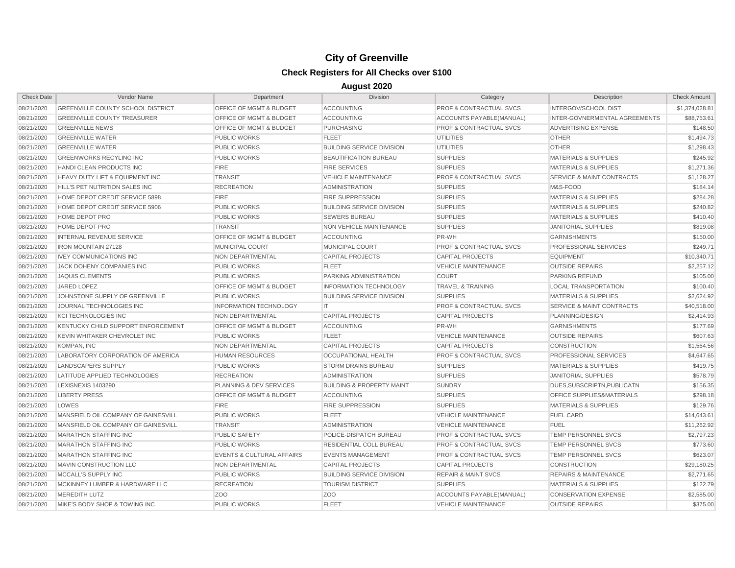# City of Greenville

## Check Registers for All Checks over $100

### August 2020

| Check Date | Vendor Name | Department | Division | Category | Description | Check Amount |
|---|---|---|---|---|---|---|
| 08/21/2020 | GREENVILLE COUNTY SCHOOL DISTRICT | OFFICE OF MGMT & BUDGET | ACCOUNTING | PROF & CONTRACTUAL SVCS | INTERGOV/SCHOOL DIST | $1,374,028.81 |
| 08/21/2020 | GREENVILLE COUNTY TREASURER | OFFICE OF MGMT & BUDGET | ACCOUNTING | ACCOUNTS PAYABLE(MANUAL) | INTER-GOVNERMENTAL AGREEMENTS | $88,753.61 |
| 08/21/2020 | GREENVILLE NEWS | OFFICE OF MGMT & BUDGET | PURCHASING | PROF & CONTRACTUAL SVCS | ADVERTISING EXPENSE | $148.50 |
| 08/21/2020 | GREENVILLE WATER | PUBLIC WORKS | FLEET | UTILITIES | OTHER | $1,494.73 |
| 08/21/2020 | GREENVILLE WATER | PUBLIC WORKS | BUILDING SERVICE DIVISION | UTILITIES | OTHER | $1,298.43 |
| 08/21/2020 | GREENWORKS RECYLING INC | PUBLIC WORKS | BEAUTIFICATION BUREAU | SUPPLIES | MATERIALS & SUPPLIES | $245.92 |
| 08/21/2020 | HANDI CLEAN PRODUCTS INC | FIRE | FIRE SERVICES | SUPPLIES | MATERIALS & SUPPLIES | $1,271.36 |
| 08/21/2020 | HEAVY DUTY LIFT & EQUIPMENT INC | TRANSIT | VEHICLE MAINTENANCE | PROF & CONTRACTUAL SVCS | SERVICE & MAINT CONTRACTS | $1,128.27 |
| 08/21/2020 | HILL'S PET NUTRITION SALES INC | RECREATION | ADMINISTRATION | SUPPLIES | M&S-FOOD | $184.14 |
| 08/21/2020 | HOME DEPOT CREDIT SERVICE 5898 | FIRE | FIRE SUPPRESSION | SUPPLIES | MATERIALS & SUPPLIES | $284.28 |
| 08/21/2020 | HOME DEPOT CREDIT SERVICE 5906 | PUBLIC WORKS | BUILDING SERVICE DIVISION | SUPPLIES | MATERIALS & SUPPLIES | $240.82 |
| 08/21/2020 | HOME DEPOT PRO | PUBLIC WORKS | SEWERS BUREAU | SUPPLIES | MATERIALS & SUPPLIES | $410.40 |
| 08/21/2020 | HOME DEPOT PRO | TRANSIT | NON VEHICLE MAINTENANCE | SUPPLIES | JANITORIAL SUPPLIES | $819.08 |
| 08/21/2020 | INTERNAL REVENUE SERVICE | OFFICE OF MGMT & BUDGET | ACCOUNTING | PR-WH | GARNISHMENTS | $150.00 |
| 08/21/2020 | IRON MOUNTAIN 27128 | MUNICIPAL COURT | MUNICIPAL COURT | PROF & CONTRACTUAL SVCS | PROFESSIONAL SERVICES | $249.71 |
| 08/21/2020 | IVEY COMMUNICATIONS INC | NON DEPARTMENTAL | CAPITAL PROJECTS | CAPITAL PROJECTS | EQUIPMENT | $10,340.71 |
| 08/21/2020 | JACK DOHENY COMPANIES INC | PUBLIC WORKS | FLEET | VEHICLE MAINTENANCE | OUTSIDE REPAIRS | $2,257.12 |
| 08/21/2020 | JAQUIS CLEMENTS | PUBLIC WORKS | PARKING ADMINISTRATION | COURT | PARKING REFUND | $105.00 |
| 08/21/2020 | JARED LOPEZ | OFFICE OF MGMT & BUDGET | INFORMATION TECHNOLOGY | TRAVEL & TRAINING | LOCAL TRANSPORTATION | $100.40 |
| 08/21/2020 | JOHNSTONE SUPPLY OF GREENVILLE | PUBLIC WORKS | BUILDING SERVICE DIVISION | SUPPLIES | MATERIALS & SUPPLIES | $2,624.92 |
| 08/21/2020 | JOURNAL TECHNOLOGIES INC | INFORMATION TECHNOLOGY | IT | PROF & CONTRACTUAL SVCS | SERVICE & MAINT CONTRACTS | $40,518.00 |
| 08/21/2020 | KCI TECHNOLOGIES INC | NON DEPARTMENTAL | CAPITAL PROJECTS | CAPITAL PROJECTS | PLANNING/DESIGN | $2,414.93 |
| 08/21/2020 | KENTUCKY CHILD SUPPORT ENFORCEMENT | OFFICE OF MGMT & BUDGET | ACCOUNTING | PR-WH | GARNISHMENTS | $177.69 |
| 08/21/2020 | KEVIN WHITAKER CHEVROLET INC | PUBLIC WORKS | FLEET | VEHICLE MAINTENANCE | OUTSIDE REPAIRS | $607.63 |
| 08/21/2020 | KOMPAN, INC | NON DEPARTMENTAL | CAPITAL PROJECTS | CAPITAL PROJECTS | CONSTRUCTION | $1,564.56 |
| 08/21/2020 | LABORATORY CORPORATION OF AMERICA | HUMAN RESOURCES | OCCUPATIONAL HEALTH | PROF & CONTRACTUAL SVCS | PROFESSIONAL SERVICES | $4,647.65 |
| 08/21/2020 | LANDSCAPERS SUPPLY | PUBLIC WORKS | STORM DRAINS BUREAU | SUPPLIES | MATERIALS & SUPPLIES | $419.75 |
| 08/21/2020 | LATITUDE APPLIED TECHNOLOGIES | RECREATION | ADMINISTRATION | SUPPLIES | JANITORIAL SUPPLIES | $578.79 |
| 08/21/2020 | LEXISNEXIS 1403290 | PLANNING & DEV SERVICES | BUILDING & PROPERTY MAINT | SUNDRY | DUES,SUBSCRIPTN,PUBLICATN | $156.35 |
| 08/21/2020 | LIBERTY PRESS | OFFICE OF MGMT & BUDGET | ACCOUNTING | SUPPLIES | OFFICE SUPPLIES&MATERIALS | $298.18 |
| 08/21/2020 | LOWES | FIRE | FIRE SUPPRESSION | SUPPLIES | MATERIALS & SUPPLIES | $129.76 |
| 08/21/2020 | MANSFIELD OIL COMPANY OF GAINESVILL | PUBLIC WORKS | FLEET | VEHICLE MAINTENANCE | FUEL CARD | $14,643.61 |
| 08/21/2020 | MANSFIELD OIL COMPANY OF GAINESVILL | TRANSIT | ADMINISTRATION | VEHICLE MAINTENANCE | FUEL | $11,262.92 |
| 08/21/2020 | MARATHON STAFFING INC | PUBLIC SAFETY | POLICE-DISPATCH BUREAU | PROF & CONTRACTUAL SVCS | TEMP PERSONNEL SVCS | $2,797.23 |
| 08/21/2020 | MARATHON STAFFING INC | PUBLIC WORKS | RESIDENTIAL COLL BUREAU | PROF & CONTRACTUAL SVCS | TEMP PERSONNEL SVCS | $773.60 |
| 08/21/2020 | MARATHON STAFFING INC | EVENTS & CULTURAL AFFAIRS | EVENTS MANAGEMENT | PROF & CONTRACTUAL SVCS | TEMP PERSONNEL SVCS | $623.07 |
| 08/21/2020 | MAVIN CONSTRUCTION LLC | NON DEPARTMENTAL | CAPITAL PROJECTS | CAPITAL PROJECTS | CONSTRUCTION | $29,180.25 |
| 08/21/2020 | MCCALL'S SUPPLY INC | PUBLIC WORKS | BUILDING SERVICE DIVISION | REPAIR & MAINT SVCS | REPAIRS & MAINTENANCE | $2,771.65 |
| 08/21/2020 | MCKINNEY LUMBER & HARDWARE LLC | RECREATION | TOURISM DISTRICT | SUPPLIES | MATERIALS & SUPPLIES | $122.79 |
| 08/21/2020 | MEREDITH LUTZ | ZOO | ZOO | ACCOUNTS PAYABLE(MANUAL) | CONSERVATION EXPENSE | $2,585.00 |
| 08/21/2020 | MIKE'S BODY SHOP & TOWING INC | PUBLIC WORKS | FLEET | VEHICLE MAINTENANCE | OUTSIDE REPAIRS | $375.00 |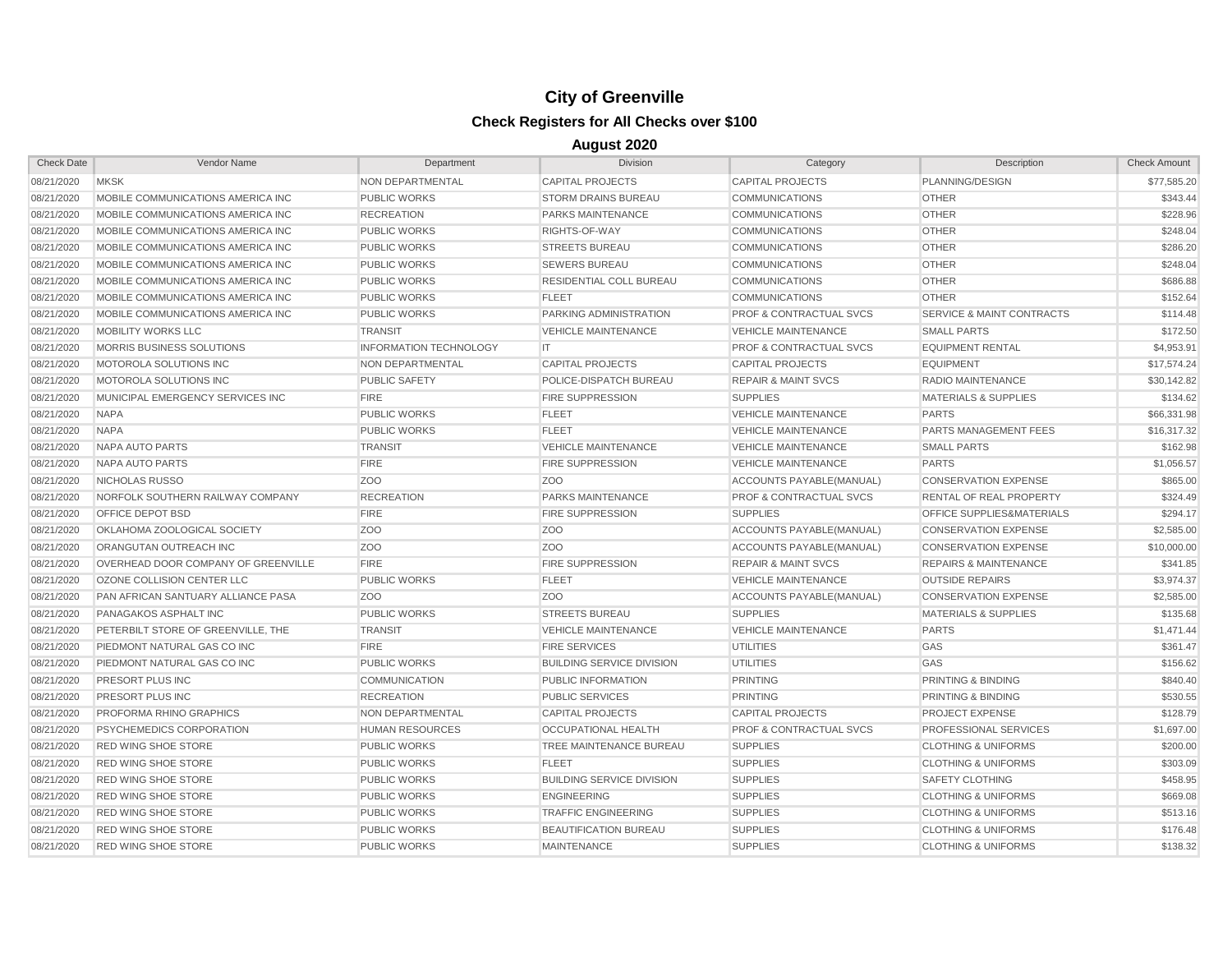# City of Greenville

## Check Registers for All Checks over $100

### August 2020

| Check Date | Vendor Name | Department | Division | Category | Description | Check Amount |
|---|---|---|---|---|---|---|
| 08/21/2020 | MKSK | NON DEPARTMENTAL | CAPITAL PROJECTS | CAPITAL PROJECTS | PLANNING/DESIGN | $77,585.20 |
| 08/21/2020 | MOBILE COMMUNICATIONS AMERICA INC | PUBLIC WORKS | STORM DRAINS BUREAU | COMMUNICATIONS | OTHER | $343.44 |
| 08/21/2020 | MOBILE COMMUNICATIONS AMERICA INC | RECREATION | PARKS MAINTENANCE | COMMUNICATIONS | OTHER | $228.96 |
| 08/21/2020 | MOBILE COMMUNICATIONS AMERICA INC | PUBLIC WORKS | RIGHTS-OF-WAY | COMMUNICATIONS | OTHER | $248.04 |
| 08/21/2020 | MOBILE COMMUNICATIONS AMERICA INC | PUBLIC WORKS | STREETS BUREAU | COMMUNICATIONS | OTHER | $286.20 |
| 08/21/2020 | MOBILE COMMUNICATIONS AMERICA INC | PUBLIC WORKS | SEWERS BUREAU | COMMUNICATIONS | OTHER | $248.04 |
| 08/21/2020 | MOBILE COMMUNICATIONS AMERICA INC | PUBLIC WORKS | RESIDENTIAL COLL BUREAU | COMMUNICATIONS | OTHER | $686.88 |
| 08/21/2020 | MOBILE COMMUNICATIONS AMERICA INC | PUBLIC WORKS | FLEET | COMMUNICATIONS | OTHER | $152.64 |
| 08/21/2020 | MOBILE COMMUNICATIONS AMERICA INC | PUBLIC WORKS | PARKING ADMINISTRATION | PROF & CONTRACTUAL SVCS | SERVICE & MAINT CONTRACTS | $114.48 |
| 08/21/2020 | MOBILITY WORKS LLC | TRANSIT | VEHICLE MAINTENANCE | VEHICLE MAINTENANCE | SMALL PARTS | $172.50 |
| 08/21/2020 | MORRIS BUSINESS SOLUTIONS | INFORMATION TECHNOLOGY | IT | PROF & CONTRACTUAL SVCS | EQUIPMENT RENTAL | $4,953.91 |
| 08/21/2020 | MOTOROLA SOLUTIONS INC | NON DEPARTMENTAL | CAPITAL PROJECTS | CAPITAL PROJECTS | EQUIPMENT | $17,574.24 |
| 08/21/2020 | MOTOROLA SOLUTIONS INC | PUBLIC SAFETY | POLICE-DISPATCH BUREAU | REPAIR & MAINT SVCS | RADIO MAINTENANCE | $30,142.82 |
| 08/21/2020 | MUNICIPAL EMERGENCY SERVICES INC | FIRE | FIRE SUPPRESSION | SUPPLIES | MATERIALS & SUPPLIES | $134.62 |
| 08/21/2020 | NAPA | PUBLIC WORKS | FLEET | VEHICLE MAINTENANCE | PARTS | $66,331.98 |
| 08/21/2020 | NAPA | PUBLIC WORKS | FLEET | VEHICLE MAINTENANCE | PARTS MANAGEMENT FEES | $16,317.32 |
| 08/21/2020 | NAPA AUTO PARTS | TRANSIT | VEHICLE MAINTENANCE | VEHICLE MAINTENANCE | SMALL PARTS | $162.98 |
| 08/21/2020 | NAPA AUTO PARTS | FIRE | FIRE SUPPRESSION | VEHICLE MAINTENANCE | PARTS | $1,056.57 |
| 08/21/2020 | NICHOLAS RUSSO | ZOO | ZOO | ACCOUNTS PAYABLE(MANUAL) | CONSERVATION EXPENSE | $865.00 |
| 08/21/2020 | NORFOLK SOUTHERN RAILWAY COMPANY | RECREATION | PARKS MAINTENANCE | PROF & CONTRACTUAL SVCS | RENTAL OF REAL PROPERTY | $324.49 |
| 08/21/2020 | OFFICE DEPOT BSD | FIRE | FIRE SUPPRESSION | SUPPLIES | OFFICE SUPPLIES&MATERIALS | $294.17 |
| 08/21/2020 | OKLAHOMA ZOOLOGICAL SOCIETY | ZOO | ZOO | ACCOUNTS PAYABLE(MANUAL) | CONSERVATION EXPENSE | $2,585.00 |
| 08/21/2020 | ORANGUTAN OUTREACH INC | ZOO | ZOO | ACCOUNTS PAYABLE(MANUAL) | CONSERVATION EXPENSE | $10,000.00 |
| 08/21/2020 | OVERHEAD DOOR COMPANY OF GREENVILLE | FIRE | FIRE SUPPRESSION | REPAIR & MAINT SVCS | REPAIRS & MAINTENANCE | $341.85 |
| 08/21/2020 | OZONE COLLISION CENTER LLC | PUBLIC WORKS | FLEET | VEHICLE MAINTENANCE | OUTSIDE REPAIRS | $3,974.37 |
| 08/21/2020 | PAN AFRICAN SANTUARY ALLIANCE PASA | ZOO | ZOO | ACCOUNTS PAYABLE(MANUAL) | CONSERVATION EXPENSE | $2,585.00 |
| 08/21/2020 | PANAGAKOS ASPHALT INC | PUBLIC WORKS | STREETS BUREAU | SUPPLIES | MATERIALS & SUPPLIES | $135.68 |
| 08/21/2020 | PETERBILT STORE OF GREENVILLE, THE | TRANSIT | VEHICLE MAINTENANCE | VEHICLE MAINTENANCE | PARTS | $1,471.44 |
| 08/21/2020 | PIEDMONT NATURAL GAS CO INC | FIRE | FIRE SERVICES | UTILITIES | GAS | $361.47 |
| 08/21/2020 | PIEDMONT NATURAL GAS CO INC | PUBLIC WORKS | BUILDING SERVICE DIVISION | UTILITIES | GAS | $156.62 |
| 08/21/2020 | PRESORT PLUS INC | COMMUNICATION | PUBLIC INFORMATION | PRINTING | PRINTING & BINDING | $840.40 |
| 08/21/2020 | PRESORT PLUS INC | RECREATION | PUBLIC SERVICES | PRINTING | PRINTING & BINDING | $530.55 |
| 08/21/2020 | PROFORMA RHINO GRAPHICS | NON DEPARTMENTAL | CAPITAL PROJECTS | CAPITAL PROJECTS | PROJECT EXPENSE | $128.79 |
| 08/21/2020 | PSYCHEMEDICS CORPORATION | HUMAN RESOURCES | OCCUPATIONAL HEALTH | PROF & CONTRACTUAL SVCS | PROFESSIONAL SERVICES | $1,697.00 |
| 08/21/2020 | RED WING SHOE STORE | PUBLIC WORKS | TREE MAINTENANCE BUREAU | SUPPLIES | CLOTHING & UNIFORMS | $200.00 |
| 08/21/2020 | RED WING SHOE STORE | PUBLIC WORKS | FLEET | SUPPLIES | CLOTHING & UNIFORMS | $303.09 |
| 08/21/2020 | RED WING SHOE STORE | PUBLIC WORKS | BUILDING SERVICE DIVISION | SUPPLIES | SAFETY CLOTHING | $458.95 |
| 08/21/2020 | RED WING SHOE STORE | PUBLIC WORKS | ENGINEERING | SUPPLIES | CLOTHING & UNIFORMS | $669.08 |
| 08/21/2020 | RED WING SHOE STORE | PUBLIC WORKS | TRAFFIC ENGINEERING | SUPPLIES | CLOTHING & UNIFORMS | $513.16 |
| 08/21/2020 | RED WING SHOE STORE | PUBLIC WORKS | BEAUTIFICATION BUREAU | SUPPLIES | CLOTHING & UNIFORMS | $176.48 |
| 08/21/2020 | RED WING SHOE STORE | PUBLIC WORKS | MAINTENANCE | SUPPLIES | CLOTHING & UNIFORMS | $138.32 |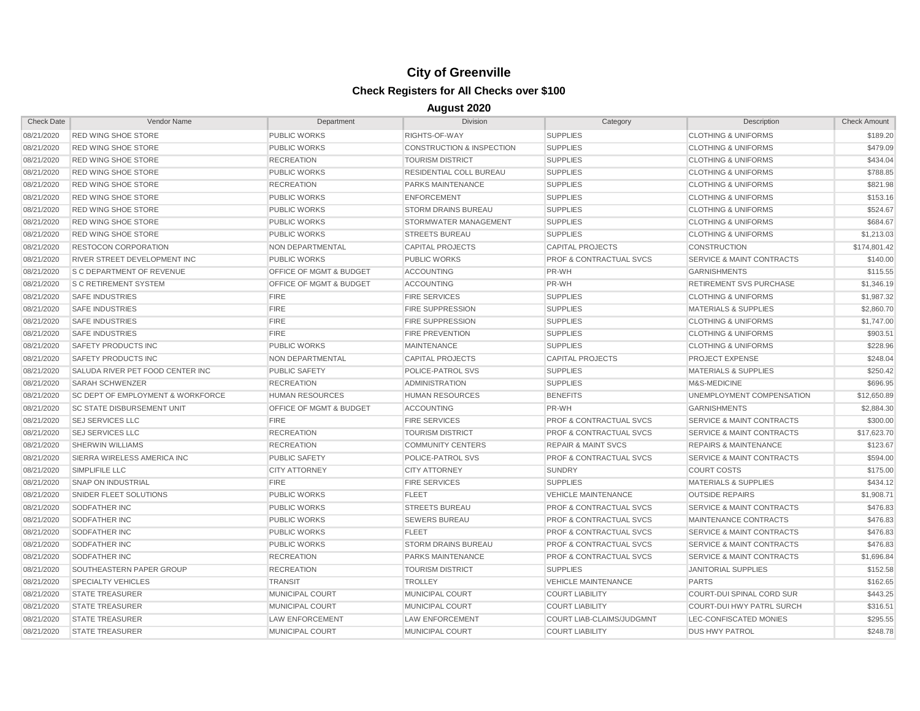# City of Greenville

## Check Registers for All Checks over $100

### August 2020

| Check Date | Vendor Name | Department | Division | Category | Description | Check Amount |
|---|---|---|---|---|---|---|
| 08/21/2020 | RED WING SHOE STORE | PUBLIC WORKS | RIGHTS-OF-WAY | SUPPLIES | CLOTHING & UNIFORMS | $189.20 |
| 08/21/2020 | RED WING SHOE STORE | PUBLIC WORKS | CONSTRUCTION & INSPECTION | SUPPLIES | CLOTHING & UNIFORMS | $479.09 |
| 08/21/2020 | RED WING SHOE STORE | RECREATION | TOURISM DISTRICT | SUPPLIES | CLOTHING & UNIFORMS | $434.04 |
| 08/21/2020 | RED WING SHOE STORE | PUBLIC WORKS | RESIDENTIAL COLL BUREAU | SUPPLIES | CLOTHING & UNIFORMS | $788.85 |
| 08/21/2020 | RED WING SHOE STORE | RECREATION | PARKS MAINTENANCE | SUPPLIES | CLOTHING & UNIFORMS | $821.98 |
| 08/21/2020 | RED WING SHOE STORE | PUBLIC WORKS | ENFORCEMENT | SUPPLIES | CLOTHING & UNIFORMS | $153.16 |
| 08/21/2020 | RED WING SHOE STORE | PUBLIC WORKS | STORM DRAINS BUREAU | SUPPLIES | CLOTHING & UNIFORMS | $524.67 |
| 08/21/2020 | RED WING SHOE STORE | PUBLIC WORKS | STORMWATER MANAGEMENT | SUPPLIES | CLOTHING & UNIFORMS | $684.67 |
| 08/21/2020 | RED WING SHOE STORE | PUBLIC WORKS | STREETS BUREAU | SUPPLIES | CLOTHING & UNIFORMS | $1,213.03 |
| 08/21/2020 | RESTOCON CORPORATION | NON DEPARTMENTAL | CAPITAL PROJECTS | CAPITAL PROJECTS | CONSTRUCTION | $174,801.42 |
| 08/21/2020 | RIVER STREET DEVELOPMENT INC | PUBLIC WORKS | PUBLIC WORKS | PROF & CONTRACTUAL SVCS | SERVICE & MAINT CONTRACTS | $140.00 |
| 08/21/2020 | S C DEPARTMENT OF REVENUE | OFFICE OF MGMT & BUDGET | ACCOUNTING | PR-WH | GARNISHMENTS | $115.55 |
| 08/21/2020 | S C RETIREMENT SYSTEM | OFFICE OF MGMT & BUDGET | ACCOUNTING | PR-WH | RETIREMENT SVS PURCHASE | $1,346.19 |
| 08/21/2020 | SAFE INDUSTRIES | FIRE | FIRE SERVICES | SUPPLIES | CLOTHING & UNIFORMS | $1,987.32 |
| 08/21/2020 | SAFE INDUSTRIES | FIRE | FIRE SUPPRESSION | SUPPLIES | MATERIALS & SUPPLIES | $2,860.70 |
| 08/21/2020 | SAFE INDUSTRIES | FIRE | FIRE SUPPRESSION | SUPPLIES | CLOTHING & UNIFORMS | $1,747.00 |
| 08/21/2020 | SAFE INDUSTRIES | FIRE | FIRE PREVENTION | SUPPLIES | CLOTHING & UNIFORMS | $903.51 |
| 08/21/2020 | SAFETY PRODUCTS INC | PUBLIC WORKS | MAINTENANCE | SUPPLIES | CLOTHING & UNIFORMS | $228.96 |
| 08/21/2020 | SAFETY PRODUCTS INC | NON DEPARTMENTAL | CAPITAL PROJECTS | CAPITAL PROJECTS | PROJECT EXPENSE | $248.04 |
| 08/21/2020 | SALUDA RIVER PET FOOD CENTER INC | PUBLIC SAFETY | POLICE-PATROL SVS | SUPPLIES | MATERIALS & SUPPLIES | $250.42 |
| 08/21/2020 | SARAH SCHWENZER | RECREATION | ADMINISTRATION | SUPPLIES | M&S-MEDICINE | $696.95 |
| 08/21/2020 | SC DEPT OF EMPLOYMENT & WORKFORCE | HUMAN RESOURCES | HUMAN RESOURCES | BENEFITS | UNEMPLOYMENT COMPENSATION | $12,650.89 |
| 08/21/2020 | SC STATE DISBURSEMENT UNIT | OFFICE OF MGMT & BUDGET | ACCOUNTING | PR-WH | GARNISHMENTS | $2,884.30 |
| 08/21/2020 | SEJ SERVICES LLC | FIRE | FIRE SERVICES | PROF & CONTRACTUAL SVCS | SERVICE & MAINT CONTRACTS | $300.00 |
| 08/21/2020 | SEJ SERVICES LLC | RECREATION | TOURISM DISTRICT | PROF & CONTRACTUAL SVCS | SERVICE & MAINT CONTRACTS | $17,623.70 |
| 08/21/2020 | SHERWIN WILLIAMS | RECREATION | COMMUNITY CENTERS | REPAIR & MAINT SVCS | REPAIRS & MAINTENANCE | $123.67 |
| 08/21/2020 | SIERRA WIRELESS AMERICA INC | PUBLIC SAFETY | POLICE-PATROL SVS | PROF & CONTRACTUAL SVCS | SERVICE & MAINT CONTRACTS | $594.00 |
| 08/21/2020 | SIMPLIFILE LLC | CITY ATTORNEY | CITY ATTORNEY | SUNDRY | COURT COSTS | $175.00 |
| 08/21/2020 | SNAP ON INDUSTRIAL | FIRE | FIRE SERVICES | SUPPLIES | MATERIALS & SUPPLIES | $434.12 |
| 08/21/2020 | SNIDER FLEET SOLUTIONS | PUBLIC WORKS | FLEET | VEHICLE MAINTENANCE | OUTSIDE REPAIRS | $1,908.71 |
| 08/21/2020 | SODFATHER INC | PUBLIC WORKS | STREETS BUREAU | PROF & CONTRACTUAL SVCS | SERVICE & MAINT CONTRACTS | $476.83 |
| 08/21/2020 | SODFATHER INC | PUBLIC WORKS | SEWERS BUREAU | PROF & CONTRACTUAL SVCS | MAINTENANCE CONTRACTS | $476.83 |
| 08/21/2020 | SODFATHER INC | PUBLIC WORKS | FLEET | PROF & CONTRACTUAL SVCS | SERVICE & MAINT CONTRACTS | $476.83 |
| 08/21/2020 | SODFATHER INC | PUBLIC WORKS | STORM DRAINS BUREAU | PROF & CONTRACTUAL SVCS | SERVICE & MAINT CONTRACTS | $476.83 |
| 08/21/2020 | SODFATHER INC | RECREATION | PARKS MAINTENANCE | PROF & CONTRACTUAL SVCS | SERVICE & MAINT CONTRACTS | $1,696.84 |
| 08/21/2020 | SOUTHEASTERN PAPER GROUP | RECREATION | TOURISM DISTRICT | SUPPLIES | JANITORIAL SUPPLIES | $152.58 |
| 08/21/2020 | SPECIALTY VEHICLES | TRANSIT | TROLLEY | VEHICLE MAINTENANCE | PARTS | $162.65 |
| 08/21/2020 | STATE TREASURER | MUNICIPAL COURT | MUNICIPAL COURT | COURT LIABILITY | COURT-DUI SPINAL CORD SUR | $443.25 |
| 08/21/2020 | STATE TREASURER | MUNICIPAL COURT | MUNICIPAL COURT | COURT LIABILITY | COURT-DUI HWY PATRL SURCH | $316.51 |
| 08/21/2020 | STATE TREASURER | LAW ENFORCEMENT | LAW ENFORCEMENT | COURT LIAB-CLAIMS/JUDGMNT | LEC-CONFISCATED MONIES | $295.55 |
| 08/21/2020 | STATE TREASURER | MUNICIPAL COURT | MUNICIPAL COURT | COURT LIABILITY | DUS HWY PATROL | $248.78 |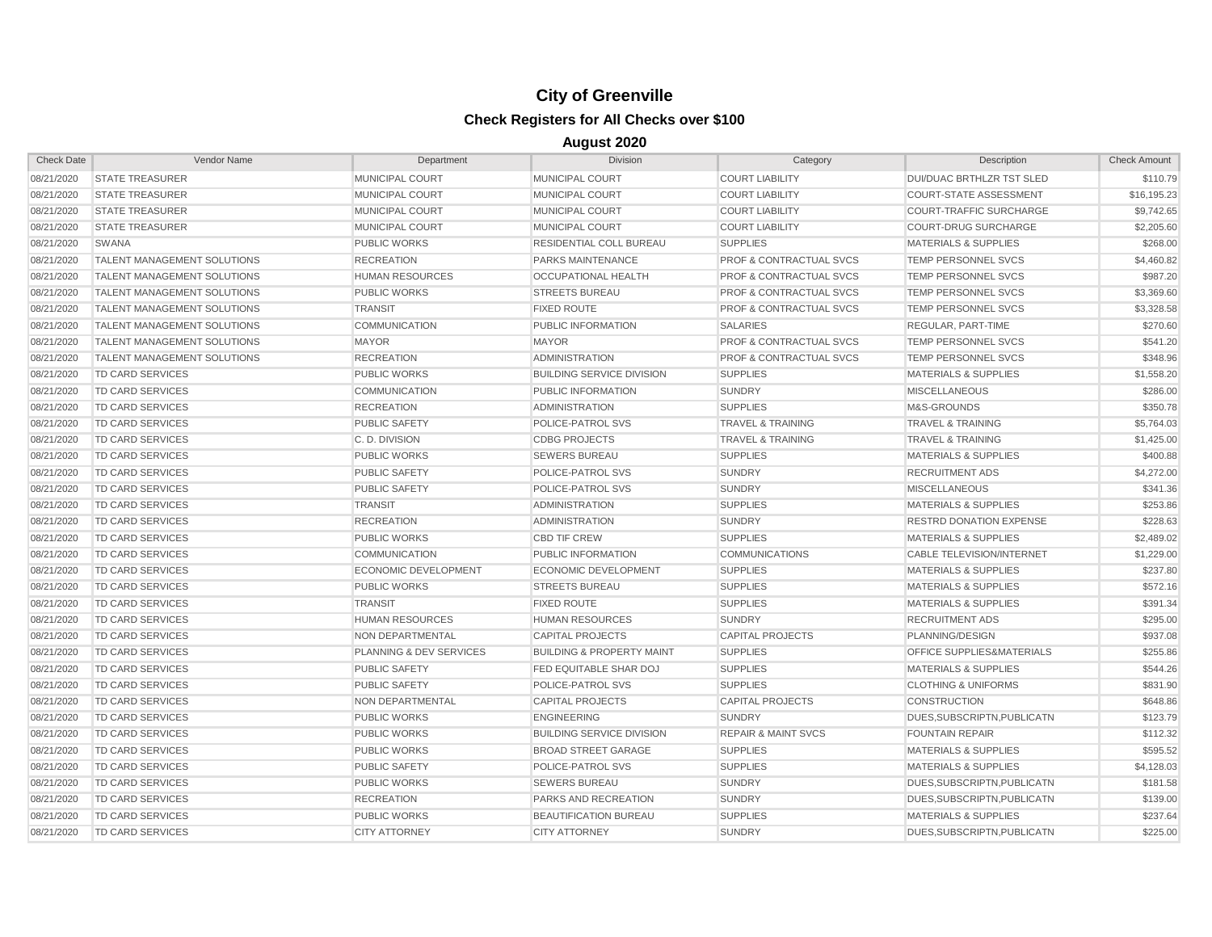# City of Greenville

## Check Registers for All Checks over $100

### August 2020

| Check Date | Vendor Name | Department | Division | Category | Description | Check Amount |
|---|---|---|---|---|---|---|
| 08/21/2020 | STATE TREASURER | MUNICIPAL COURT | MUNICIPAL COURT | COURT LIABILITY | DUI/DUAC BRTHLZR TST SLED | $110.79 |
| 08/21/2020 | STATE TREASURER | MUNICIPAL COURT | MUNICIPAL COURT | COURT LIABILITY | COURT-STATE ASSESSMENT | $16,195.23 |
| 08/21/2020 | STATE TREASURER | MUNICIPAL COURT | MUNICIPAL COURT | COURT LIABILITY | COURT-TRAFFIC SURCHARGE | $9,742.65 |
| 08/21/2020 | STATE TREASURER | MUNICIPAL COURT | MUNICIPAL COURT | COURT LIABILITY | COURT-DRUG SURCHARGE | $2,205.60 |
| 08/21/2020 | SWANA | PUBLIC WORKS | RESIDENTIAL COLL BUREAU | SUPPLIES | MATERIALS & SUPPLIES | $268.00 |
| 08/21/2020 | TALENT MANAGEMENT SOLUTIONS | RECREATION | PARKS MAINTENANCE | PROF & CONTRACTUAL SVCS | TEMP PERSONNEL SVCS | $4,460.82 |
| 08/21/2020 | TALENT MANAGEMENT SOLUTIONS | HUMAN RESOURCES | OCCUPATIONAL HEALTH | PROF & CONTRACTUAL SVCS | TEMP PERSONNEL SVCS | $987.20 |
| 08/21/2020 | TALENT MANAGEMENT SOLUTIONS | PUBLIC WORKS | STREETS BUREAU | PROF & CONTRACTUAL SVCS | TEMP PERSONNEL SVCS | $3,369.60 |
| 08/21/2020 | TALENT MANAGEMENT SOLUTIONS | TRANSIT | FIXED ROUTE | PROF & CONTRACTUAL SVCS | TEMP PERSONNEL SVCS | $3,328.58 |
| 08/21/2020 | TALENT MANAGEMENT SOLUTIONS | COMMUNICATION | PUBLIC INFORMATION | SALARIES | REGULAR, PART-TIME | $270.60 |
| 08/21/2020 | TALENT MANAGEMENT SOLUTIONS | MAYOR | MAYOR | PROF & CONTRACTUAL SVCS | TEMP PERSONNEL SVCS | $541.20 |
| 08/21/2020 | TALENT MANAGEMENT SOLUTIONS | RECREATION | ADMINISTRATION | PROF & CONTRACTUAL SVCS | TEMP PERSONNEL SVCS | $348.96 |
| 08/21/2020 | TD CARD SERVICES | PUBLIC WORKS | BUILDING SERVICE DIVISION | SUPPLIES | MATERIALS & SUPPLIES | $1,558.20 |
| 08/21/2020 | TD CARD SERVICES | COMMUNICATION | PUBLIC INFORMATION | SUNDRY | MISCELLANEOUS | $286.00 |
| 08/21/2020 | TD CARD SERVICES | RECREATION | ADMINISTRATION | SUPPLIES | M&S-GROUNDS | $350.78 |
| 08/21/2020 | TD CARD SERVICES | PUBLIC SAFETY | POLICE-PATROL SVS | TRAVEL & TRAINING | TRAVEL & TRAINING | $5,764.03 |
| 08/21/2020 | TD CARD SERVICES | C. D. DIVISION | CDBG PROJECTS | TRAVEL & TRAINING | TRAVEL & TRAINING | $1,425.00 |
| 08/21/2020 | TD CARD SERVICES | PUBLIC WORKS | SEWERS BUREAU | SUPPLIES | MATERIALS & SUPPLIES | $400.88 |
| 08/21/2020 | TD CARD SERVICES | PUBLIC SAFETY | POLICE-PATROL SVS | SUNDRY | RECRUITMENT ADS | $4,272.00 |
| 08/21/2020 | TD CARD SERVICES | PUBLIC SAFETY | POLICE-PATROL SVS | SUNDRY | MISCELLANEOUS | $341.36 |
| 08/21/2020 | TD CARD SERVICES | TRANSIT | ADMINISTRATION | SUPPLIES | MATERIALS & SUPPLIES | $253.86 |
| 08/21/2020 | TD CARD SERVICES | RECREATION | ADMINISTRATION | SUNDRY | RESTRD DONATION EXPENSE | $228.63 |
| 08/21/2020 | TD CARD SERVICES | PUBLIC WORKS | CBD TIF CREW | SUPPLIES | MATERIALS & SUPPLIES | $2,489.02 |
| 08/21/2020 | TD CARD SERVICES | COMMUNICATION | PUBLIC INFORMATION | COMMUNICATIONS | CABLE TELEVISION/INTERNET | $1,229.00 |
| 08/21/2020 | TD CARD SERVICES | ECONOMIC DEVELOPMENT | ECONOMIC DEVELOPMENT | SUPPLIES | MATERIALS & SUPPLIES | $237.80 |
| 08/21/2020 | TD CARD SERVICES | PUBLIC WORKS | STREETS BUREAU | SUPPLIES | MATERIALS & SUPPLIES | $572.16 |
| 08/21/2020 | TD CARD SERVICES | TRANSIT | FIXED ROUTE | SUPPLIES | MATERIALS & SUPPLIES | $391.34 |
| 08/21/2020 | TD CARD SERVICES | HUMAN RESOURCES | HUMAN RESOURCES | SUNDRY | RECRUITMENT ADS | $295.00 |
| 08/21/2020 | TD CARD SERVICES | NON DEPARTMENTAL | CAPITAL PROJECTS | CAPITAL PROJECTS | PLANNING/DESIGN | $937.08 |
| 08/21/2020 | TD CARD SERVICES | PLANNING & DEV SERVICES | BUILDING & PROPERTY MAINT | SUPPLIES | OFFICE SUPPLIES&MATERIALS | $255.86 |
| 08/21/2020 | TD CARD SERVICES | PUBLIC SAFETY | FED EQUITABLE SHAR DOJ | SUPPLIES | MATERIALS & SUPPLIES | $544.26 |
| 08/21/2020 | TD CARD SERVICES | PUBLIC SAFETY | POLICE-PATROL SVS | SUPPLIES | CLOTHING & UNIFORMS | $831.90 |
| 08/21/2020 | TD CARD SERVICES | NON DEPARTMENTAL | CAPITAL PROJECTS | CAPITAL PROJECTS | CONSTRUCTION | $648.86 |
| 08/21/2020 | TD CARD SERVICES | PUBLIC WORKS | ENGINEERING | SUNDRY | DUES,SUBSCRIPTN,PUBLICATN | $123.79 |
| 08/21/2020 | TD CARD SERVICES | PUBLIC WORKS | BUILDING SERVICE DIVISION | REPAIR & MAINT SVCS | FOUNTAIN REPAIR | $112.32 |
| 08/21/2020 | TD CARD SERVICES | PUBLIC WORKS | BROAD STREET GARAGE | SUPPLIES | MATERIALS & SUPPLIES | $595.52 |
| 08/21/2020 | TD CARD SERVICES | PUBLIC SAFETY | POLICE-PATROL SVS | SUPPLIES | MATERIALS & SUPPLIES | $4,128.03 |
| 08/21/2020 | TD CARD SERVICES | PUBLIC WORKS | SEWERS BUREAU | SUNDRY | DUES,SUBSCRIPTN,PUBLICATN | $181.58 |
| 08/21/2020 | TD CARD SERVICES | RECREATION | PARKS AND RECREATION | SUNDRY | DUES,SUBSCRIPTN,PUBLICATN | $139.00 |
| 08/21/2020 | TD CARD SERVICES | PUBLIC WORKS | BEAUTIFICATION BUREAU | SUPPLIES | MATERIALS & SUPPLIES | $237.64 |
| 08/21/2020 | TD CARD SERVICES | CITY ATTORNEY | CITY ATTORNEY | SUNDRY | DUES,SUBSCRIPTN,PUBLICATN | $225.00 |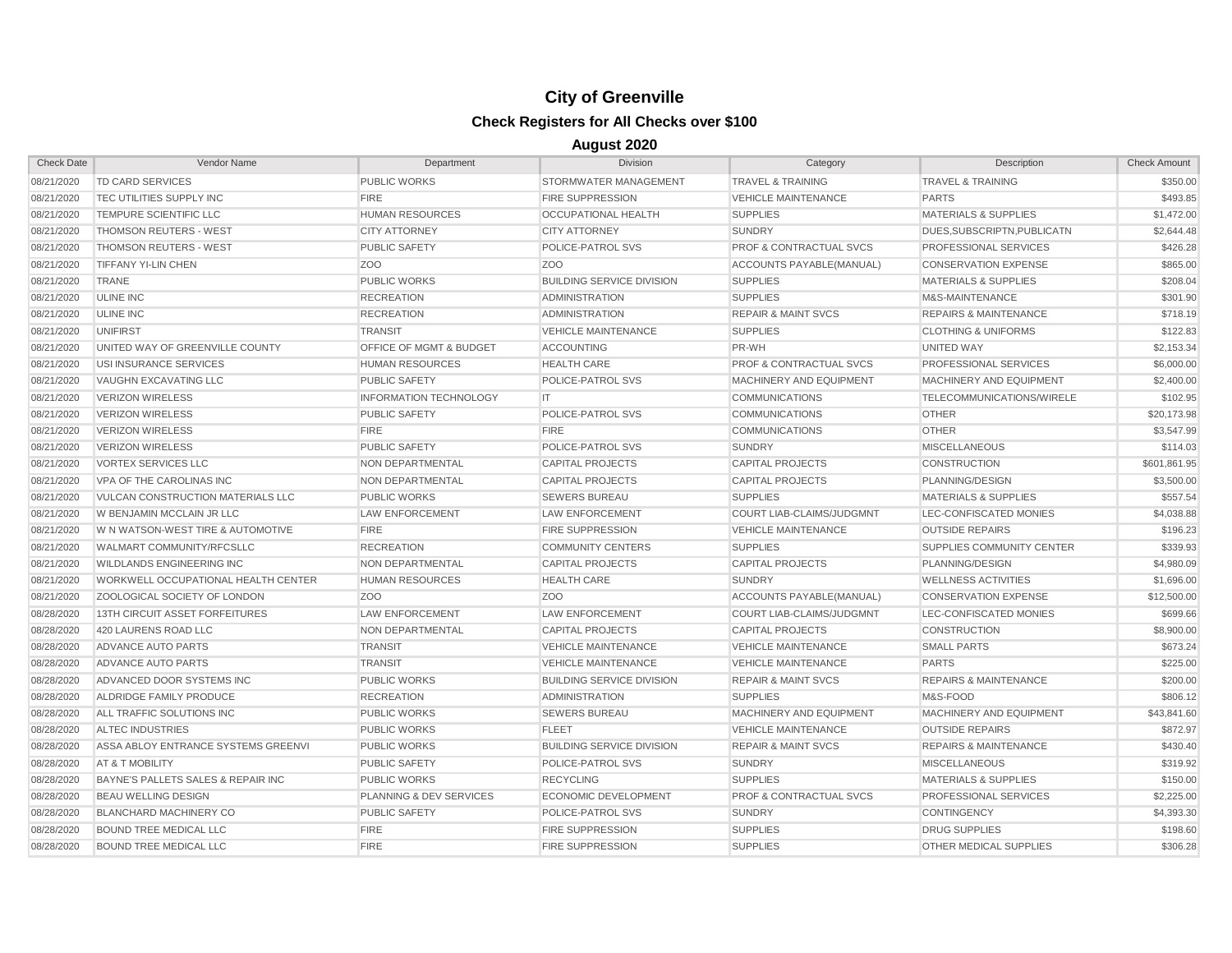# City of Greenville

## Check Registers for All Checks over $100

### August 2020

| Check Date | Vendor Name | Department | Division | Category | Description | Check Amount |
|---|---|---|---|---|---|---|
| 08/21/2020 | TD CARD SERVICES | PUBLIC WORKS | STORMWATER MANAGEMENT | TRAVEL & TRAINING | TRAVEL & TRAINING | $350.00 |
| 08/21/2020 | TEC UTILITIES SUPPLY INC | FIRE | FIRE SUPPRESSION | VEHICLE MAINTENANCE | PARTS | $493.85 |
| 08/21/2020 | TEMPURE SCIENTIFIC LLC | HUMAN RESOURCES | OCCUPATIONAL HEALTH | SUPPLIES | MATERIALS & SUPPLIES | $1,472.00 |
| 08/21/2020 | THOMSON REUTERS - WEST | CITY ATTORNEY | CITY ATTORNEY | SUNDRY | DUES,SUBSCRIPTN,PUBLICATN | $2,644.48 |
| 08/21/2020 | THOMSON REUTERS - WEST | PUBLIC SAFETY | POLICE-PATROL SVS | PROF & CONTRACTUAL SVCS | PROFESSIONAL SERVICES | $426.28 |
| 08/21/2020 | TIFFANY YI-LIN CHEN | ZOO | ZOO | ACCOUNTS PAYABLE(MANUAL) | CONSERVATION EXPENSE | $865.00 |
| 08/21/2020 | TRANE | PUBLIC WORKS | BUILDING SERVICE DIVISION | SUPPLIES | MATERIALS & SUPPLIES | $208.04 |
| 08/21/2020 | ULINE INC | RECREATION | ADMINISTRATION | SUPPLIES | M&S-MAINTENANCE | $301.90 |
| 08/21/2020 | ULINE INC | RECREATION | ADMINISTRATION | REPAIR & MAINT SVCS | REPAIRS & MAINTENANCE | $718.19 |
| 08/21/2020 | UNIFIRST | TRANSIT | VEHICLE MAINTENANCE | SUPPLIES | CLOTHING & UNIFORMS | $122.83 |
| 08/21/2020 | UNITED WAY OF GREENVILLE COUNTY | OFFICE OF MGMT & BUDGET | ACCOUNTING | PR-WH | UNITED WAY | $2,153.34 |
| 08/21/2020 | USI INSURANCE SERVICES | HUMAN RESOURCES | HEALTH CARE | PROF & CONTRACTUAL SVCS | PROFESSIONAL SERVICES | $6,000.00 |
| 08/21/2020 | VAUGHN EXCAVATING LLC | PUBLIC SAFETY | POLICE-PATROL SVS | MACHINERY AND EQUIPMENT | MACHINERY AND EQUIPMENT | $2,400.00 |
| 08/21/2020 | VERIZON WIRELESS | INFORMATION TECHNOLOGY | IT | COMMUNICATIONS | TELECOMMUNICATIONS/WIRELE | $102.95 |
| 08/21/2020 | VERIZON WIRELESS | PUBLIC SAFETY | POLICE-PATROL SVS | COMMUNICATIONS | OTHER | $20,173.98 |
| 08/21/2020 | VERIZON WIRELESS | FIRE | FIRE | COMMUNICATIONS | OTHER | $3,547.99 |
| 08/21/2020 | VERIZON WIRELESS | PUBLIC SAFETY | POLICE-PATROL SVS | SUNDRY | MISCELLANEOUS | $114.03 |
| 08/21/2020 | VORTEX SERVICES LLC | NON DEPARTMENTAL | CAPITAL PROJECTS | CAPITAL PROJECTS | CONSTRUCTION | $601,861.95 |
| 08/21/2020 | VPA OF THE CAROLINAS INC | NON DEPARTMENTAL | CAPITAL PROJECTS | CAPITAL PROJECTS | PLANNING/DESIGN | $3,500.00 |
| 08/21/2020 | VULCAN CONSTRUCTION MATERIALS LLC | PUBLIC WORKS | SEWERS BUREAU | SUPPLIES | MATERIALS & SUPPLIES | $557.54 |
| 08/21/2020 | W BENJAMIN MCCLAIN JR LLC | LAW ENFORCEMENT | LAW ENFORCEMENT | COURT LIAB-CLAIMS/JUDGMNT | LEC-CONFISCATED MONIES | $4,038.88 |
| 08/21/2020 | W N WATSON-WEST TIRE & AUTOMOTIVE | FIRE | FIRE SUPPRESSION | VEHICLE MAINTENANCE | OUTSIDE REPAIRS | $196.23 |
| 08/21/2020 | WALMART COMMUNITY/RFCSLLC | RECREATION | COMMUNITY CENTERS | SUPPLIES | SUPPLIES COMMUNITY CENTER | $339.93 |
| 08/21/2020 | WILDLANDS ENGINEERING INC | NON DEPARTMENTAL | CAPITAL PROJECTS | CAPITAL PROJECTS | PLANNING/DESIGN | $4,980.09 |
| 08/21/2020 | WORKWELL OCCUPATIONAL HEALTH CENTER | HUMAN RESOURCES | HEALTH CARE | SUNDRY | WELLNESS ACTIVITIES | $1,696.00 |
| 08/21/2020 | ZOOLOGICAL SOCIETY OF LONDON | ZOO | ZOO | ACCOUNTS PAYABLE(MANUAL) | CONSERVATION EXPENSE | $12,500.00 |
| 08/28/2020 | 13TH CIRCUIT ASSET FORFEITURES | LAW ENFORCEMENT | LAW ENFORCEMENT | COURT LIAB-CLAIMS/JUDGMNT | LEC-CONFISCATED MONIES | $699.66 |
| 08/28/2020 | 420 LAURENS ROAD LLC | NON DEPARTMENTAL | CAPITAL PROJECTS | CAPITAL PROJECTS | CONSTRUCTION | $8,900.00 |
| 08/28/2020 | ADVANCE AUTO PARTS | TRANSIT | VEHICLE MAINTENANCE | VEHICLE MAINTENANCE | SMALL PARTS | $673.24 |
| 08/28/2020 | ADVANCE AUTO PARTS | TRANSIT | VEHICLE MAINTENANCE | VEHICLE MAINTENANCE | PARTS | $225.00 |
| 08/28/2020 | ADVANCED DOOR SYSTEMS INC | PUBLIC WORKS | BUILDING SERVICE DIVISION | REPAIR & MAINT SVCS | REPAIRS & MAINTENANCE | $200.00 |
| 08/28/2020 | ALDRIDGE FAMILY PRODUCE | RECREATION | ADMINISTRATION | SUPPLIES | M&S-FOOD | $806.12 |
| 08/28/2020 | ALL TRAFFIC SOLUTIONS INC | PUBLIC WORKS | SEWERS BUREAU | MACHINERY AND EQUIPMENT | MACHINERY AND EQUIPMENT | $43,841.60 |
| 08/28/2020 | ALTEC INDUSTRIES | PUBLIC WORKS | FLEET | VEHICLE MAINTENANCE | OUTSIDE REPAIRS | $872.97 |
| 08/28/2020 | ASSA ABLOY ENTRANCE SYSTEMS GREENVI | PUBLIC WORKS | BUILDING SERVICE DIVISION | REPAIR & MAINT SVCS | REPAIRS & MAINTENANCE | $430.40 |
| 08/28/2020 | AT & T MOBILITY | PUBLIC SAFETY | POLICE-PATROL SVS | SUNDRY | MISCELLANEOUS | $319.92 |
| 08/28/2020 | BAYNE'S PALLETS SALES & REPAIR INC | PUBLIC WORKS | RECYCLING | SUPPLIES | MATERIALS & SUPPLIES | $150.00 |
| 08/28/2020 | BEAU WELLING DESIGN | PLANNING & DEV SERVICES | ECONOMIC DEVELOPMENT | PROF & CONTRACTUAL SVCS | PROFESSIONAL SERVICES | $2,225.00 |
| 08/28/2020 | BLANCHARD MACHINERY CO | PUBLIC SAFETY | POLICE-PATROL SVS | SUNDRY | CONTINGENCY | $4,393.30 |
| 08/28/2020 | BOUND TREE MEDICAL LLC | FIRE | FIRE SUPPRESSION | SUPPLIES | DRUG SUPPLIES | $198.60 |
| 08/28/2020 | BOUND TREE MEDICAL LLC | FIRE | FIRE SUPPRESSION | SUPPLIES | OTHER MEDICAL SUPPLIES | $306.28 |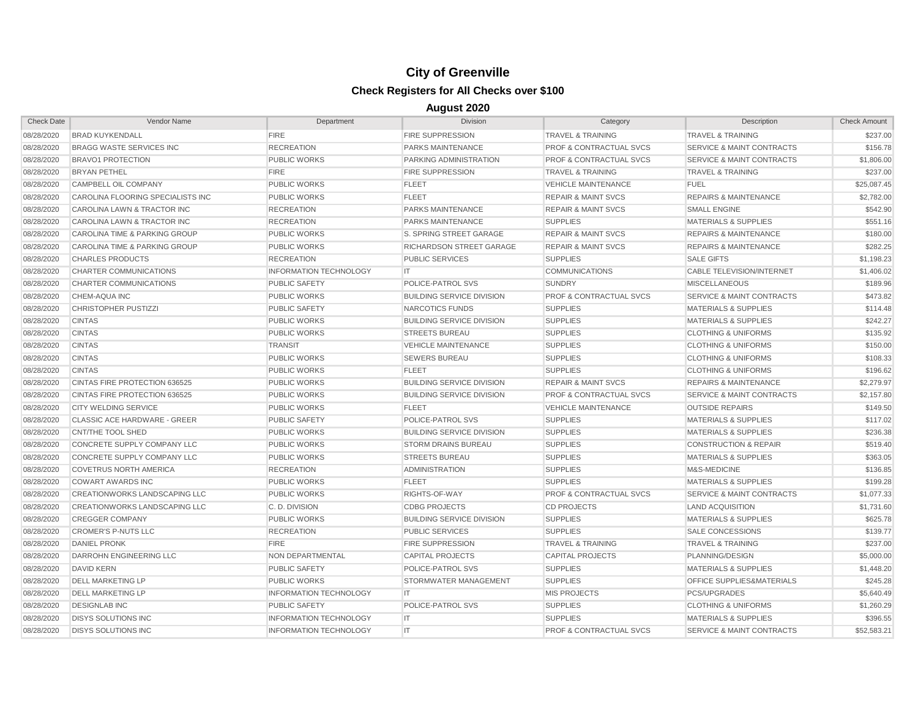# City of Greenville

## Check Registers for All Checks over $100

### August 2020

| Check Date | Vendor Name | Department | Division | Category | Description | Check Amount |
|---|---|---|---|---|---|---|
| 08/28/2020 | BRAD KUYKENDALL | FIRE | FIRE SUPPRESSION | TRAVEL & TRAINING | TRAVEL & TRAINING | $237.00 |
| 08/28/2020 | BRAGG WASTE SERVICES INC | RECREATION | PARKS MAINTENANCE | PROF & CONTRACTUAL SVCS | SERVICE & MAINT CONTRACTS | $156.78 |
| 08/28/2020 | BRAVO1 PROTECTION | PUBLIC WORKS | PARKING ADMINISTRATION | PROF & CONTRACTUAL SVCS | SERVICE & MAINT CONTRACTS | $1,806.00 |
| 08/28/2020 | BRYAN PETHEL | FIRE | FIRE SUPPRESSION | TRAVEL & TRAINING | TRAVEL & TRAINING | $237.00 |
| 08/28/2020 | CAMPBELL OIL COMPANY | PUBLIC WORKS | FLEET | VEHICLE MAINTENANCE | FUEL | $25,087.45 |
| 08/28/2020 | CAROLINA FLOORING SPECIALISTS INC | PUBLIC WORKS | FLEET | REPAIR & MAINT SVCS | REPAIRS & MAINTENANCE | $2,782.00 |
| 08/28/2020 | CAROLINA LAWN & TRACTOR INC | RECREATION | PARKS MAINTENANCE | REPAIR & MAINT SVCS | SMALL ENGINE | $542.90 |
| 08/28/2020 | CAROLINA LAWN & TRACTOR INC | RECREATION | PARKS MAINTENANCE | SUPPLIES | MATERIALS & SUPPLIES | $551.16 |
| 08/28/2020 | CAROLINA TIME & PARKING GROUP | PUBLIC WORKS | S. SPRING STREET GARAGE | REPAIR & MAINT SVCS | REPAIRS & MAINTENANCE | $180.00 |
| 08/28/2020 | CAROLINA TIME & PARKING GROUP | PUBLIC WORKS | RICHARDSON STREET GARAGE | REPAIR & MAINT SVCS | REPAIRS & MAINTENANCE | $282.25 |
| 08/28/2020 | CHARLES PRODUCTS | RECREATION | PUBLIC SERVICES | SUPPLIES | SALE GIFTS | $1,198.23 |
| 08/28/2020 | CHARTER COMMUNICATIONS | INFORMATION TECHNOLOGY | IT | COMMUNICATIONS | CABLE TELEVISION/INTERNET | $1,406.02 |
| 08/28/2020 | CHARTER COMMUNICATIONS | PUBLIC SAFETY | POLICE-PATROL SVS | SUNDRY | MISCELLANEOUS | $189.96 |
| 08/28/2020 | CHEM-AQUA INC | PUBLIC WORKS | BUILDING SERVICE DIVISION | PROF & CONTRACTUAL SVCS | SERVICE & MAINT CONTRACTS | $473.82 |
| 08/28/2020 | CHRISTOPHER PUSTIZZI | PUBLIC SAFETY | NARCOTICS FUNDS | SUPPLIES | MATERIALS & SUPPLIES | $114.48 |
| 08/28/2020 | CINTAS | PUBLIC WORKS | BUILDING SERVICE DIVISION | SUPPLIES | MATERIALS & SUPPLIES | $242.27 |
| 08/28/2020 | CINTAS | PUBLIC WORKS | STREETS BUREAU | SUPPLIES | CLOTHING & UNIFORMS | $135.92 |
| 08/28/2020 | CINTAS | TRANSIT | VEHICLE MAINTENANCE | SUPPLIES | CLOTHING & UNIFORMS | $150.00 |
| 08/28/2020 | CINTAS | PUBLIC WORKS | SEWERS BUREAU | SUPPLIES | CLOTHING & UNIFORMS | $108.33 |
| 08/28/2020 | CINTAS | PUBLIC WORKS | FLEET | SUPPLIES | CLOTHING & UNIFORMS | $196.62 |
| 08/28/2020 | CINTAS FIRE PROTECTION 636525 | PUBLIC WORKS | BUILDING SERVICE DIVISION | REPAIR & MAINT SVCS | REPAIRS & MAINTENANCE | $2,279.97 |
| 08/28/2020 | CINTAS FIRE PROTECTION 636525 | PUBLIC WORKS | BUILDING SERVICE DIVISION | PROF & CONTRACTUAL SVCS | SERVICE & MAINT CONTRACTS | $2,157.80 |
| 08/28/2020 | CITY WELDING SERVICE | PUBLIC WORKS | FLEET | VEHICLE MAINTENANCE | OUTSIDE REPAIRS | $149.50 |
| 08/28/2020 | CLASSIC ACE HARDWARE - GREER | PUBLIC SAFETY | POLICE-PATROL SVS | SUPPLIES | MATERIALS & SUPPLIES | $117.02 |
| 08/28/2020 | CNT/THE TOOL SHED | PUBLIC WORKS | BUILDING SERVICE DIVISION | SUPPLIES | MATERIALS & SUPPLIES | $236.38 |
| 08/28/2020 | CONCRETE SUPPLY COMPANY LLC | PUBLIC WORKS | STORM DRAINS BUREAU | SUPPLIES | CONSTRUCTION & REPAIR | $519.40 |
| 08/28/2020 | CONCRETE SUPPLY COMPANY LLC | PUBLIC WORKS | STREETS BUREAU | SUPPLIES | MATERIALS & SUPPLIES | $363.05 |
| 08/28/2020 | COVETRUS NORTH AMERICA | RECREATION | ADMINISTRATION | SUPPLIES | M&S-MEDICINE | $136.85 |
| 08/28/2020 | COWART AWARDS INC | PUBLIC WORKS | FLEET | SUPPLIES | MATERIALS & SUPPLIES | $199.28 |
| 08/28/2020 | CREATIONWORKS LANDSCAPING LLC | PUBLIC WORKS | RIGHTS-OF-WAY | PROF & CONTRACTUAL SVCS | SERVICE & MAINT CONTRACTS | $1,077.33 |
| 08/28/2020 | CREATIONWORKS LANDSCAPING LLC | C. D. DIVISION | CDBG PROJECTS | CD PROJECTS | LAND ACQUISITION | $1,731.60 |
| 08/28/2020 | CREGGER COMPANY | PUBLIC WORKS | BUILDING SERVICE DIVISION | SUPPLIES | MATERIALS & SUPPLIES | $625.78 |
| 08/28/2020 | CROMER'S P-NUTS LLC | RECREATION | PUBLIC SERVICES | SUPPLIES | SALE CONCESSIONS | $139.77 |
| 08/28/2020 | DANIEL PRONK | FIRE | FIRE SUPPRESSION | TRAVEL & TRAINING | TRAVEL & TRAINING | $237.00 |
| 08/28/2020 | DARROHN ENGINEERING LLC | NON DEPARTMENTAL | CAPITAL PROJECTS | CAPITAL PROJECTS | PLANNING/DESIGN | $5,000.00 |
| 08/28/2020 | DAVID KERN | PUBLIC SAFETY | POLICE-PATROL SVS | SUPPLIES | MATERIALS & SUPPLIES | $1,448.20 |
| 08/28/2020 | DELL MARKETING LP | PUBLIC WORKS | STORMWATER MANAGEMENT | SUPPLIES | OFFICE SUPPLIES&MATERIALS | $245.28 |
| 08/28/2020 | DELL MARKETING LP | INFORMATION TECHNOLOGY | IT | MIS PROJECTS | PCS/UPGRADES | $5,640.49 |
| 08/28/2020 | DESIGNLAB INC | PUBLIC SAFETY | POLICE-PATROL SVS | SUPPLIES | CLOTHING & UNIFORMS | $1,260.29 |
| 08/28/2020 | DISYS SOLUTIONS INC | INFORMATION TECHNOLOGY | IT | SUPPLIES | MATERIALS & SUPPLIES | $396.55 |
| 08/28/2020 | DISYS SOLUTIONS INC | INFORMATION TECHNOLOGY | IT | PROF & CONTRACTUAL SVCS | SERVICE & MAINT CONTRACTS | $52,583.21 |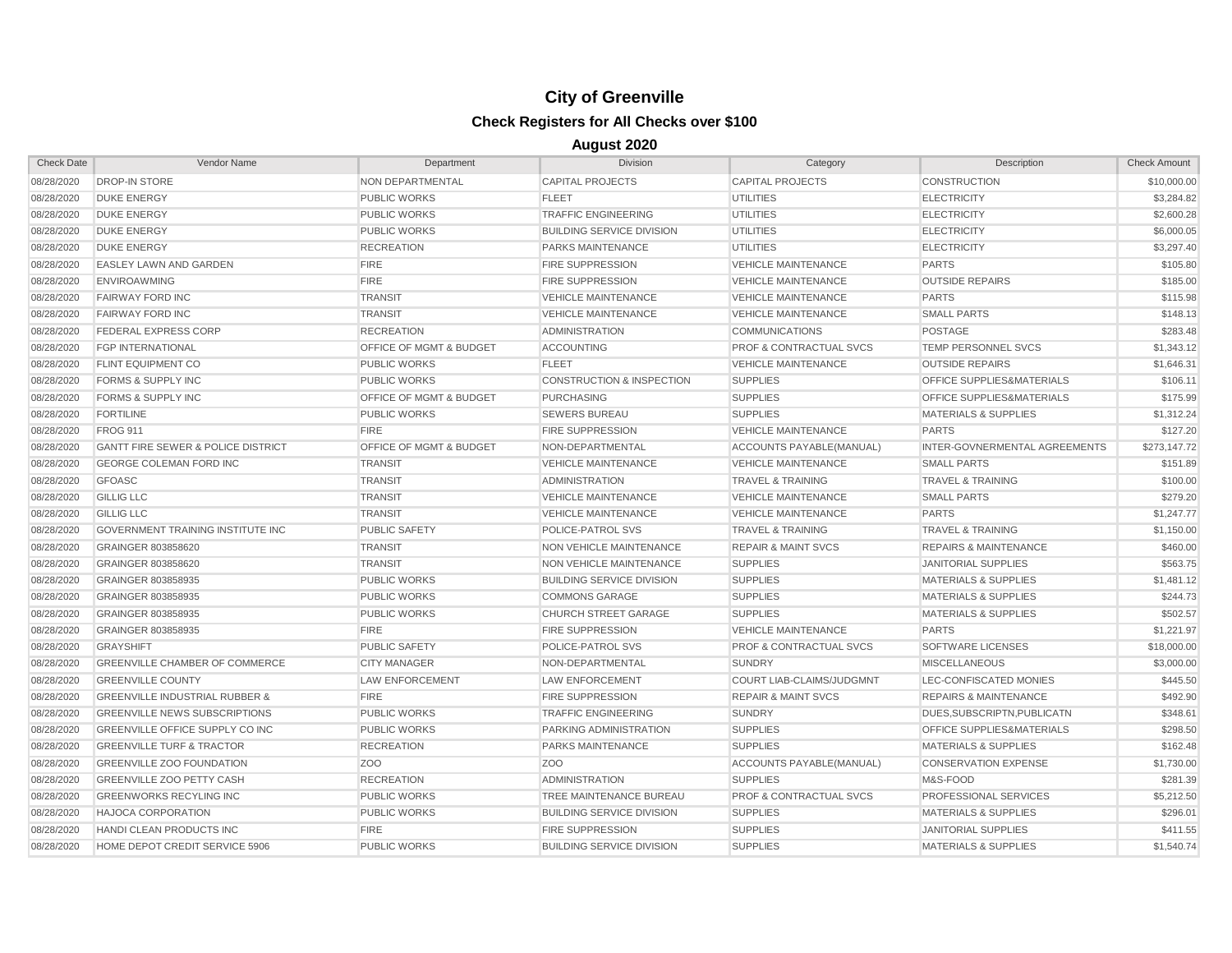# City of Greenville

## Check Registers for All Checks over $100

### August 2020

| Check Date | Vendor Name | Department | Division | Category | Description | Check Amount |
|---|---|---|---|---|---|---|
| 08/28/2020 | DROP-IN STORE | NON DEPARTMENTAL | CAPITAL PROJECTS | CAPITAL PROJECTS | CONSTRUCTION | $10,000.00 |
| 08/28/2020 | DUKE ENERGY | PUBLIC WORKS | FLEET | UTILITIES | ELECTRICITY | $3,284.82 |
| 08/28/2020 | DUKE ENERGY | PUBLIC WORKS | TRAFFIC ENGINEERING | UTILITIES | ELECTRICITY | $2,600.28 |
| 08/28/2020 | DUKE ENERGY | PUBLIC WORKS | BUILDING SERVICE DIVISION | UTILITIES | ELECTRICITY | $6,000.05 |
| 08/28/2020 | DUKE ENERGY | RECREATION | PARKS MAINTENANCE | UTILITIES | ELECTRICITY | $3,297.40 |
| 08/28/2020 | EASLEY LAWN AND GARDEN | FIRE | FIRE SUPPRESSION | VEHICLE MAINTENANCE | PARTS | $105.80 |
| 08/28/2020 | ENVIROAWMING | FIRE | FIRE SUPPRESSION | VEHICLE MAINTENANCE | OUTSIDE REPAIRS | $185.00 |
| 08/28/2020 | FAIRWAY FORD INC | TRANSIT | VEHICLE MAINTENANCE | VEHICLE MAINTENANCE | PARTS | $115.98 |
| 08/28/2020 | FAIRWAY FORD INC | TRANSIT | VEHICLE MAINTENANCE | VEHICLE MAINTENANCE | SMALL PARTS | $148.13 |
| 08/28/2020 | FEDERAL EXPRESS CORP | RECREATION | ADMINISTRATION | COMMUNICATIONS | POSTAGE | $283.48 |
| 08/28/2020 | FGP INTERNATIONAL | OFFICE OF MGMT & BUDGET | ACCOUNTING | PROF & CONTRACTUAL SVCS | TEMP PERSONNEL SVCS | $1,343.12 |
| 08/28/2020 | FLINT EQUIPMENT CO | PUBLIC WORKS | FLEET | VEHICLE MAINTENANCE | OUTSIDE REPAIRS | $1,646.31 |
| 08/28/2020 | FORMS & SUPPLY INC | PUBLIC WORKS | CONSTRUCTION & INSPECTION | SUPPLIES | OFFICE SUPPLIES&MATERIALS | $106.11 |
| 08/28/2020 | FORMS & SUPPLY INC | OFFICE OF MGMT & BUDGET | PURCHASING | SUPPLIES | OFFICE SUPPLIES&MATERIALS | $175.99 |
| 08/28/2020 | FORTILINE | PUBLIC WORKS | SEWERS BUREAU | SUPPLIES | MATERIALS & SUPPLIES | $1,312.24 |
| 08/28/2020 | FROG 911 | FIRE | FIRE SUPPRESSION | VEHICLE MAINTENANCE | PARTS | $127.20 |
| 08/28/2020 | GANTT FIRE SEWER & POLICE DISTRICT | OFFICE OF MGMT & BUDGET | NON-DEPARTMENTAL | ACCOUNTS PAYABLE(MANUAL) | INTER-GOVNERMENTAL AGREEMENTS | $273,147.72 |
| 08/28/2020 | GEORGE COLEMAN FORD INC | TRANSIT | VEHICLE MAINTENANCE | VEHICLE MAINTENANCE | SMALL PARTS | $151.89 |
| 08/28/2020 | GFOASC | TRANSIT | ADMINISTRATION | TRAVEL & TRAINING | TRAVEL & TRAINING | $100.00 |
| 08/28/2020 | GILLIG LLC | TRANSIT | VEHICLE MAINTENANCE | VEHICLE MAINTENANCE | SMALL PARTS | $279.20 |
| 08/28/2020 | GILLIG LLC | TRANSIT | VEHICLE MAINTENANCE | VEHICLE MAINTENANCE | PARTS | $1,247.77 |
| 08/28/2020 | GOVERNMENT TRAINING INSTITUTE INC | PUBLIC SAFETY | POLICE-PATROL SVS | TRAVEL & TRAINING | TRAVEL & TRAINING | $1,150.00 |
| 08/28/2020 | GRAINGER 803858620 | TRANSIT | NON VEHICLE MAINTENANCE | REPAIR & MAINT SVCS | REPAIRS & MAINTENANCE | $460.00 |
| 08/28/2020 | GRAINGER 803858620 | TRANSIT | NON VEHICLE MAINTENANCE | SUPPLIES | JANITORIAL SUPPLIES | $563.75 |
| 08/28/2020 | GRAINGER 803858935 | PUBLIC WORKS | BUILDING SERVICE DIVISION | SUPPLIES | MATERIALS & SUPPLIES | $1,481.12 |
| 08/28/2020 | GRAINGER 803858935 | PUBLIC WORKS | COMMONS GARAGE | SUPPLIES | MATERIALS & SUPPLIES | $244.73 |
| 08/28/2020 | GRAINGER 803858935 | PUBLIC WORKS | CHURCH STREET GARAGE | SUPPLIES | MATERIALS & SUPPLIES | $502.57 |
| 08/28/2020 | GRAINGER 803858935 | FIRE | FIRE SUPPRESSION | VEHICLE MAINTENANCE | PARTS | $1,221.97 |
| 08/28/2020 | GRAYSHIFT | PUBLIC SAFETY | POLICE-PATROL SVS | PROF & CONTRACTUAL SVCS | SOFTWARE LICENSES | $18,000.00 |
| 08/28/2020 | GREENVILLE CHAMBER OF COMMERCE | CITY MANAGER | NON-DEPARTMENTAL | SUNDRY | MISCELLANEOUS | $3,000.00 |
| 08/28/2020 | GREENVILLE COUNTY | LAW ENFORCEMENT | LAW ENFORCEMENT | COURT LIAB-CLAIMS/JUDGMNT | LEC-CONFISCATED MONIES | $445.50 |
| 08/28/2020 | GREENVILLE INDUSTRIAL RUBBER & | FIRE | FIRE SUPPRESSION | REPAIR & MAINT SVCS | REPAIRS & MAINTENANCE | $492.90 |
| 08/28/2020 | GREENVILLE NEWS SUBSCRIPTIONS | PUBLIC WORKS | TRAFFIC ENGINEERING | SUNDRY | DUES,SUBSCRIPTN,PUBLICATN | $348.61 |
| 08/28/2020 | GREENVILLE OFFICE SUPPLY CO INC | PUBLIC WORKS | PARKING ADMINISTRATION | SUPPLIES | OFFICE SUPPLIES&MATERIALS | $298.50 |
| 08/28/2020 | GREENVILLE TURF & TRACTOR | RECREATION | PARKS MAINTENANCE | SUPPLIES | MATERIALS & SUPPLIES | $162.48 |
| 08/28/2020 | GREENVILLE ZOO FOUNDATION | ZOO | ZOO | ACCOUNTS PAYABLE(MANUAL) | CONSERVATION EXPENSE | $1,730.00 |
| 08/28/2020 | GREENVILLE ZOO PETTY CASH | RECREATION | ADMINISTRATION | SUPPLIES | M&S-FOOD | $281.39 |
| 08/28/2020 | GREENWORKS RECYLING INC | PUBLIC WORKS | TREE MAINTENANCE BUREAU | PROF & CONTRACTUAL SVCS | PROFESSIONAL SERVICES | $5,212.50 |
| 08/28/2020 | HAJOCA CORPORATION | PUBLIC WORKS | BUILDING SERVICE DIVISION | SUPPLIES | MATERIALS & SUPPLIES | $296.01 |
| 08/28/2020 | HANDI CLEAN PRODUCTS INC | FIRE | FIRE SUPPRESSION | SUPPLIES | JANITORIAL SUPPLIES | $411.55 |
| 08/28/2020 | HOME DEPOT CREDIT SERVICE 5906 | PUBLIC WORKS | BUILDING SERVICE DIVISION | SUPPLIES | MATERIALS & SUPPLIES | $1,540.74 |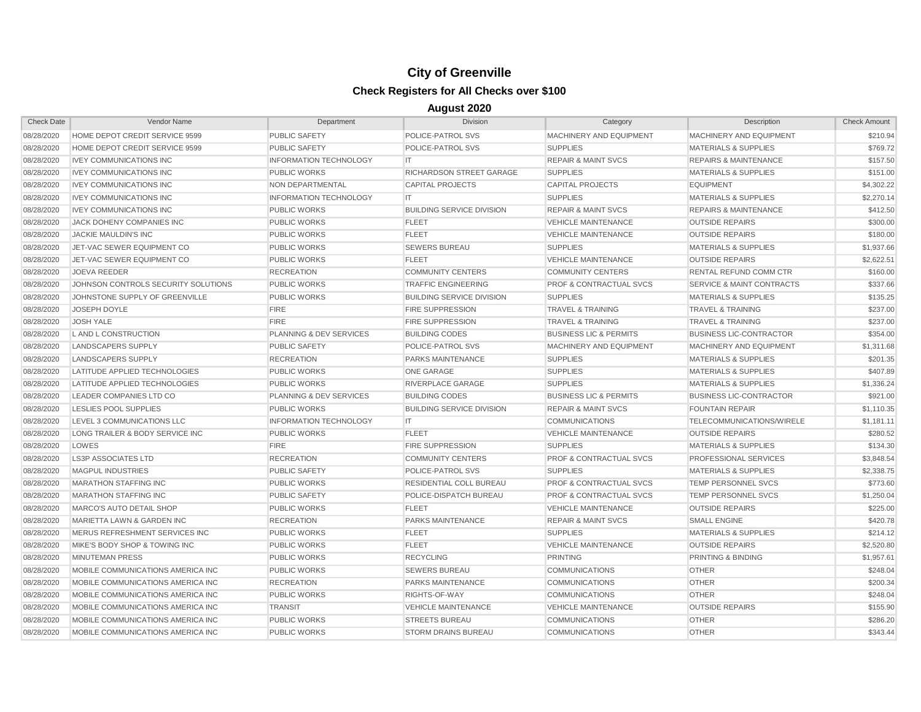# City of Greenville

## Check Registers for All Checks over $100

### August 2020

| Check Date | Vendor Name | Department | Division | Category | Description | Check Amount |
|---|---|---|---|---|---|---|
| 08/28/2020 | HOME DEPOT CREDIT SERVICE 9599 | PUBLIC SAFETY | POLICE-PATROL SVS | MACHINERY AND EQUIPMENT | MACHINERY AND EQUIPMENT | $210.94 |
| 08/28/2020 | HOME DEPOT CREDIT SERVICE 9599 | PUBLIC SAFETY | POLICE-PATROL SVS | SUPPLIES | MATERIALS & SUPPLIES | $769.72 |
| 08/28/2020 | IVEY COMMUNICATIONS INC | INFORMATION TECHNOLOGY | IT | REPAIR & MAINT SVCS | REPAIRS & MAINTENANCE | $157.50 |
| 08/28/2020 | IVEY COMMUNICATIONS INC | PUBLIC WORKS | RICHARDSON STREET GARAGE | SUPPLIES | MATERIALS & SUPPLIES | $151.00 |
| 08/28/2020 | IVEY COMMUNICATIONS INC | NON DEPARTMENTAL | CAPITAL PROJECTS | CAPITAL PROJECTS | EQUIPMENT | $4,302.22 |
| 08/28/2020 | IVEY COMMUNICATIONS INC | INFORMATION TECHNOLOGY | IT | SUPPLIES | MATERIALS & SUPPLIES | $2,270.14 |
| 08/28/2020 | IVEY COMMUNICATIONS INC | PUBLIC WORKS | BUILDING SERVICE DIVISION | REPAIR & MAINT SVCS | REPAIRS & MAINTENANCE | $412.50 |
| 08/28/2020 | JACK DOHENY COMPANIES INC | PUBLIC WORKS | FLEET | VEHICLE MAINTENANCE | OUTSIDE REPAIRS | $300.00 |
| 08/28/2020 | JACKIE MAULDIN'S INC | PUBLIC WORKS | FLEET | VEHICLE MAINTENANCE | OUTSIDE REPAIRS | $180.00 |
| 08/28/2020 | JET-VAC SEWER EQUIPMENT CO | PUBLIC WORKS | SEWERS BUREAU | SUPPLIES | MATERIALS & SUPPLIES | $1,937.66 |
| 08/28/2020 | JET-VAC SEWER EQUIPMENT CO | PUBLIC WORKS | FLEET | VEHICLE MAINTENANCE | OUTSIDE REPAIRS | $2,622.51 |
| 08/28/2020 | JOEVA REEDER | RECREATION | COMMUNITY CENTERS | COMMUNITY CENTERS | RENTAL REFUND COMM CTR | $160.00 |
| 08/28/2020 | JOHNSON CONTROLS SECURITY SOLUTIONS | PUBLIC WORKS | TRAFFIC ENGINEERING | PROF & CONTRACTUAL SVCS | SERVICE & MAINT CONTRACTS | $337.66 |
| 08/28/2020 | JOHNSTONE SUPPLY OF GREENVILLE | PUBLIC WORKS | BUILDING SERVICE DIVISION | SUPPLIES | MATERIALS & SUPPLIES | $135.25 |
| 08/28/2020 | JOSEPH DOYLE | FIRE | FIRE SUPPRESSION | TRAVEL & TRAINING | TRAVEL & TRAINING | $237.00 |
| 08/28/2020 | JOSH YALE | FIRE | FIRE SUPPRESSION | TRAVEL & TRAINING | TRAVEL & TRAINING | $237.00 |
| 08/28/2020 | L AND L CONSTRUCTION | PLANNING & DEV SERVICES | BUILDING CODES | BUSINESS LIC & PERMITS | BUSINESS LIC-CONTRACTOR | $354.00 |
| 08/28/2020 | LANDSCAPERS SUPPLY | PUBLIC SAFETY | POLICE-PATROL SVS | MACHINERY AND EQUIPMENT | MACHINERY AND EQUIPMENT | $1,311.68 |
| 08/28/2020 | LANDSCAPERS SUPPLY | RECREATION | PARKS MAINTENANCE | SUPPLIES | MATERIALS & SUPPLIES | $201.35 |
| 08/28/2020 | LATITUDE APPLIED TECHNOLOGIES | PUBLIC WORKS | ONE GARAGE | SUPPLIES | MATERIALS & SUPPLIES | $407.89 |
| 08/28/2020 | LATITUDE APPLIED TECHNOLOGIES | PUBLIC WORKS | RIVERPLACE GARAGE | SUPPLIES | MATERIALS & SUPPLIES | $1,336.24 |
| 08/28/2020 | LEADER COMPANIES LTD CO | PLANNING & DEV SERVICES | BUILDING CODES | BUSINESS LIC & PERMITS | BUSINESS LIC-CONTRACTOR | $921.00 |
| 08/28/2020 | LESLIES POOL SUPPLIES | PUBLIC WORKS | BUILDING SERVICE DIVISION | REPAIR & MAINT SVCS | FOUNTAIN REPAIR | $1,110.35 |
| 08/28/2020 | LEVEL 3 COMMUNICATIONS LLC | INFORMATION TECHNOLOGY | IT | COMMUNICATIONS | TELECOMMUNICATIONS/WIRELE | $1,181.11 |
| 08/28/2020 | LONG TRAILER & BODY SERVICE INC | PUBLIC WORKS | FLEET | VEHICLE MAINTENANCE | OUTSIDE REPAIRS | $280.52 |
| 08/28/2020 | LOWES | FIRE | FIRE SUPPRESSION | SUPPLIES | MATERIALS & SUPPLIES | $134.30 |
| 08/28/2020 | LS3P ASSOCIATES LTD | RECREATION | COMMUNITY CENTERS | PROF & CONTRACTUAL SVCS | PROFESSIONAL SERVICES | $3,848.54 |
| 08/28/2020 | MAGPUL INDUSTRIES | PUBLIC SAFETY | POLICE-PATROL SVS | SUPPLIES | MATERIALS & SUPPLIES | $2,338.75 |
| 08/28/2020 | MARATHON STAFFING INC | PUBLIC WORKS | RESIDENTIAL COLL BUREAU | PROF & CONTRACTUAL SVCS | TEMP PERSONNEL SVCS | $773.60 |
| 08/28/2020 | MARATHON STAFFING INC | PUBLIC SAFETY | POLICE-DISPATCH BUREAU | PROF & CONTRACTUAL SVCS | TEMP PERSONNEL SVCS | $1,250.04 |
| 08/28/2020 | MARCO'S AUTO DETAIL SHOP | PUBLIC WORKS | FLEET | VEHICLE MAINTENANCE | OUTSIDE REPAIRS | $225.00 |
| 08/28/2020 | MARIETTA LAWN & GARDEN INC | RECREATION | PARKS MAINTENANCE | REPAIR & MAINT SVCS | SMALL ENGINE | $420.78 |
| 08/28/2020 | MERUS REFRESHMENT SERVICES INC | PUBLIC WORKS | FLEET | SUPPLIES | MATERIALS & SUPPLIES | $214.12 |
| 08/28/2020 | MIKE'S BODY SHOP & TOWING INC | PUBLIC WORKS | FLEET | VEHICLE MAINTENANCE | OUTSIDE REPAIRS | $2,520.80 |
| 08/28/2020 | MINUTEMAN PRESS | PUBLIC WORKS | RECYCLING | PRINTING | PRINTING & BINDING | $1,957.61 |
| 08/28/2020 | MOBILE COMMUNICATIONS AMERICA INC | PUBLIC WORKS | SEWERS BUREAU | COMMUNICATIONS | OTHER | $248.04 |
| 08/28/2020 | MOBILE COMMUNICATIONS AMERICA INC | RECREATION | PARKS MAINTENANCE | COMMUNICATIONS | OTHER | $200.34 |
| 08/28/2020 | MOBILE COMMUNICATIONS AMERICA INC | PUBLIC WORKS | RIGHTS-OF-WAY | COMMUNICATIONS | OTHER | $248.04 |
| 08/28/2020 | MOBILE COMMUNICATIONS AMERICA INC | TRANSIT | VEHICLE MAINTENANCE | VEHICLE MAINTENANCE | OUTSIDE REPAIRS | $155.90 |
| 08/28/2020 | MOBILE COMMUNICATIONS AMERICA INC | PUBLIC WORKS | STREETS BUREAU | COMMUNICATIONS | OTHER | $286.20 |
| 08/28/2020 | MOBILE COMMUNICATIONS AMERICA INC | PUBLIC WORKS | STORM DRAINS BUREAU | COMMUNICATIONS | OTHER | $343.44 |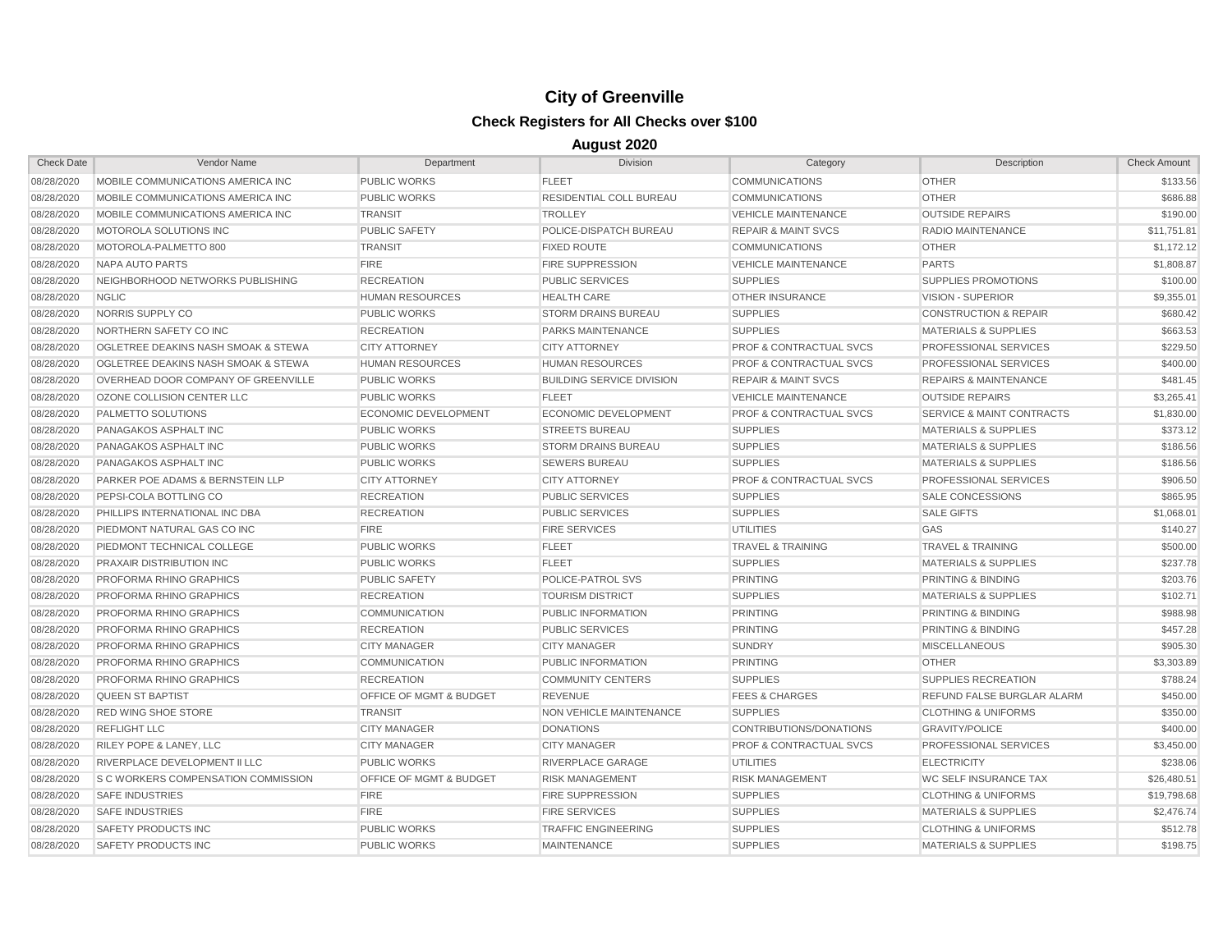# City of Greenville

## Check Registers for All Checks over $100

### August 2020

| Check Date | Vendor Name | Department | Division | Category | Description | Check Amount |
|---|---|---|---|---|---|---|
| 08/28/2020 | MOBILE COMMUNICATIONS AMERICA INC | PUBLIC WORKS | FLEET | COMMUNICATIONS | OTHER | $133.56 |
| 08/28/2020 | MOBILE COMMUNICATIONS AMERICA INC | PUBLIC WORKS | RESIDENTIAL COLL BUREAU | COMMUNICATIONS | OTHER | $686.88 |
| 08/28/2020 | MOBILE COMMUNICATIONS AMERICA INC | TRANSIT | TROLLEY | VEHICLE MAINTENANCE | OUTSIDE REPAIRS | $190.00 |
| 08/28/2020 | MOTOROLA SOLUTIONS INC | PUBLIC SAFETY | POLICE-DISPATCH BUREAU | REPAIR & MAINT SVCS | RADIO MAINTENANCE | $11,751.81 |
| 08/28/2020 | MOTOROLA-PALMETTO 800 | TRANSIT | FIXED ROUTE | COMMUNICATIONS | OTHER | $1,172.12 |
| 08/28/2020 | NAPA AUTO PARTS | FIRE | FIRE SUPPRESSION | VEHICLE MAINTENANCE | PARTS | $1,808.87 |
| 08/28/2020 | NEIGHBORHOOD NETWORKS PUBLISHING | RECREATION | PUBLIC SERVICES | SUPPLIES | SUPPLIES PROMOTIONS | $100.00 |
| 08/28/2020 | NGLIC | HUMAN RESOURCES | HEALTH CARE | OTHER INSURANCE | VISION - SUPERIOR | $9,355.01 |
| 08/28/2020 | NORRIS SUPPLY CO | PUBLIC WORKS | STORM DRAINS BUREAU | SUPPLIES | CONSTRUCTION & REPAIR | $680.42 |
| 08/28/2020 | NORTHERN SAFETY CO INC | RECREATION | PARKS MAINTENANCE | SUPPLIES | MATERIALS & SUPPLIES | $663.53 |
| 08/28/2020 | OGLETREE DEAKINS NASH SMOAK & STEWA | CITY ATTORNEY | CITY ATTORNEY | PROF & CONTRACTUAL SVCS | PROFESSIONAL SERVICES | $229.50 |
| 08/28/2020 | OGLETREE DEAKINS NASH SMOAK & STEWA | HUMAN RESOURCES | HUMAN RESOURCES | PROF & CONTRACTUAL SVCS | PROFESSIONAL SERVICES | $400.00 |
| 08/28/2020 | OVERHEAD DOOR COMPANY OF GREENVILLE | PUBLIC WORKS | BUILDING SERVICE DIVISION | REPAIR & MAINT SVCS | REPAIRS & MAINTENANCE | $481.45 |
| 08/28/2020 | OZONE COLLISION CENTER LLC | PUBLIC WORKS | FLEET | VEHICLE MAINTENANCE | OUTSIDE REPAIRS | $3,265.41 |
| 08/28/2020 | PALMETTO SOLUTIONS | ECONOMIC DEVELOPMENT | ECONOMIC DEVELOPMENT | PROF & CONTRACTUAL SVCS | SERVICE & MAINT CONTRACTS | $1,830.00 |
| 08/28/2020 | PANAGAKOS ASPHALT INC | PUBLIC WORKS | STREETS BUREAU | SUPPLIES | MATERIALS & SUPPLIES | $373.12 |
| 08/28/2020 | PANAGAKOS ASPHALT INC | PUBLIC WORKS | STORM DRAINS BUREAU | SUPPLIES | MATERIALS & SUPPLIES | $186.56 |
| 08/28/2020 | PANAGAKOS ASPHALT INC | PUBLIC WORKS | SEWERS BUREAU | SUPPLIES | MATERIALS & SUPPLIES | $186.56 |
| 08/28/2020 | PARKER POE ADAMS & BERNSTEIN LLP | CITY ATTORNEY | CITY ATTORNEY | PROF & CONTRACTUAL SVCS | PROFESSIONAL SERVICES | $906.50 |
| 08/28/2020 | PEPSI-COLA BOTTLING CO | RECREATION | PUBLIC SERVICES | SUPPLIES | SALE CONCESSIONS | $865.95 |
| 08/28/2020 | PHILLIPS INTERNATIONAL INC DBA | RECREATION | PUBLIC SERVICES | SUPPLIES | SALE GIFTS | $1,068.01 |
| 08/28/2020 | PIEDMONT NATURAL GAS CO INC | FIRE | FIRE SERVICES | UTILITIES | GAS | $140.27 |
| 08/28/2020 | PIEDMONT TECHNICAL COLLEGE | PUBLIC WORKS | FLEET | TRAVEL & TRAINING | TRAVEL & TRAINING | $500.00 |
| 08/28/2020 | PRAXAIR DISTRIBUTION INC | PUBLIC WORKS | FLEET | SUPPLIES | MATERIALS & SUPPLIES | $237.78 |
| 08/28/2020 | PROFORMA RHINO GRAPHICS | PUBLIC SAFETY | POLICE-PATROL SVS | PRINTING | PRINTING & BINDING | $203.76 |
| 08/28/2020 | PROFORMA RHINO GRAPHICS | RECREATION | TOURISM DISTRICT | SUPPLIES | MATERIALS & SUPPLIES | $102.71 |
| 08/28/2020 | PROFORMA RHINO GRAPHICS | COMMUNICATION | PUBLIC INFORMATION | PRINTING | PRINTING & BINDING | $988.98 |
| 08/28/2020 | PROFORMA RHINO GRAPHICS | RECREATION | PUBLIC SERVICES | PRINTING | PRINTING & BINDING | $457.28 |
| 08/28/2020 | PROFORMA RHINO GRAPHICS | CITY MANAGER | CITY MANAGER | SUNDRY | MISCELLANEOUS | $905.30 |
| 08/28/2020 | PROFORMA RHINO GRAPHICS | COMMUNICATION | PUBLIC INFORMATION | PRINTING | OTHER | $3,303.89 |
| 08/28/2020 | PROFORMA RHINO GRAPHICS | RECREATION | COMMUNITY CENTERS | SUPPLIES | SUPPLIES RECREATION | $788.24 |
| 08/28/2020 | QUEEN ST BAPTIST | OFFICE OF MGMT & BUDGET | REVENUE | FEES & CHARGES | REFUND FALSE BURGLAR ALARM | $450.00 |
| 08/28/2020 | RED WING SHOE STORE | TRANSIT | NON VEHICLE MAINTENANCE | SUPPLIES | CLOTHING & UNIFORMS | $350.00 |
| 08/28/2020 | REFLIGHT LLC | CITY MANAGER | DONATIONS | CONTRIBUTIONS/DONATIONS | GRAVITY/POLICE | $400.00 |
| 08/28/2020 | RILEY POPE & LANEY, LLC | CITY MANAGER | CITY MANAGER | PROF & CONTRACTUAL SVCS | PROFESSIONAL SERVICES | $3,450.00 |
| 08/28/2020 | RIVERPLACE DEVELOPMENT II LLC | PUBLIC WORKS | RIVERPLACE GARAGE | UTILITIES | ELECTRICITY | $238.06 |
| 08/28/2020 | S C WORKERS COMPENSATION COMMISSION | OFFICE OF MGMT & BUDGET | RISK MANAGEMENT | RISK MANAGEMENT | WC SELF INSURANCE TAX | $26,480.51 |
| 08/28/2020 | SAFE INDUSTRIES | FIRE | FIRE SUPPRESSION | SUPPLIES | CLOTHING & UNIFORMS | $19,798.68 |
| 08/28/2020 | SAFE INDUSTRIES | FIRE | FIRE SERVICES | SUPPLIES | MATERIALS & SUPPLIES | $2,476.74 |
| 08/28/2020 | SAFETY PRODUCTS INC | PUBLIC WORKS | TRAFFIC ENGINEERING | SUPPLIES | CLOTHING & UNIFORMS | $512.78 |
| 08/28/2020 | SAFETY PRODUCTS INC | PUBLIC WORKS | MAINTENANCE | SUPPLIES | MATERIALS & SUPPLIES | $198.75 |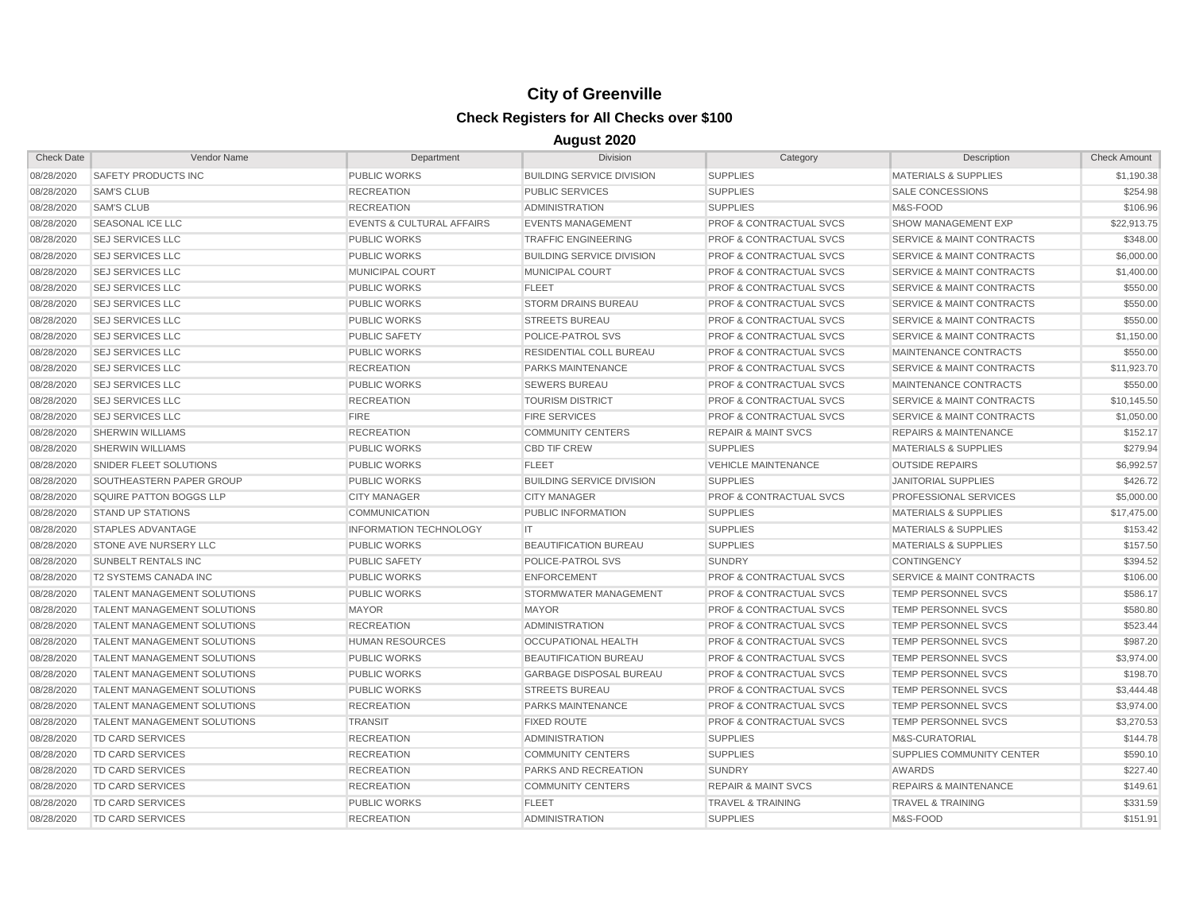# City of Greenville

## Check Registers for All Checks over $100

### August 2020

| Check Date | Vendor Name | Department | Division | Category | Description | Check Amount |
|---|---|---|---|---|---|---|
| 08/28/2020 | SAFETY PRODUCTS INC | PUBLIC WORKS | BUILDING SERVICE DIVISION | SUPPLIES | MATERIALS & SUPPLIES | $1,190.38 |
| 08/28/2020 | SAM'S CLUB | RECREATION | PUBLIC SERVICES | SUPPLIES | SALE CONCESSIONS | $254.98 |
| 08/28/2020 | SAM'S CLUB | RECREATION | ADMINISTRATION | SUPPLIES | M&S-FOOD | $106.96 |
| 08/28/2020 | SEASONAL ICE LLC | EVENTS & CULTURAL AFFAIRS | EVENTS MANAGEMENT | PROF & CONTRACTUAL SVCS | SHOW MANAGEMENT EXP | $22,913.75 |
| 08/28/2020 | SEJ SERVICES LLC | PUBLIC WORKS | TRAFFIC ENGINEERING | PROF & CONTRACTUAL SVCS | SERVICE & MAINT CONTRACTS | $348.00 |
| 08/28/2020 | SEJ SERVICES LLC | PUBLIC WORKS | BUILDING SERVICE DIVISION | PROF & CONTRACTUAL SVCS | SERVICE & MAINT CONTRACTS | $6,000.00 |
| 08/28/2020 | SEJ SERVICES LLC | MUNICIPAL COURT | MUNICIPAL COURT | PROF & CONTRACTUAL SVCS | SERVICE & MAINT CONTRACTS | $1,400.00 |
| 08/28/2020 | SEJ SERVICES LLC | PUBLIC WORKS | FLEET | PROF & CONTRACTUAL SVCS | SERVICE & MAINT CONTRACTS | $550.00 |
| 08/28/2020 | SEJ SERVICES LLC | PUBLIC WORKS | STORM DRAINS BUREAU | PROF & CONTRACTUAL SVCS | SERVICE & MAINT CONTRACTS | $550.00 |
| 08/28/2020 | SEJ SERVICES LLC | PUBLIC WORKS | STREETS BUREAU | PROF & CONTRACTUAL SVCS | SERVICE & MAINT CONTRACTS | $550.00 |
| 08/28/2020 | SEJ SERVICES LLC | PUBLIC SAFETY | POLICE-PATROL SVS | PROF & CONTRACTUAL SVCS | SERVICE & MAINT CONTRACTS | $1,150.00 |
| 08/28/2020 | SEJ SERVICES LLC | PUBLIC WORKS | RESIDENTIAL COLL BUREAU | PROF & CONTRACTUAL SVCS | MAINTENANCE CONTRACTS | $550.00 |
| 08/28/2020 | SEJ SERVICES LLC | RECREATION | PARKS MAINTENANCE | PROF & CONTRACTUAL SVCS | SERVICE & MAINT CONTRACTS | $11,923.70 |
| 08/28/2020 | SEJ SERVICES LLC | PUBLIC WORKS | SEWERS BUREAU | PROF & CONTRACTUAL SVCS | MAINTENANCE CONTRACTS | $550.00 |
| 08/28/2020 | SEJ SERVICES LLC | RECREATION | TOURISM DISTRICT | PROF & CONTRACTUAL SVCS | SERVICE & MAINT CONTRACTS | $10,145.50 |
| 08/28/2020 | SEJ SERVICES LLC | FIRE | FIRE SERVICES | PROF & CONTRACTUAL SVCS | SERVICE & MAINT CONTRACTS | $1,050.00 |
| 08/28/2020 | SHERWIN WILLIAMS | RECREATION | COMMUNITY CENTERS | REPAIR & MAINT SVCS | REPAIRS & MAINTENANCE | $152.17 |
| 08/28/2020 | SHERWIN WILLIAMS | PUBLIC WORKS | CBD TIF CREW | SUPPLIES | MATERIALS & SUPPLIES | $279.94 |
| 08/28/2020 | SNIDER FLEET SOLUTIONS | PUBLIC WORKS | FLEET | VEHICLE MAINTENANCE | OUTSIDE REPAIRS | $6,992.57 |
| 08/28/2020 | SOUTHEASTERN PAPER GROUP | PUBLIC WORKS | BUILDING SERVICE DIVISION | SUPPLIES | JANITORIAL SUPPLIES | $426.72 |
| 08/28/2020 | SQUIRE PATTON BOGGS LLP | CITY MANAGER | CITY MANAGER | PROF & CONTRACTUAL SVCS | PROFESSIONAL SERVICES | $5,000.00 |
| 08/28/2020 | STAND UP STATIONS | COMMUNICATION | PUBLIC INFORMATION | SUPPLIES | MATERIALS & SUPPLIES | $17,475.00 |
| 08/28/2020 | STAPLES ADVANTAGE | INFORMATION TECHNOLOGY | IT | SUPPLIES | MATERIALS & SUPPLIES | $153.42 |
| 08/28/2020 | STONE AVE NURSERY LLC | PUBLIC WORKS | BEAUTIFICATION BUREAU | SUPPLIES | MATERIALS & SUPPLIES | $157.50 |
| 08/28/2020 | SUNBELT RENTALS INC | PUBLIC SAFETY | POLICE-PATROL SVS | SUNDRY | CONTINGENCY | $394.52 |
| 08/28/2020 | T2 SYSTEMS CANADA INC | PUBLIC WORKS | ENFORCEMENT | PROF & CONTRACTUAL SVCS | SERVICE & MAINT CONTRACTS | $106.00 |
| 08/28/2020 | TALENT MANAGEMENT SOLUTIONS | PUBLIC WORKS | STORMWATER MANAGEMENT | PROF & CONTRACTUAL SVCS | TEMP PERSONNEL SVCS | $586.17 |
| 08/28/2020 | TALENT MANAGEMENT SOLUTIONS | MAYOR | MAYOR | PROF & CONTRACTUAL SVCS | TEMP PERSONNEL SVCS | $580.80 |
| 08/28/2020 | TALENT MANAGEMENT SOLUTIONS | RECREATION | ADMINISTRATION | PROF & CONTRACTUAL SVCS | TEMP PERSONNEL SVCS | $523.44 |
| 08/28/2020 | TALENT MANAGEMENT SOLUTIONS | HUMAN RESOURCES | OCCUPATIONAL HEALTH | PROF & CONTRACTUAL SVCS | TEMP PERSONNEL SVCS | $987.20 |
| 08/28/2020 | TALENT MANAGEMENT SOLUTIONS | PUBLIC WORKS | BEAUTIFICATION BUREAU | PROF & CONTRACTUAL SVCS | TEMP PERSONNEL SVCS | $3,974.00 |
| 08/28/2020 | TALENT MANAGEMENT SOLUTIONS | PUBLIC WORKS | GARBAGE DISPOSAL BUREAU | PROF & CONTRACTUAL SVCS | TEMP PERSONNEL SVCS | $198.70 |
| 08/28/2020 | TALENT MANAGEMENT SOLUTIONS | PUBLIC WORKS | STREETS BUREAU | PROF & CONTRACTUAL SVCS | TEMP PERSONNEL SVCS | $3,444.48 |
| 08/28/2020 | TALENT MANAGEMENT SOLUTIONS | RECREATION | PARKS MAINTENANCE | PROF & CONTRACTUAL SVCS | TEMP PERSONNEL SVCS | $3,974.00 |
| 08/28/2020 | TALENT MANAGEMENT SOLUTIONS | TRANSIT | FIXED ROUTE | PROF & CONTRACTUAL SVCS | TEMP PERSONNEL SVCS | $3,270.53 |
| 08/28/2020 | TD CARD SERVICES | RECREATION | ADMINISTRATION | SUPPLIES | M&S-CURATORIAL | $144.78 |
| 08/28/2020 | TD CARD SERVICES | RECREATION | COMMUNITY CENTERS | SUPPLIES | SUPPLIES COMMUNITY CENTER | $590.10 |
| 08/28/2020 | TD CARD SERVICES | RECREATION | PARKS AND RECREATION | SUNDRY | AWARDS | $227.40 |
| 08/28/2020 | TD CARD SERVICES | RECREATION | COMMUNITY CENTERS | REPAIR & MAINT SVCS | REPAIRS & MAINTENANCE | $149.61 |
| 08/28/2020 | TD CARD SERVICES | PUBLIC WORKS | FLEET | TRAVEL & TRAINING | TRAVEL & TRAINING | $331.59 |
| 08/28/2020 | TD CARD SERVICES | RECREATION | ADMINISTRATION | SUPPLIES | M&S-FOOD | $151.91 |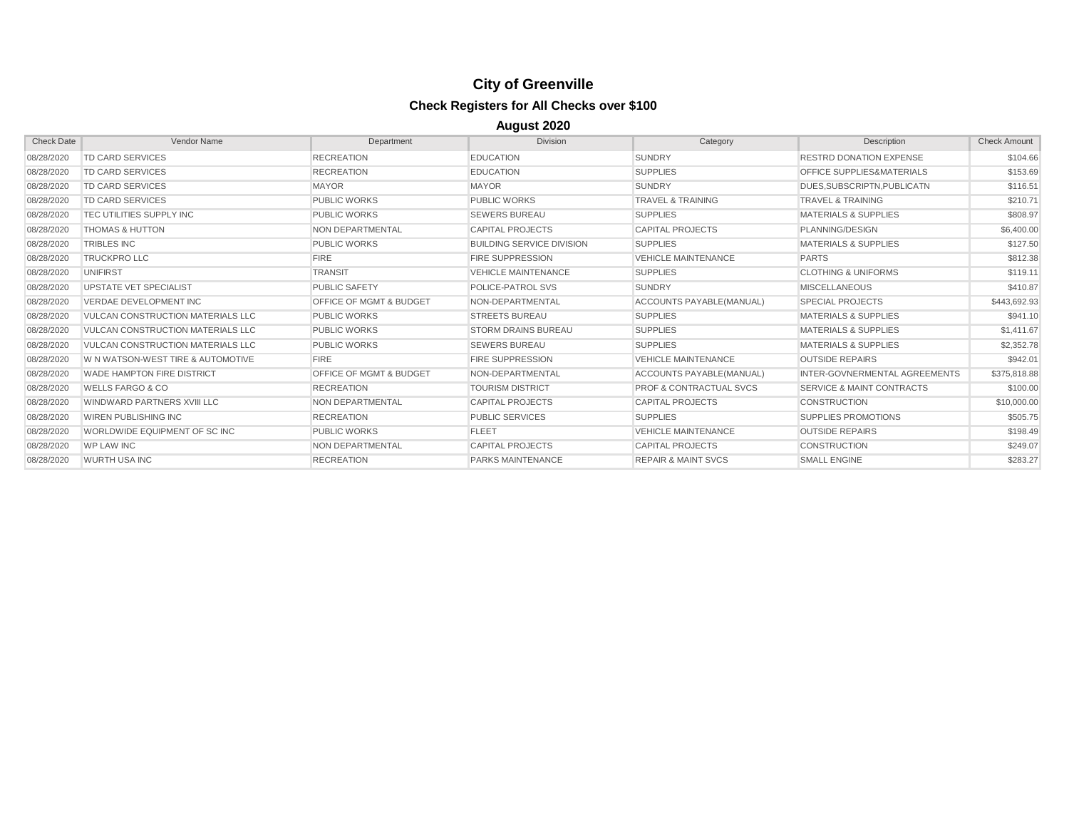# City of Greenville

## Check Registers for All Checks over $100

### August 2020

| Check Date | Vendor Name | Department | Division | Category | Description | Check Amount |
|---|---|---|---|---|---|---|
| 08/28/2020 | TD CARD SERVICES | RECREATION | EDUCATION | SUNDRY | RESTRD DONATION EXPENSE | $104.66 |
| 08/28/2020 | TD CARD SERVICES | RECREATION | EDUCATION | SUPPLIES | OFFICE SUPPLIES&MATERIALS | $153.69 |
| 08/28/2020 | TD CARD SERVICES | MAYOR | MAYOR | SUNDRY | DUES,SUBSCRIPTN,PUBLICATN | $116.51 |
| 08/28/2020 | TD CARD SERVICES | PUBLIC WORKS | PUBLIC WORKS | TRAVEL & TRAINING | TRAVEL & TRAINING | $210.71 |
| 08/28/2020 | TEC UTILITIES SUPPLY INC | PUBLIC WORKS | SEWERS BUREAU | SUPPLIES | MATERIALS & SUPPLIES | $808.97 |
| 08/28/2020 | THOMAS & HUTTON | NON DEPARTMENTAL | CAPITAL PROJECTS | CAPITAL PROJECTS | PLANNING/DESIGN | $6,400.00 |
| 08/28/2020 | TRIBLES INC | PUBLIC WORKS | BUILDING SERVICE DIVISION | SUPPLIES | MATERIALS & SUPPLIES | $127.50 |
| 08/28/2020 | TRUCKPRO LLC | FIRE | FIRE SUPPRESSION | VEHICLE MAINTENANCE | PARTS | $812.38 |
| 08/28/2020 | UNIFIRST | TRANSIT | VEHICLE MAINTENANCE | SUPPLIES | CLOTHING & UNIFORMS | $119.11 |
| 08/28/2020 | UPSTATE VET SPECIALIST | PUBLIC SAFETY | POLICE-PATROL SVS | SUNDRY | MISCELLANEOUS | $410.87 |
| 08/28/2020 | VERDAE DEVELOPMENT INC | OFFICE OF MGMT & BUDGET | NON-DEPARTMENTAL | ACCOUNTS PAYABLE(MANUAL) | SPECIAL PROJECTS | $443,692.93 |
| 08/28/2020 | VULCAN CONSTRUCTION MATERIALS LLC | PUBLIC WORKS | STREETS BUREAU | SUPPLIES | MATERIALS & SUPPLIES | $941.10 |
| 08/28/2020 | VULCAN CONSTRUCTION MATERIALS LLC | PUBLIC WORKS | STORM DRAINS BUREAU | SUPPLIES | MATERIALS & SUPPLIES | $1,411.67 |
| 08/28/2020 | VULCAN CONSTRUCTION MATERIALS LLC | PUBLIC WORKS | SEWERS BUREAU | SUPPLIES | MATERIALS & SUPPLIES | $2,352.78 |
| 08/28/2020 | W N WATSON-WEST TIRE & AUTOMOTIVE | FIRE | FIRE SUPPRESSION | VEHICLE MAINTENANCE | OUTSIDE REPAIRS | $942.01 |
| 08/28/2020 | WADE HAMPTON FIRE DISTRICT | OFFICE OF MGMT & BUDGET | NON-DEPARTMENTAL | ACCOUNTS PAYABLE(MANUAL) | INTER-GOVNERMENTAL AGREEMENTS | $375,818.88 |
| 08/28/2020 | WELLS FARGO & CO | RECREATION | TOURISM DISTRICT | PROF & CONTRACTUAL SVCS | SERVICE & MAINT CONTRACTS | $100.00 |
| 08/28/2020 | WINDWARD PARTNERS XVIII LLC | NON DEPARTMENTAL | CAPITAL PROJECTS | CAPITAL PROJECTS | CONSTRUCTION | $10,000.00 |
| 08/28/2020 | WIREN PUBLISHING INC | RECREATION | PUBLIC SERVICES | SUPPLIES | SUPPLIES PROMOTIONS | $505.75 |
| 08/28/2020 | WORLDWIDE EQUIPMENT OF SC INC | PUBLIC WORKS | FLEET | VEHICLE MAINTENANCE | OUTSIDE REPAIRS | $198.49 |
| 08/28/2020 | WP LAW INC | NON DEPARTMENTAL | CAPITAL PROJECTS | CAPITAL PROJECTS | CONSTRUCTION | $249.07 |
| 08/28/2020 | WURTH USA INC | RECREATION | PARKS MAINTENANCE | REPAIR & MAINT SVCS | SMALL ENGINE | $283.27 |